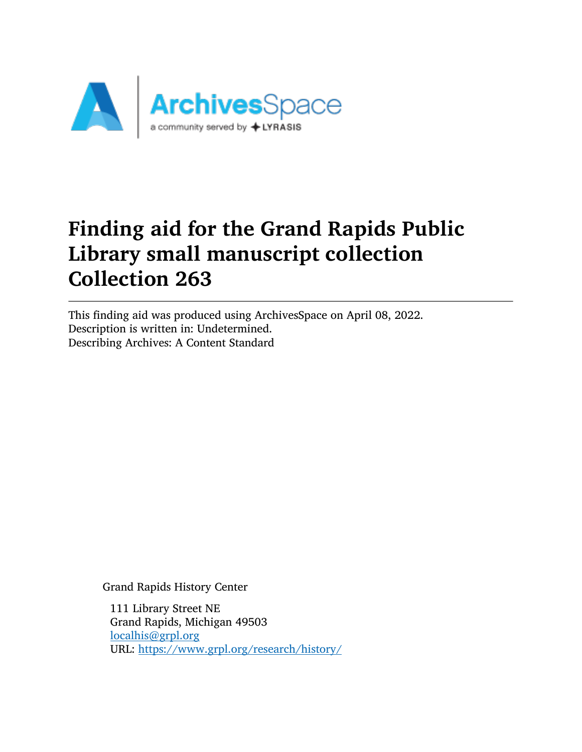# Finding aid for the Grand Rapids Public Library small manuscript collection Collection 263

---

This finding aid was produced using ArchivesSpace on April 08, 2022.
Description is written in: Undetermined.
Describing Archives: A Content Standard

Grand Rapids History Center

111 Library Street NE
Grand Rapids, Michigan 49503
[localhis@grpl.org](mailto:localhis@grpl.org)
URL: [https://www.grpl.org/research/history/](https://www.grpl.org/research/history/)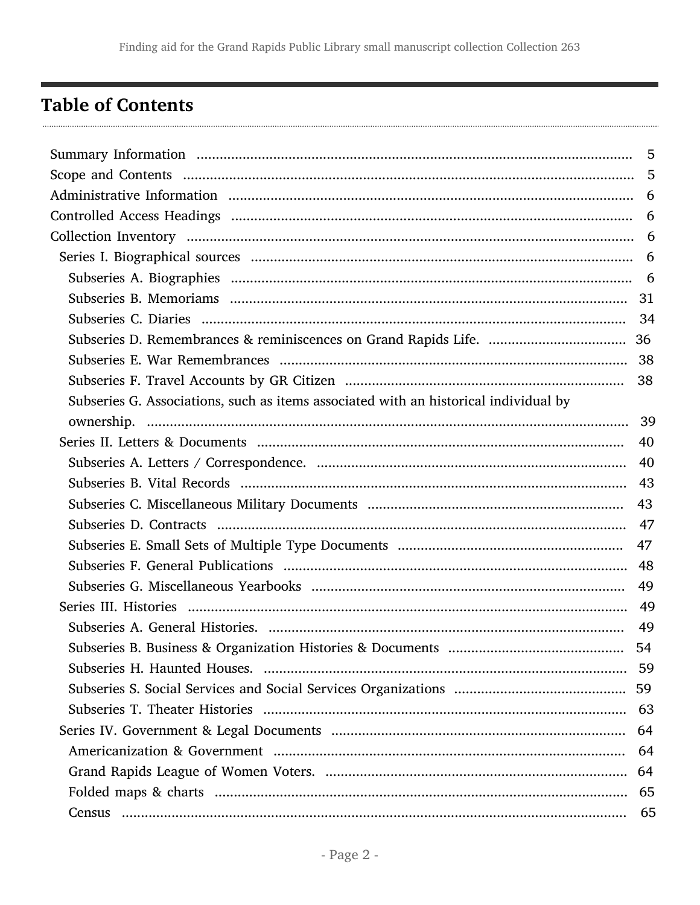## Table of Contents

- Summary Information ..................................................... 5
- Scope and Contents ..................................................... 5
- Administrative Information ..................................................... 6
- Controlled Access Headings ..................................................... 6
- Collection Inventory ..................................................... 6
  - Series I. Biographical sources ..................................................... 6
    - Subseries A. Biographies ..................................................... 6
    - Subseries B. Memoriams ..................................................... 31
    - Subseries C. Diaries ..................................................... 34
    - Subseries D. Remembrances & reminiscences on Grand Rapids Life. ..................................................... 36
    - Subseries E. War Remembrances ..................................................... 38
    - Subseries F. Travel Accounts by GR Citizen ..................................................... 38
    - Subseries G. Associations, such as items associated with an historical individual by ownership. ..................................................... 39
  - Series II. Letters & Documents ..................................................... 40
    - Subseries A. Letters / Correspondence. ..................................................... 40
    - Subseries B. Vital Records ..................................................... 43
    - Subseries C. Miscellaneous Military Documents ..................................................... 43
    - Subseries D. Contracts ..................................................... 47
    - Subseries E. Small Sets of Multiple Type Documents ..................................................... 47
    - Subseries F. General Publications ..................................................... 48
    - Subseries G. Miscellaneous Yearbooks ..................................................... 49
  - Series III. Histories ..................................................... 49
    - Subseries A. General Histories. ..................................................... 49
    - Subseries B. Business & Organization Histories & Documents ..................................................... 54
    - Subseries H. Haunted Houses. ..................................................... 59
    - Subseries S. Social Services and Social Services Organizations ..................................................... 59
    - Subseries T. Theater Histories ..................................................... 63
  - Series IV. Government & Legal Documents ..................................................... 64
    - Americanization & Government ..................................................... 64
    - Grand Rapids League of Women Voters. ..................................................... 64
    - Folded maps & charts ..................................................... 65
    - Census ..................................................... 65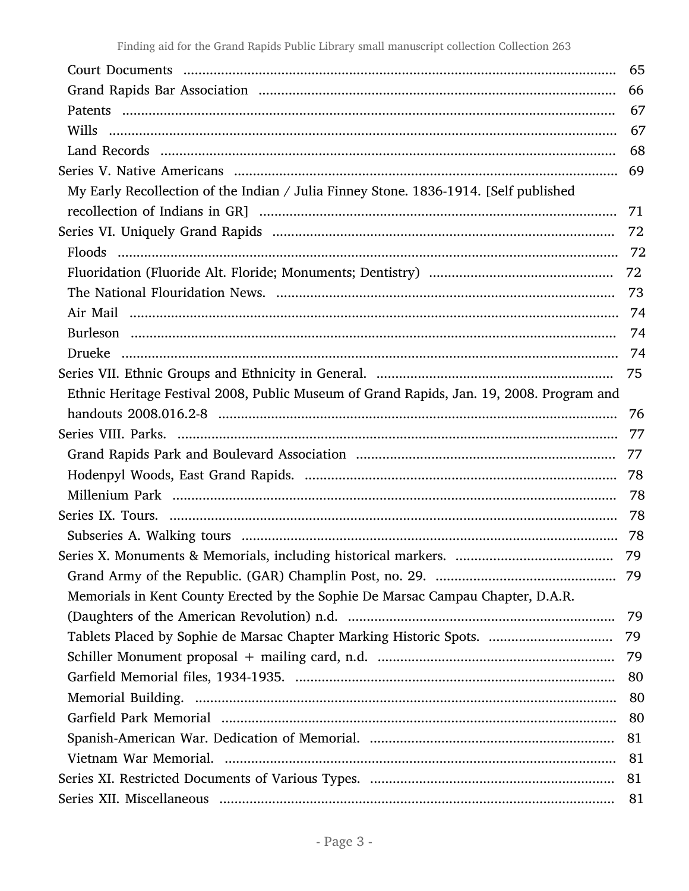- Court Documents ... 65
- Grand Rapids Bar Association ... 66
- Patents ... 67
- Wills ... 67
- Land Records ... 68

Series V. Native Americans ... 69

- My Early Recollection of the Indian / Julia Finney Stone. 1836-1914. [Self published recollection of Indians in GR] ... 71

Series VI. Uniquely Grand Rapids ... 72

- Floods ... 72
- Fluoridation (Fluoride Alt. Floride; Monuments; Dentistry) ... 72
- The National Flouridation News. ... 73
- Air Mail ... 74
- Burleson ... 74
- Drueke ... 74

Series VII. Ethnic Groups and Ethnicity in General. ... 75

- Ethnic Heritage Festival 2008, Public Museum of Grand Rapids, Jan. 19, 2008. Program and handouts 2008.016.2-8 ... 76

Series VIII. Parks. ... 77

- Grand Rapids Park and Boulevard Association ... 77
- Hodenpyl Woods, East Grand Rapids. ... 78
- Millenium Park ... 78

Series IX. Tours. ... 78

- Subseries A. Walking tours ... 78

Series X. Monuments & Memorials, including historical markers. ... 79

- Grand Army of the Republic. (GAR) Champlin Post, no. 29. ... 79
- Memorials in Kent County Erected by the Sophie De Marsac Campau Chapter, D.A.R. (Daughters of the American Revolution) n.d. ... 79
- Tablets Placed by Sophie de Marsac Chapter Marking Historic Spots. ... 79
- Schiller Monument proposal + mailing card, n.d. ... 79
- Garfield Memorial files, 1934-1935. ... 80
- Memorial Building. ... 80
- Garfield Park Memorial ... 80
- Spanish-American War. Dedication of Memorial. ... 81
- Vietnam War Memorial. ... 81

Series XI. Restricted Documents of Various Types. ... 81

Series XII. Miscellaneous ... 81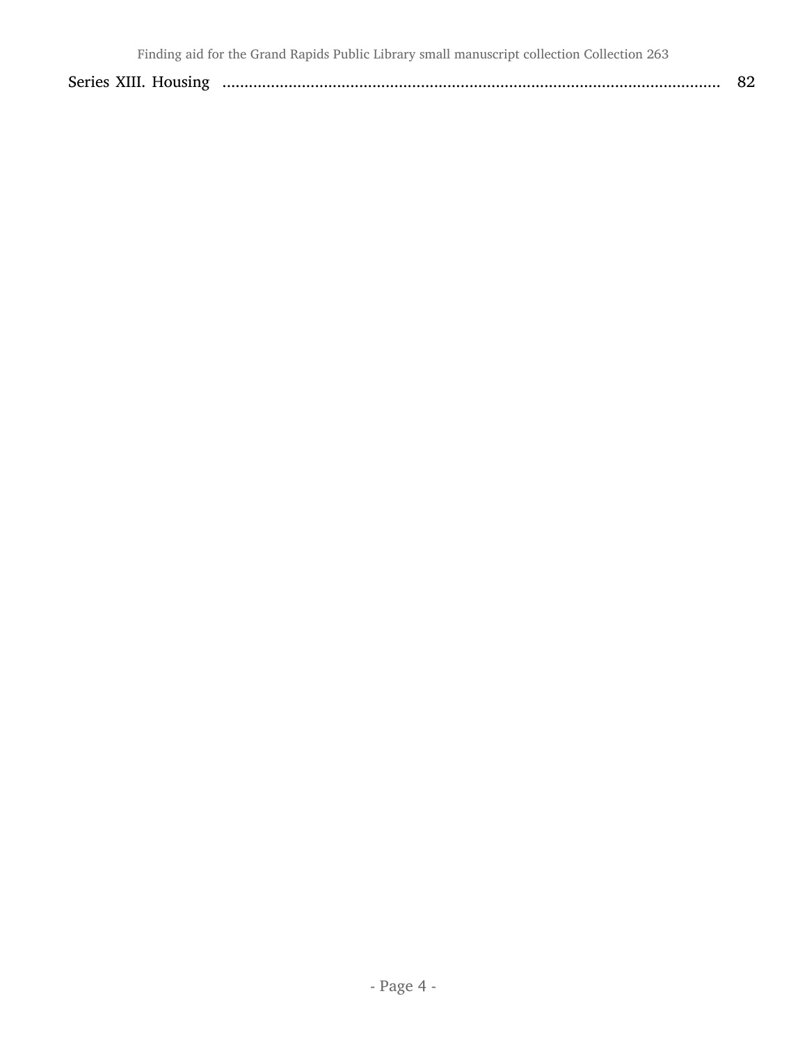Series XIII. Housing .................................................................................................................. 82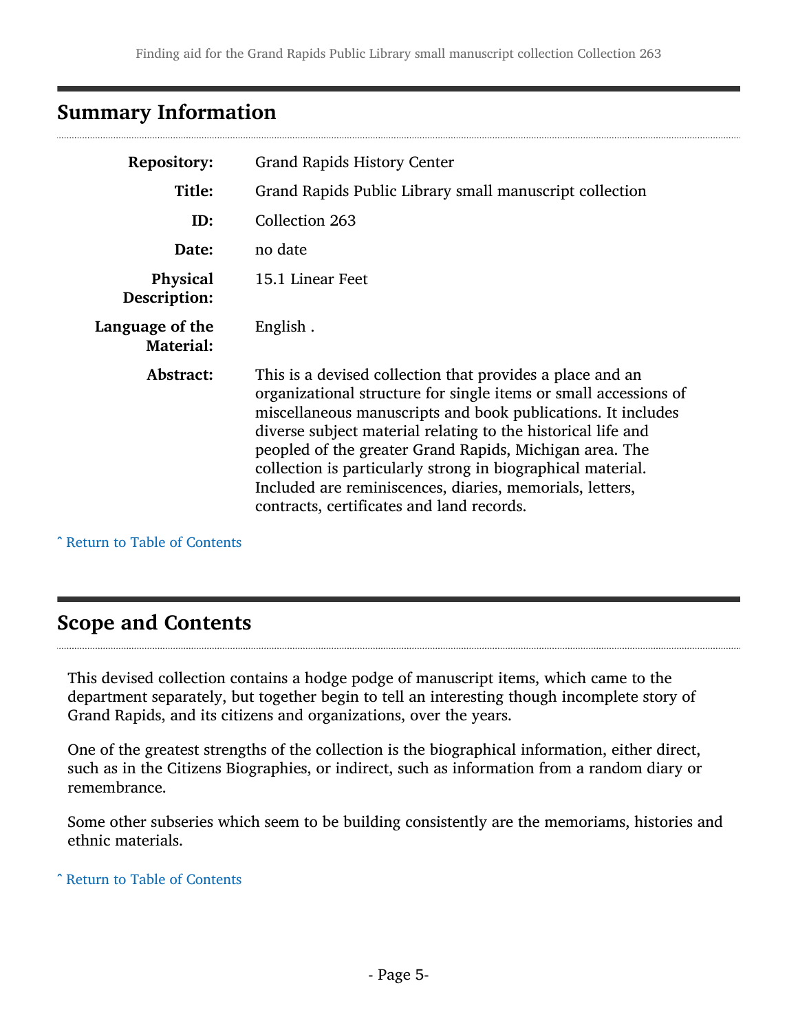## Summary Information

| | |
|---|---|
| **Repository:** | Grand Rapids History Center |
| **Title:** | Grand Rapids Public Library small manuscript collection |
| **ID:** | Collection 263 |
| **Date:** | no date |
| **Physical Description:** | 15.1 Linear Feet |
| **Language of the Material:** | English . |
| **Abstract:** | This is a devised collection that provides a place and an organizational structure for single items or small accessions of miscellaneous manuscripts and book publications. It includes diverse subject material relating to the historical life and peopled of the greater Grand Rapids, Michigan area. The collection is particularly strong in biographical material. Included are reminiscences, diaries, memorials, letters, contracts, certificates and land records. |

ˆ Return to Table of Contents

## Scope and Contents

This devised collection contains a hodge podge of manuscript items, which came to the department separately, but together begin to tell an interesting though incomplete story of Grand Rapids, and its citizens and organizations, over the years.

One of the greatest strengths of the collection is the biographical information, either direct, such as in the Citizens Biographies, or indirect, such as information from a random diary or remembrance.

Some other subseries which seem to be building consistently are the memoriams, histories and ethnic materials.

ˆ Return to Table of Contents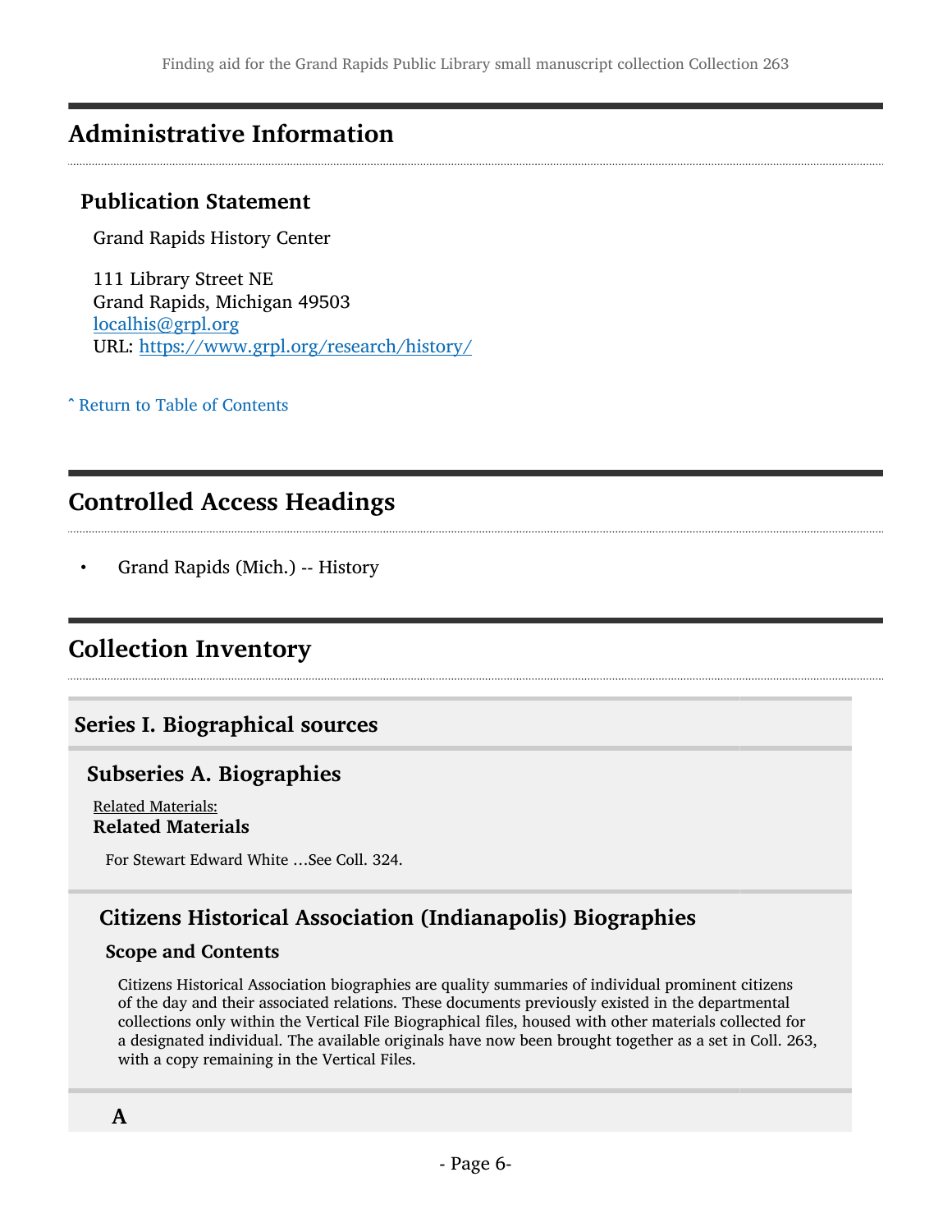## Administrative Information

### Publication Statement

Grand Rapids History Center

111 Library Street NE
Grand Rapids, Michigan 49503
localhis@grpl.org
URL: https://www.grpl.org/research/history/

ˆ Return to Table of Contents

## Controlled Access Headings

- Grand Rapids (Mich.) -- History

## Collection Inventory

### Series I. Biographical sources

#### Subseries A. Biographies

Related Materials:
**Related Materials**

For Stewart Edward White …See Coll. 324.

#### Citizens Historical Association (Indianapolis) Biographies

**Scope and Contents**

Citizens Historical Association biographies are quality summaries of individual prominent citizens of the day and their associated relations. These documents previously existed in the departmental collections only within the Vertical File Biographical files, housed with other materials collected for a designated individual. The available originals have now been brought together as a set in Coll. 263, with a copy remaining in the Vertical Files.

**A**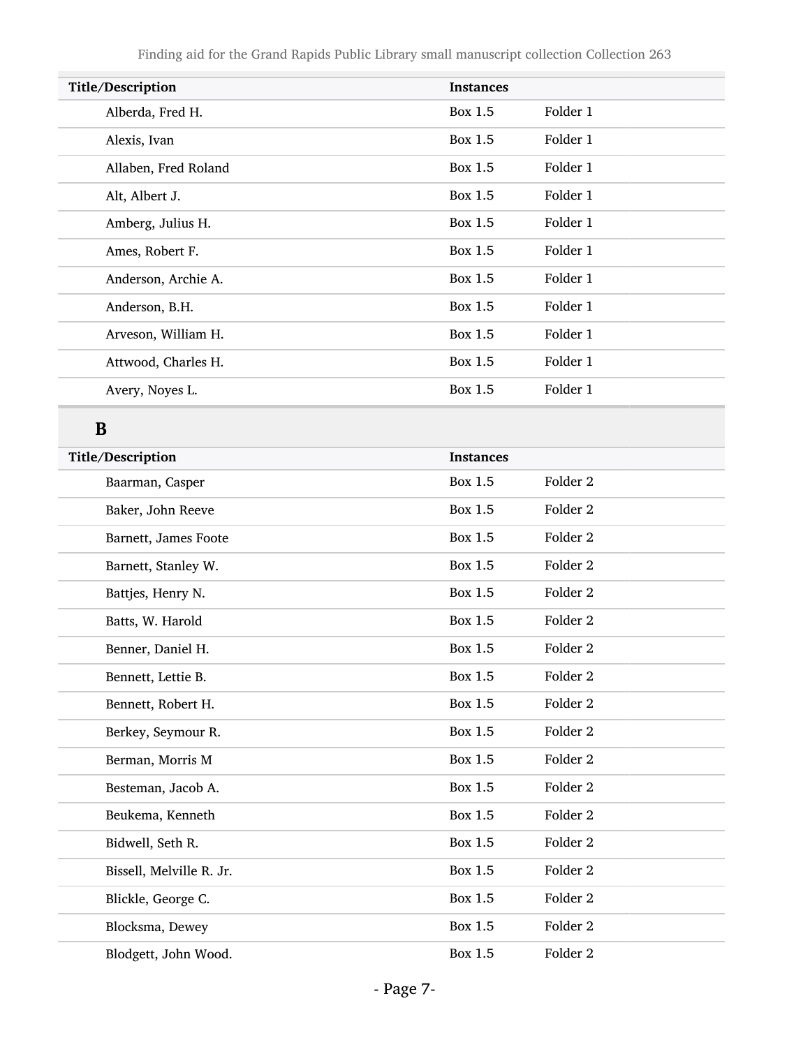| Title/Description | Instances | |
|---|---|---|
| Alberda, Fred H. | Box 1.5 | Folder 1 |
| Alexis, Ivan | Box 1.5 | Folder 1 |
| Allaben, Fred Roland | Box 1.5 | Folder 1 |
| Alt, Albert J. | Box 1.5 | Folder 1 |
| Amberg, Julius H. | Box 1.5 | Folder 1 |
| Ames, Robert F. | Box 1.5 | Folder 1 |
| Anderson, Archie A. | Box 1.5 | Folder 1 |
| Anderson, B.H. | Box 1.5 | Folder 1 |
| Arveson, William H. | Box 1.5 | Folder 1 |
| Attwood, Charles H. | Box 1.5 | Folder 1 |
| Avery, Noyes L. | Box 1.5 | Folder 1 |

## B

| Title/Description | Instances | |
|---|---|---|
| Baarman, Casper | Box 1.5 | Folder 2 |
| Baker, John Reeve | Box 1.5 | Folder 2 |
| Barnett, James Foote | Box 1.5 | Folder 2 |
| Barnett, Stanley W. | Box 1.5 | Folder 2 |
| Battjes, Henry N. | Box 1.5 | Folder 2 |
| Batts, W. Harold | Box 1.5 | Folder 2 |
| Benner, Daniel H. | Box 1.5 | Folder 2 |
| Bennett, Lettie B. | Box 1.5 | Folder 2 |
| Bennett, Robert H. | Box 1.5 | Folder 2 |
| Berkey, Seymour R. | Box 1.5 | Folder 2 |
| Berman, Morris M | Box 1.5 | Folder 2 |
| Besteman, Jacob A. | Box 1.5 | Folder 2 |
| Beukema, Kenneth | Box 1.5 | Folder 2 |
| Bidwell, Seth R. | Box 1.5 | Folder 2 |
| Bissell, Melville R. Jr. | Box 1.5 | Folder 2 |
| Blickle, George C. | Box 1.5 | Folder 2 |
| Blocksma, Dewey | Box 1.5 | Folder 2 |
| Blodgett, John Wood. | Box 1.5 | Folder 2 |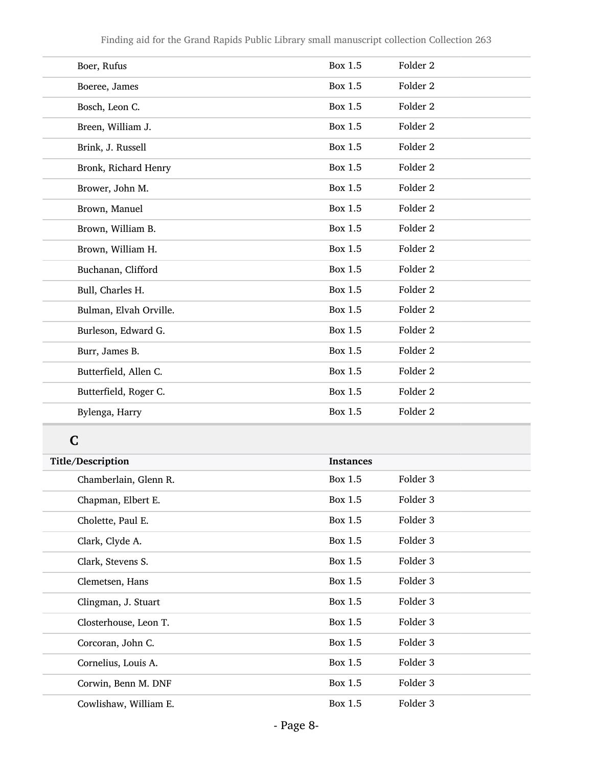| | | |
|---|---|---|
| Boer, Rufus | Box 1.5 | Folder 2 |
| Boeree, James | Box 1.5 | Folder 2 |
| Bosch, Leon C. | Box 1.5 | Folder 2 |
| Breen, William J. | Box 1.5 | Folder 2 |
| Brink, J. Russell | Box 1.5 | Folder 2 |
| Bronk, Richard Henry | Box 1.5 | Folder 2 |
| Brower, John M. | Box 1.5 | Folder 2 |
| Brown, Manuel | Box 1.5 | Folder 2 |
| Brown, William B. | Box 1.5 | Folder 2 |
| Brown, William H. | Box 1.5 | Folder 2 |
| Buchanan, Clifford | Box 1.5 | Folder 2 |
| Bull, Charles H. | Box 1.5 | Folder 2 |
| Bulman, Elvah Orville. | Box 1.5 | Folder 2 |
| Burleson, Edward G. | Box 1.5 | Folder 2 |
| Burr, James B. | Box 1.5 | Folder 2 |
| Butterfield, Allen C. | Box 1.5 | Folder 2 |
| Butterfield, Roger C. | Box 1.5 | Folder 2 |
| Bylenga, Harry | Box 1.5 | Folder 2 |

## C

| Title/Description | Instances | |
|---|---|---|
| Chamberlain, Glenn R. | Box 1.5 | Folder 3 |
| Chapman, Elbert E. | Box 1.5 | Folder 3 |
| Cholette, Paul E. | Box 1.5 | Folder 3 |
| Clark, Clyde A. | Box 1.5 | Folder 3 |
| Clark, Stevens S. | Box 1.5 | Folder 3 |
| Clemetsen, Hans | Box 1.5 | Folder 3 |
| Clingman, J. Stuart | Box 1.5 | Folder 3 |
| Closterhouse, Leon T. | Box 1.5 | Folder 3 |
| Corcoran, John C. | Box 1.5 | Folder 3 |
| Cornelius, Louis A. | Box 1.5 | Folder 3 |
| Corwin, Benn M. DNF | Box 1.5 | Folder 3 |
| Cowlishaw, William E. | Box 1.5 | Folder 3 |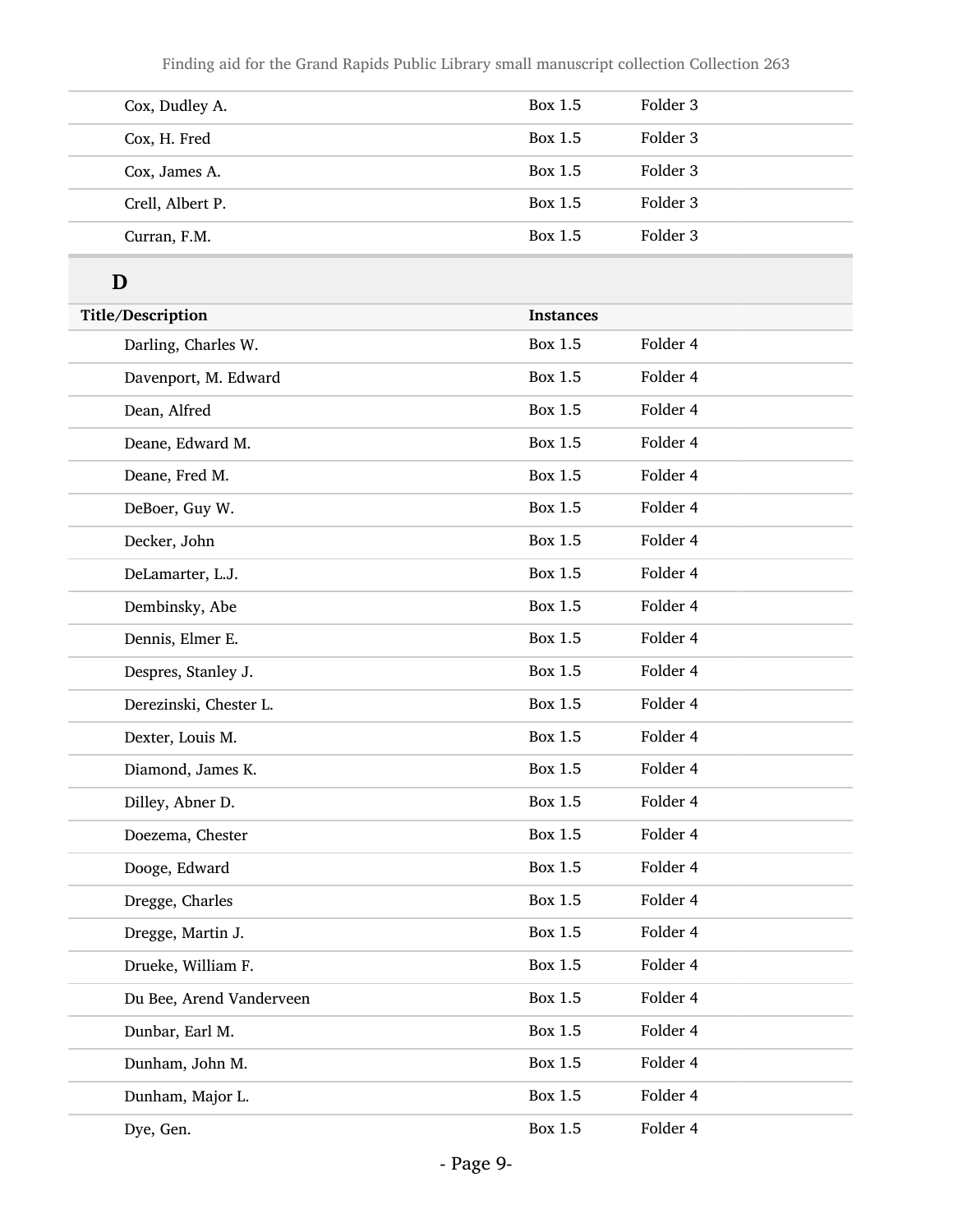| Cox, Dudley A. | Box 1.5 | Folder 3 |
|---|---|---|
| Cox, H. Fred | Box 1.5 | Folder 3 |
| Cox, James A. | Box 1.5 | Folder 3 |
| Crell, Albert P. | Box 1.5 | Folder 3 |
| Curran, F.M. | Box 1.5 | Folder 3 |

## D

| Title/Description | Instances | |
|---|---|---|
| Darling, Charles W. | Box 1.5 | Folder 4 |
| Davenport, M. Edward | Box 1.5 | Folder 4 |
| Dean, Alfred | Box 1.5 | Folder 4 |
| Deane, Edward M. | Box 1.5 | Folder 4 |
| Deane, Fred M. | Box 1.5 | Folder 4 |
| DeBoer, Guy W. | Box 1.5 | Folder 4 |
| Decker, John | Box 1.5 | Folder 4 |
| DeLamarter, L.J. | Box 1.5 | Folder 4 |
| Dembinsky, Abe | Box 1.5 | Folder 4 |
| Dennis, Elmer E. | Box 1.5 | Folder 4 |
| Despres, Stanley J. | Box 1.5 | Folder 4 |
| Derezinski, Chester L. | Box 1.5 | Folder 4 |
| Dexter, Louis M. | Box 1.5 | Folder 4 |
| Diamond, James K. | Box 1.5 | Folder 4 |
| Dilley, Abner D. | Box 1.5 | Folder 4 |
| Doezema, Chester | Box 1.5 | Folder 4 |
| Dooge, Edward | Box 1.5 | Folder 4 |
| Dregge, Charles | Box 1.5 | Folder 4 |
| Dregge, Martin J. | Box 1.5 | Folder 4 |
| Drueke, William F. | Box 1.5 | Folder 4 |
| Du Bee, Arend Vanderveen | Box 1.5 | Folder 4 |
| Dunbar, Earl M. | Box 1.5 | Folder 4 |
| Dunham, John M. | Box 1.5 | Folder 4 |
| Dunham, Major L. | Box 1.5 | Folder 4 |
| Dye, Gen. | Box 1.5 | Folder 4 |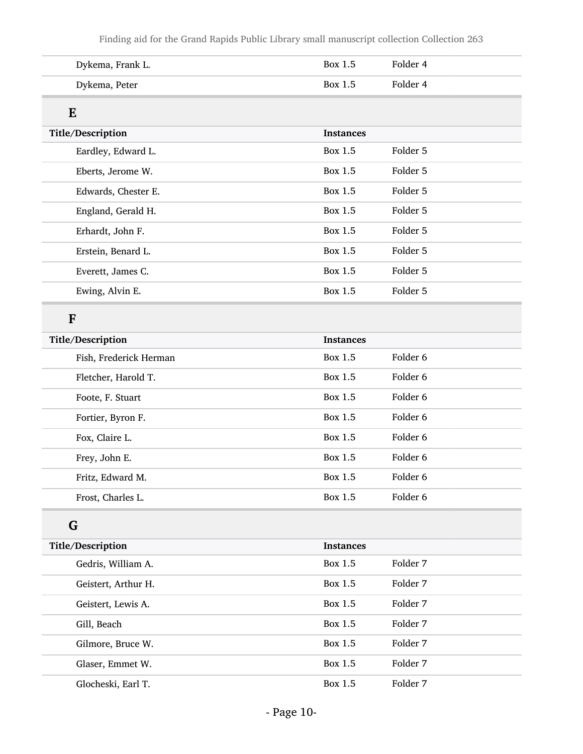| Title/Description | Instances | |
|---|---|---|
| Dykema, Frank L. | Box 1.5 | Folder 4 |
| Dykema, Peter | Box 1.5 | Folder 4 |

## E

| Title/Description | Instances | |
|---|---|---|
| Eardley, Edward L. | Box 1.5 | Folder 5 |
| Eberts, Jerome W. | Box 1.5 | Folder 5 |
| Edwards, Chester E. | Box 1.5 | Folder 5 |
| England, Gerald H. | Box 1.5 | Folder 5 |
| Erhardt, John F. | Box 1.5 | Folder 5 |
| Erstein, Benard L. | Box 1.5 | Folder 5 |
| Everett, James C. | Box 1.5 | Folder 5 |
| Ewing, Alvin E. | Box 1.5 | Folder 5 |

## F

| Title/Description | Instances | |
|---|---|---|
| Fish, Frederick Herman | Box 1.5 | Folder 6 |
| Fletcher, Harold T. | Box 1.5 | Folder 6 |
| Foote, F. Stuart | Box 1.5 | Folder 6 |
| Fortier, Byron F. | Box 1.5 | Folder 6 |
| Fox, Claire L. | Box 1.5 | Folder 6 |
| Frey, John E. | Box 1.5 | Folder 6 |
| Fritz, Edward M. | Box 1.5 | Folder 6 |
| Frost, Charles L. | Box 1.5 | Folder 6 |

## G

| Title/Description | Instances | |
|---|---|---|
| Gedris, William A. | Box 1.5 | Folder 7 |
| Geistert, Arthur H. | Box 1.5 | Folder 7 |
| Geistert, Lewis A. | Box 1.5 | Folder 7 |
| Gill, Beach | Box 1.5 | Folder 7 |
| Gilmore, Bruce W. | Box 1.5 | Folder 7 |
| Glaser, Emmet W. | Box 1.5 | Folder 7 |
| Glocheski, Earl T. | Box 1.5 | Folder 7 |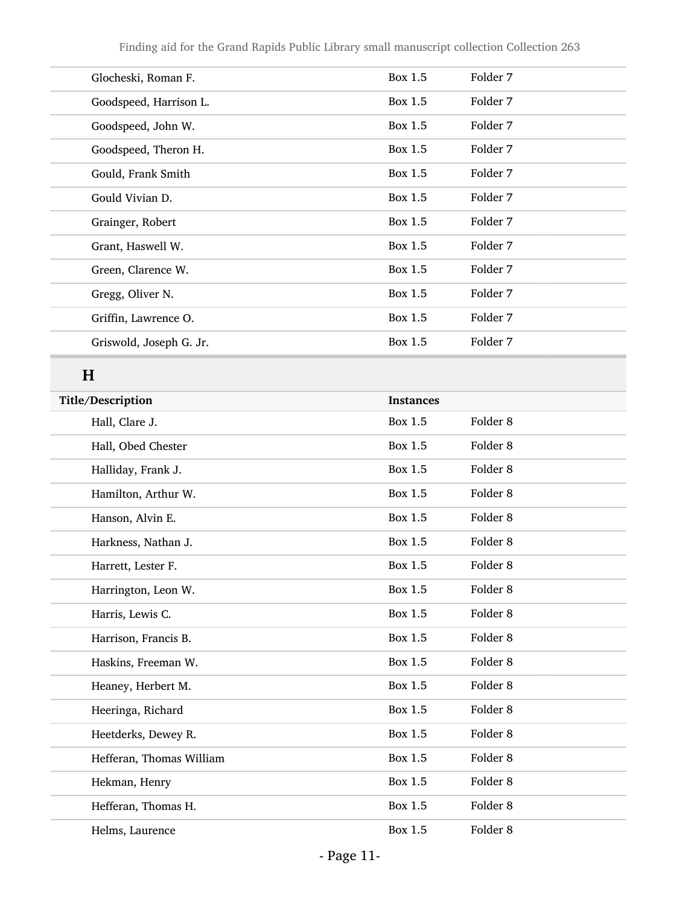| | | |
|---|---|---|
| Glocheski, Roman F. | Box 1.5 | Folder 7 |
| Goodspeed, Harrison L. | Box 1.5 | Folder 7 |
| Goodspeed, John W. | Box 1.5 | Folder 7 |
| Goodspeed, Theron H. | Box 1.5 | Folder 7 |
| Gould, Frank Smith | Box 1.5 | Folder 7 |
| Gould Vivian D. | Box 1.5 | Folder 7 |
| Grainger, Robert | Box 1.5 | Folder 7 |
| Grant, Haswell W. | Box 1.5 | Folder 7 |
| Green, Clarence W. | Box 1.5 | Folder 7 |
| Gregg, Oliver N. | Box 1.5 | Folder 7 |
| Griffin, Lawrence O. | Box 1.5 | Folder 7 |
| Griswold, Joseph G. Jr. | Box 1.5 | Folder 7 |

## H

| Title/Description | Instances | |
|---|---|---|
| Hall, Clare J. | Box 1.5 | Folder 8 |
| Hall, Obed Chester | Box 1.5 | Folder 8 |
| Halliday, Frank J. | Box 1.5 | Folder 8 |
| Hamilton, Arthur W. | Box 1.5 | Folder 8 |
| Hanson, Alvin E. | Box 1.5 | Folder 8 |
| Harkness, Nathan J. | Box 1.5 | Folder 8 |
| Harrett, Lester F. | Box 1.5 | Folder 8 |
| Harrington, Leon W. | Box 1.5 | Folder 8 |
| Harris, Lewis C. | Box 1.5 | Folder 8 |
| Harrison, Francis B. | Box 1.5 | Folder 8 |
| Haskins, Freeman W. | Box 1.5 | Folder 8 |
| Heaney, Herbert M. | Box 1.5 | Folder 8 |
| Heeringa, Richard | Box 1.5 | Folder 8 |
| Heetderks, Dewey R. | Box 1.5 | Folder 8 |
| Hefferan, Thomas William | Box 1.5 | Folder 8 |
| Hekman, Henry | Box 1.5 | Folder 8 |
| Hefferan, Thomas H. | Box 1.5 | Folder 8 |
| Helms, Laurence | Box 1.5 | Folder 8 |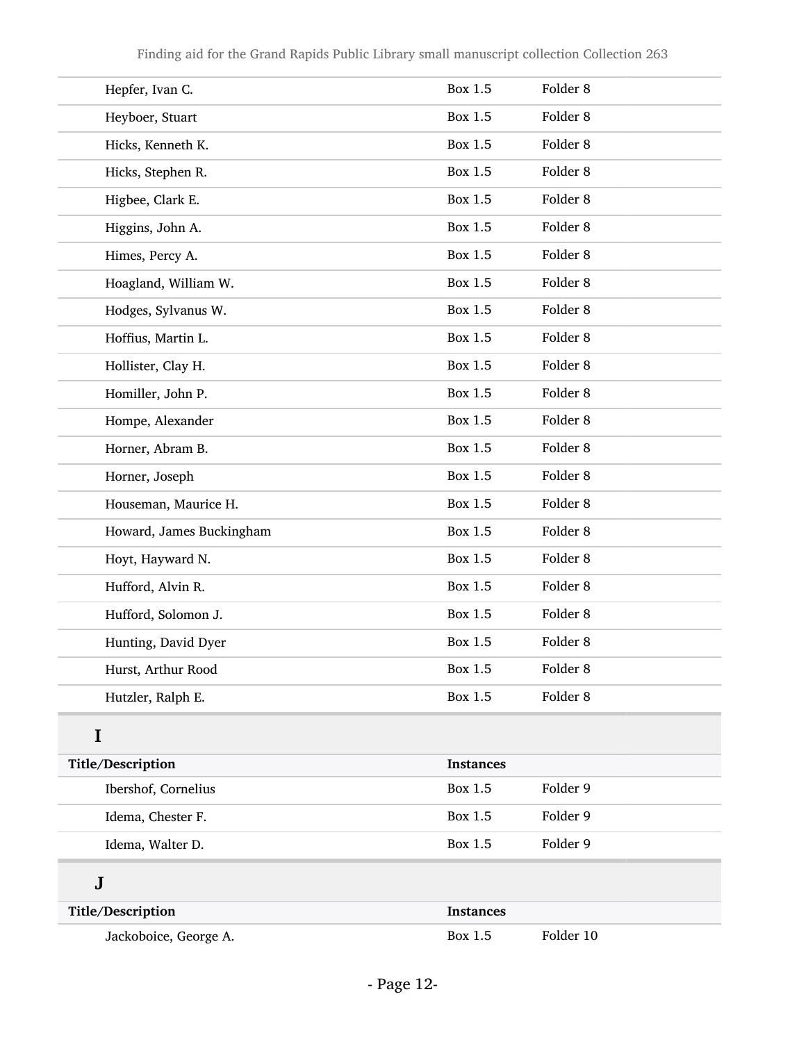| | | |
|---|---|---|
| Hepfer, Ivan C. | Box 1.5 | Folder 8 |
| Heyboer, Stuart | Box 1.5 | Folder 8 |
| Hicks, Kenneth K. | Box 1.5 | Folder 8 |
| Hicks, Stephen R. | Box 1.5 | Folder 8 |
| Higbee, Clark E. | Box 1.5 | Folder 8 |
| Higgins, John A. | Box 1.5 | Folder 8 |
| Himes, Percy A. | Box 1.5 | Folder 8 |
| Hoagland, William W. | Box 1.5 | Folder 8 |
| Hodges, Sylvanus W. | Box 1.5 | Folder 8 |
| Hoffius, Martin L. | Box 1.5 | Folder 8 |
| Hollister, Clay H. | Box 1.5 | Folder 8 |
| Homiller, John P. | Box 1.5 | Folder 8 |
| Hompe, Alexander | Box 1.5 | Folder 8 |
| Horner, Abram B. | Box 1.5 | Folder 8 |
| Horner, Joseph | Box 1.5 | Folder 8 |
| Houseman, Maurice H. | Box 1.5 | Folder 8 |
| Howard, James Buckingham | Box 1.5 | Folder 8 |
| Hoyt, Hayward N. | Box 1.5 | Folder 8 |
| Hufford, Alvin R. | Box 1.5 | Folder 8 |
| Hufford, Solomon J. | Box 1.5 | Folder 8 |
| Hunting, David Dyer | Box 1.5 | Folder 8 |
| Hurst, Arthur Rood | Box 1.5 | Folder 8 |
| Hutzler, Ralph E. | Box 1.5 | Folder 8 |

## I

| Title/Description | Instances | |
|---|---|---|
| Ibershof, Cornelius | Box 1.5 | Folder 9 |
| Idema, Chester F. | Box 1.5 | Folder 9 |
| Idema, Walter D. | Box 1.5 | Folder 9 |

## J

| Title/Description | Instances | |
|---|---|---|
| Jackoboice, George A. | Box 1.5 | Folder 10 |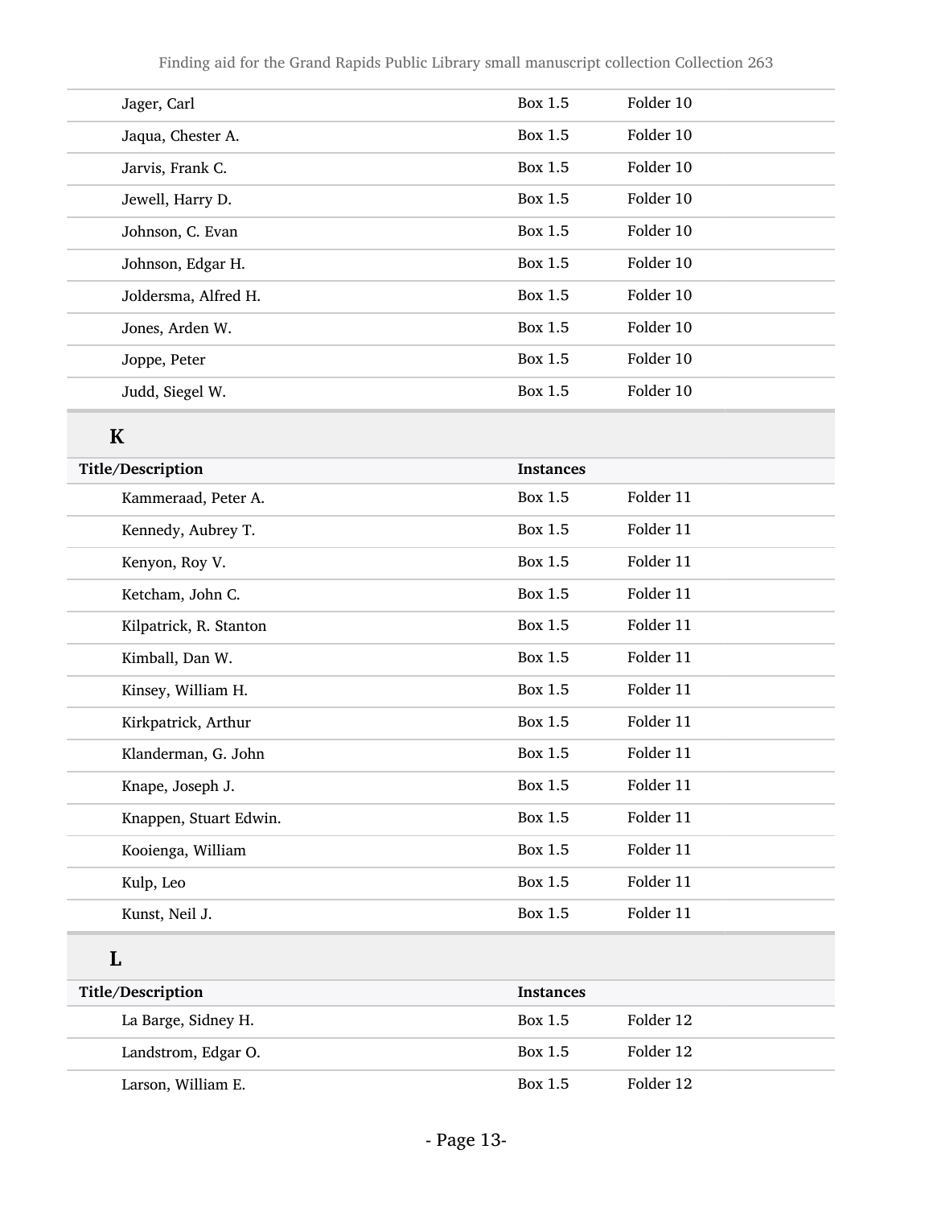| Title/Description | Instances | |
|---|---|---|
| Jager, Carl | Box 1.5 | Folder 10 |
| Jaqua, Chester A. | Box 1.5 | Folder 10 |
| Jarvis, Frank C. | Box 1.5 | Folder 10 |
| Jewell, Harry D. | Box 1.5 | Folder 10 |
| Johnson, C. Evan | Box 1.5 | Folder 10 |
| Johnson, Edgar H. | Box 1.5 | Folder 10 |
| Joldersma, Alfred H. | Box 1.5 | Folder 10 |
| Jones, Arden W. | Box 1.5 | Folder 10 |
| Joppe, Peter | Box 1.5 | Folder 10 |
| Judd, Siegel W. | Box 1.5 | Folder 10 |

### K

| Title/Description | Instances | |
|---|---|---|
| Kammeraad, Peter A. | Box 1.5 | Folder 11 |
| Kennedy, Aubrey T. | Box 1.5 | Folder 11 |
| Kenyon, Roy V. | Box 1.5 | Folder 11 |
| Ketcham, John C. | Box 1.5 | Folder 11 |
| Kilpatrick, R. Stanton | Box 1.5 | Folder 11 |
| Kimball, Dan W. | Box 1.5 | Folder 11 |
| Kinsey, William H. | Box 1.5 | Folder 11 |
| Kirkpatrick, Arthur | Box 1.5 | Folder 11 |
| Klanderman, G. John | Box 1.5 | Folder 11 |
| Knape, Joseph J. | Box 1.5 | Folder 11 |
| Knappen, Stuart Edwin. | Box 1.5 | Folder 11 |
| Kooienga, William | Box 1.5 | Folder 11 |
| Kulp, Leo | Box 1.5 | Folder 11 |
| Kunst, Neil J. | Box 1.5 | Folder 11 |

### L

| Title/Description | Instances | |
|---|---|---|
| La Barge, Sidney H. | Box 1.5 | Folder 12 |
| Landstrom, Edgar O. | Box 1.5 | Folder 12 |
| Larson, William E. | Box 1.5 | Folder 12 |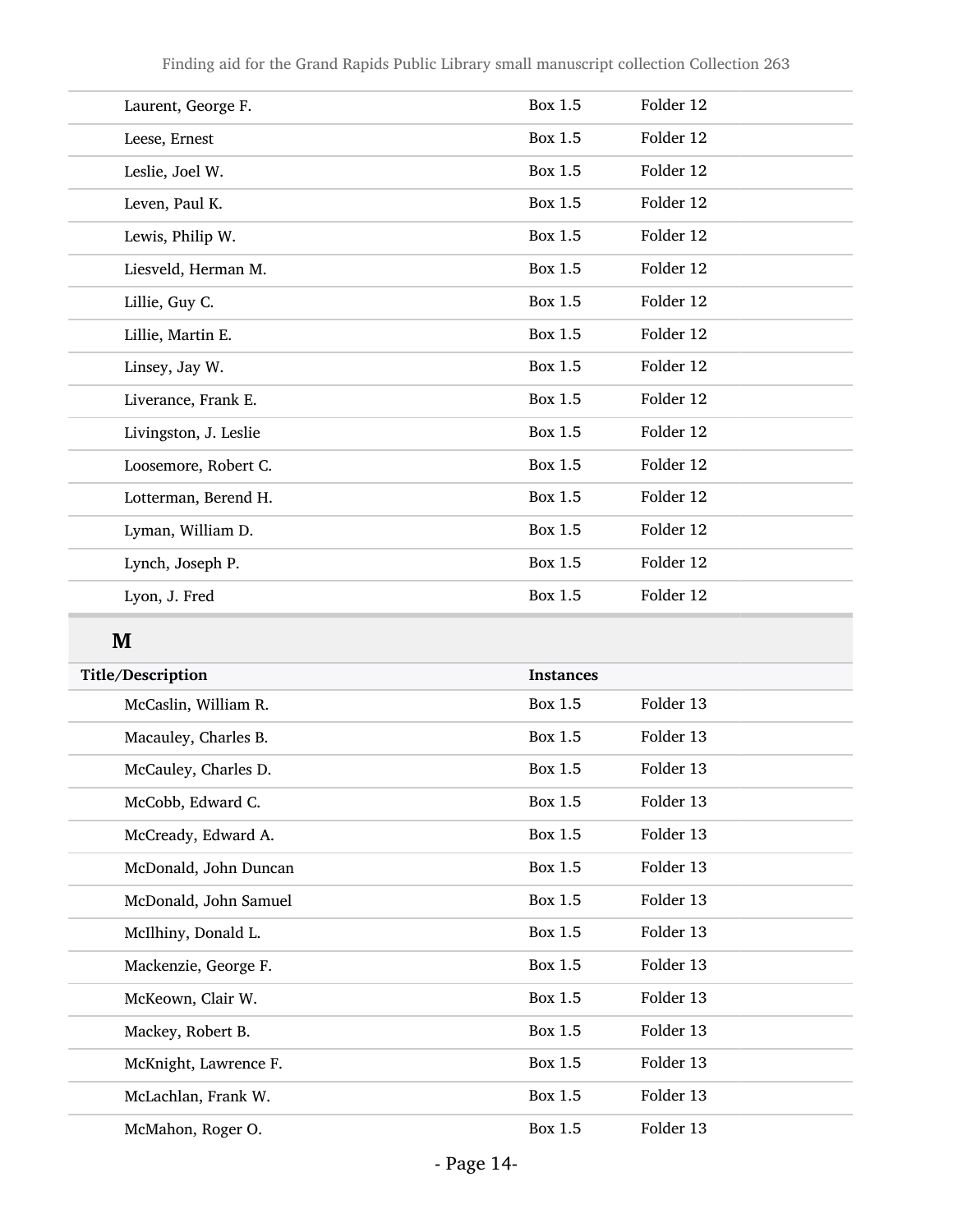| | | |
|---|---|---|
| Laurent, George F. | Box 1.5 | Folder 12 |
| Leese, Ernest | Box 1.5 | Folder 12 |
| Leslie, Joel W. | Box 1.5 | Folder 12 |
| Leven, Paul K. | Box 1.5 | Folder 12 |
| Lewis, Philip W. | Box 1.5 | Folder 12 |
| Liesveld, Herman M. | Box 1.5 | Folder 12 |
| Lillie, Guy C. | Box 1.5 | Folder 12 |
| Lillie, Martin E. | Box 1.5 | Folder 12 |
| Linsey, Jay W. | Box 1.5 | Folder 12 |
| Liverance, Frank E. | Box 1.5 | Folder 12 |
| Livingston, J. Leslie | Box 1.5 | Folder 12 |
| Loosemore, Robert C. | Box 1.5 | Folder 12 |
| Lotterman, Berend H. | Box 1.5 | Folder 12 |
| Lyman, William D. | Box 1.5 | Folder 12 |
| Lynch, Joseph P. | Box 1.5 | Folder 12 |
| Lyon, J. Fred | Box 1.5 | Folder 12 |

## M

| Title/Description | Instances | |
|---|---|---|
| McCaslin, William R. | Box 1.5 | Folder 13 |
| Macauley, Charles B. | Box 1.5 | Folder 13 |
| McCauley, Charles D. | Box 1.5 | Folder 13 |
| McCobb, Edward C. | Box 1.5 | Folder 13 |
| McCready, Edward A. | Box 1.5 | Folder 13 |
| McDonald, John Duncan | Box 1.5 | Folder 13 |
| McDonald, John Samuel | Box 1.5 | Folder 13 |
| McIlhiny, Donald L. | Box 1.5 | Folder 13 |
| Mackenzie, George F. | Box 1.5 | Folder 13 |
| McKeown, Clair W. | Box 1.5 | Folder 13 |
| Mackey, Robert B. | Box 1.5 | Folder 13 |
| McKnight, Lawrence F. | Box 1.5 | Folder 13 |
| McLachlan, Frank W. | Box 1.5 | Folder 13 |
| McMahon, Roger O. | Box 1.5 | Folder 13 |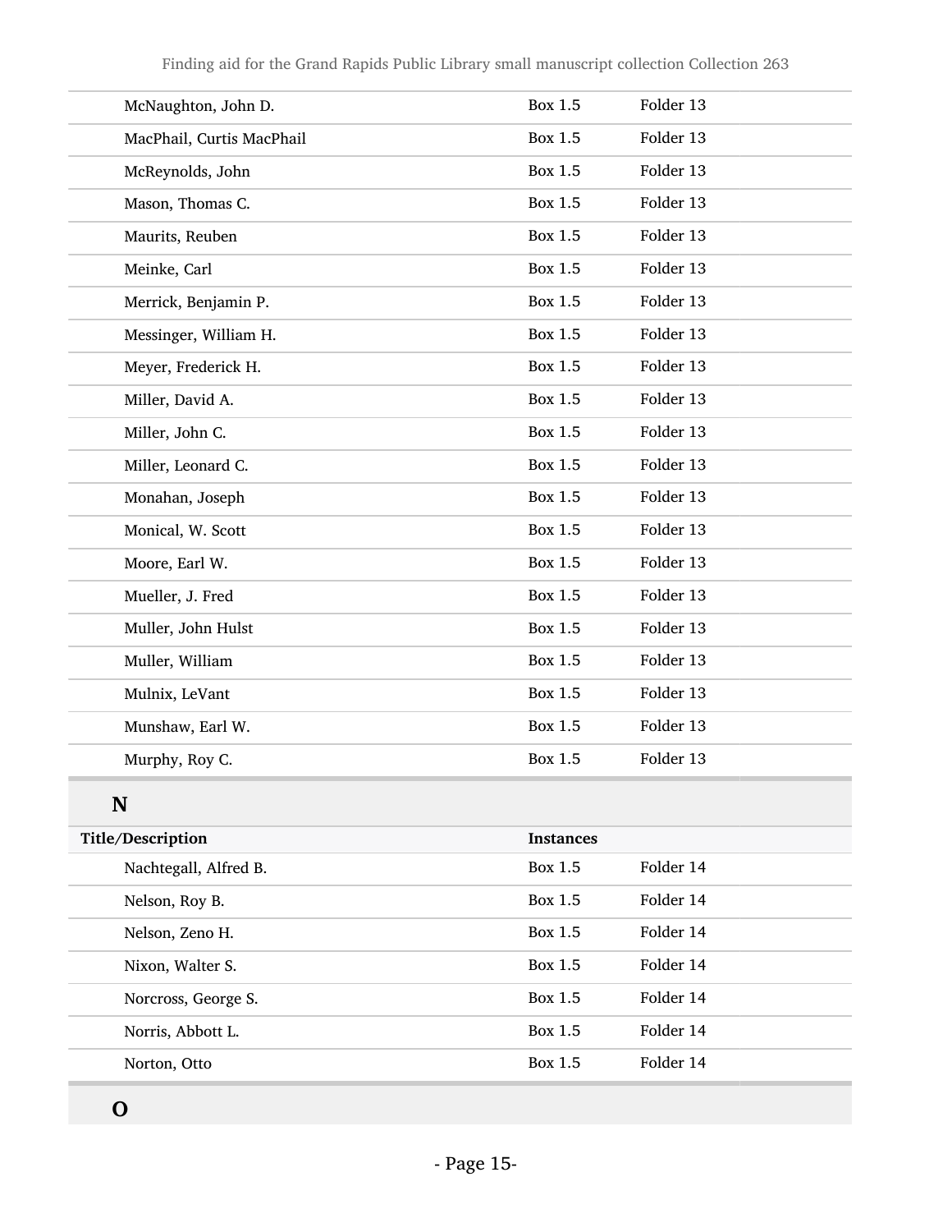| | | |
|---|---|---|
| McNaughton, John D. | Box 1.5 | Folder 13 |
| MacPhail, Curtis MacPhail | Box 1.5 | Folder 13 |
| McReynolds, John | Box 1.5 | Folder 13 |
| Mason, Thomas C. | Box 1.5 | Folder 13 |
| Maurits, Reuben | Box 1.5 | Folder 13 |
| Meinke, Carl | Box 1.5 | Folder 13 |
| Merrick, Benjamin P. | Box 1.5 | Folder 13 |
| Messinger, William H. | Box 1.5 | Folder 13 |
| Meyer, Frederick H. | Box 1.5 | Folder 13 |
| Miller, David A. | Box 1.5 | Folder 13 |
| Miller, John C. | Box 1.5 | Folder 13 |
| Miller, Leonard C. | Box 1.5 | Folder 13 |
| Monahan, Joseph | Box 1.5 | Folder 13 |
| Monical, W. Scott | Box 1.5 | Folder 13 |
| Moore, Earl W. | Box 1.5 | Folder 13 |
| Mueller, J. Fred | Box 1.5 | Folder 13 |
| Muller, John Hulst | Box 1.5 | Folder 13 |
| Muller, William | Box 1.5 | Folder 13 |
| Mulnix, LeVant | Box 1.5 | Folder 13 |
| Munshaw, Earl W. | Box 1.5 | Folder 13 |
| Murphy, Roy C. | Box 1.5 | Folder 13 |

## N

| Title/Description | Instances | |
|---|---|---|
| Nachtegall, Alfred B. | Box 1.5 | Folder 14 |
| Nelson, Roy B. | Box 1.5 | Folder 14 |
| Nelson, Zeno H. | Box 1.5 | Folder 14 |
| Nixon, Walter S. | Box 1.5 | Folder 14 |
| Norcross, George S. | Box 1.5 | Folder 14 |
| Norris, Abbott L. | Box 1.5 | Folder 14 |
| Norton, Otto | Box 1.5 | Folder 14 |

## O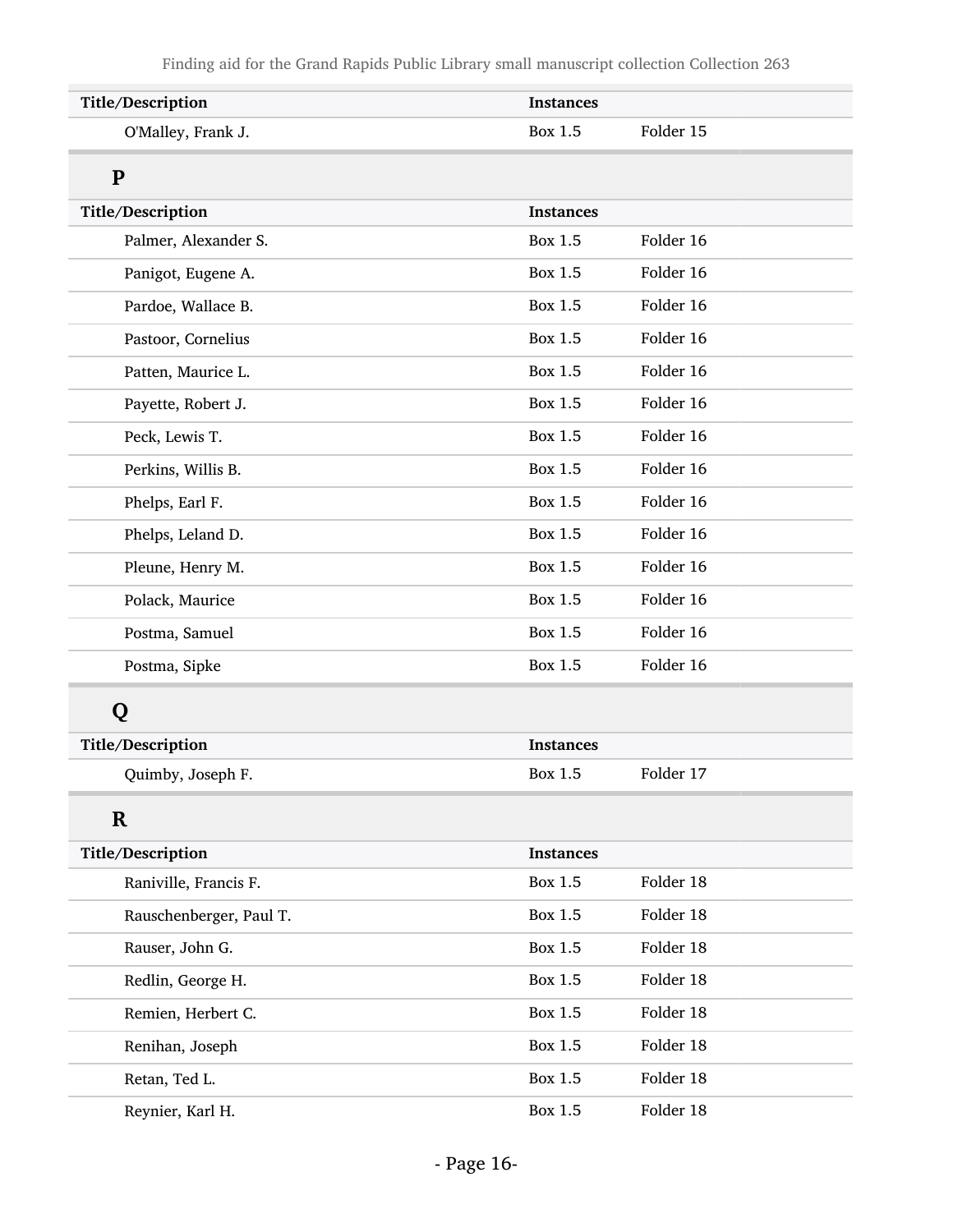| Title/Description | Instances | |
|---|---|---|
| O'Malley, Frank J. | Box 1.5 | Folder 15 |

## P

| Title/Description | Instances | |
|---|---|---|
| Palmer, Alexander S. | Box 1.5 | Folder 16 |
| Panigot, Eugene A. | Box 1.5 | Folder 16 |
| Pardoe, Wallace B. | Box 1.5 | Folder 16 |
| Pastoor, Cornelius | Box 1.5 | Folder 16 |
| Patten, Maurice L. | Box 1.5 | Folder 16 |
| Payette, Robert J. | Box 1.5 | Folder 16 |
| Peck, Lewis T. | Box 1.5 | Folder 16 |
| Perkins, Willis B. | Box 1.5 | Folder 16 |
| Phelps, Earl F. | Box 1.5 | Folder 16 |
| Phelps, Leland D. | Box 1.5 | Folder 16 |
| Pleune, Henry M. | Box 1.5 | Folder 16 |
| Polack, Maurice | Box 1.5 | Folder 16 |
| Postma, Samuel | Box 1.5 | Folder 16 |
| Postma, Sipke | Box 1.5 | Folder 16 |

## Q

| Title/Description | Instances | |
|---|---|---|
| Quimby, Joseph F. | Box 1.5 | Folder 17 |

## R

| Title/Description | Instances | |
|---|---|---|
| Raniville, Francis F. | Box 1.5 | Folder 18 |
| Rauschenberger, Paul T. | Box 1.5 | Folder 18 |
| Rauser, John G. | Box 1.5 | Folder 18 |
| Redlin, George H. | Box 1.5 | Folder 18 |
| Remien, Herbert C. | Box 1.5 | Folder 18 |
| Renihan, Joseph | Box 1.5 | Folder 18 |
| Retan, Ted L. | Box 1.5 | Folder 18 |
| Reynier, Karl H. | Box 1.5 | Folder 18 |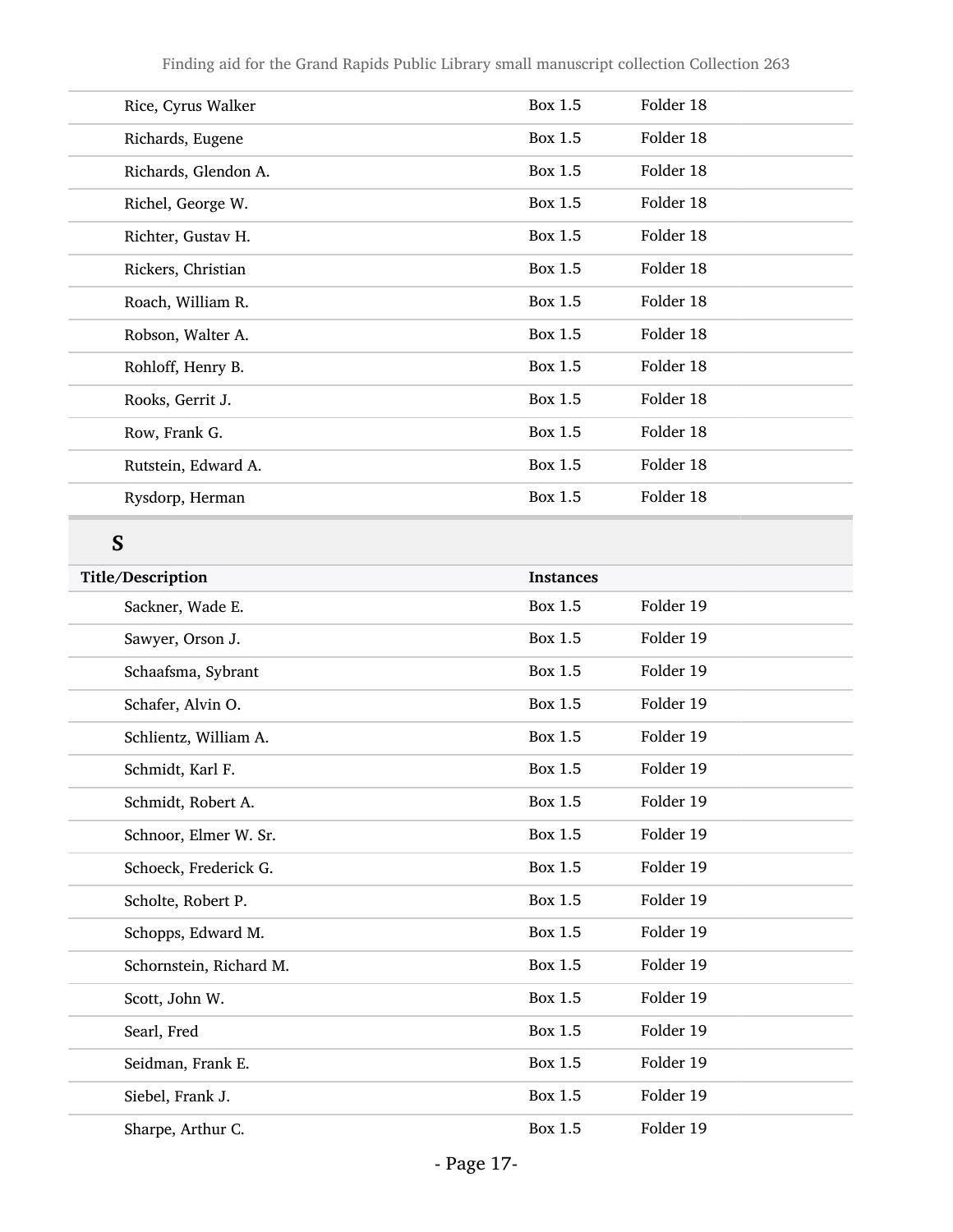| | | |
|---|---|---|
| Rice, Cyrus Walker | Box 1.5 | Folder 18 |
| Richards, Eugene | Box 1.5 | Folder 18 |
| Richards, Glendon A. | Box 1.5 | Folder 18 |
| Richel, George W. | Box 1.5 | Folder 18 |
| Richter, Gustav H. | Box 1.5 | Folder 18 |
| Rickers, Christian | Box 1.5 | Folder 18 |
| Roach, William R. | Box 1.5 | Folder 18 |
| Robson, Walter A. | Box 1.5 | Folder 18 |
| Rohloff, Henry B. | Box 1.5 | Folder 18 |
| Rooks, Gerrit J. | Box 1.5 | Folder 18 |
| Row, Frank G. | Box 1.5 | Folder 18 |
| Rutstein, Edward A. | Box 1.5 | Folder 18 |
| Rysdorp, Herman | Box 1.5 | Folder 18 |

## S

| Title/Description | Instances | |
|---|---|---|
| Sackner, Wade E. | Box 1.5 | Folder 19 |
| Sawyer, Orson J. | Box 1.5 | Folder 19 |
| Schaafsma, Sybrant | Box 1.5 | Folder 19 |
| Schafer, Alvin O. | Box 1.5 | Folder 19 |
| Schlientz, William A. | Box 1.5 | Folder 19 |
| Schmidt, Karl F. | Box 1.5 | Folder 19 |
| Schmidt, Robert A. | Box 1.5 | Folder 19 |
| Schnoor, Elmer W. Sr. | Box 1.5 | Folder 19 |
| Schoeck, Frederick G. | Box 1.5 | Folder 19 |
| Scholte, Robert P. | Box 1.5 | Folder 19 |
| Schopps, Edward M. | Box 1.5 | Folder 19 |
| Schornstein, Richard M. | Box 1.5 | Folder 19 |
| Scott, John W. | Box 1.5 | Folder 19 |
| Searl, Fred | Box 1.5 | Folder 19 |
| Seidman, Frank E. | Box 1.5 | Folder 19 |
| Siebel, Frank J. | Box 1.5 | Folder 19 |
| Sharpe, Arthur C. | Box 1.5 | Folder 19 |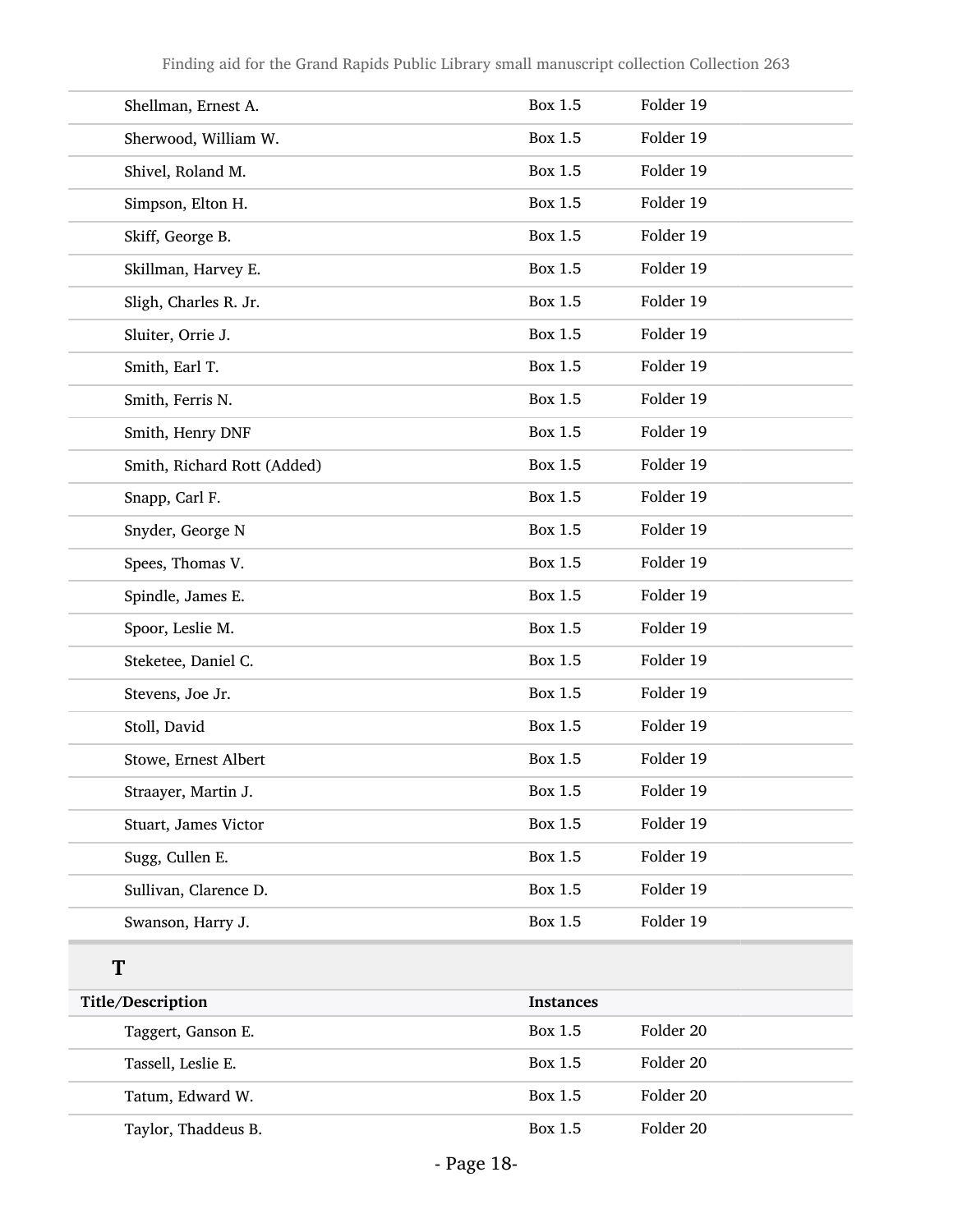| | | |
|---|---|---|
| Shellman, Ernest A. | Box 1.5 | Folder 19 |
| Sherwood, William W. | Box 1.5 | Folder 19 |
| Shivel, Roland M. | Box 1.5 | Folder 19 |
| Simpson, Elton H. | Box 1.5 | Folder 19 |
| Skiff, George B. | Box 1.5 | Folder 19 |
| Skillman, Harvey E. | Box 1.5 | Folder 19 |
| Sligh, Charles R. Jr. | Box 1.5 | Folder 19 |
| Sluiter, Orrie J. | Box 1.5 | Folder 19 |
| Smith, Earl T. | Box 1.5 | Folder 19 |
| Smith, Ferris N. | Box 1.5 | Folder 19 |
| Smith, Henry DNF | Box 1.5 | Folder 19 |
| Smith, Richard Rott (Added) | Box 1.5 | Folder 19 |
| Snapp, Carl F. | Box 1.5 | Folder 19 |
| Snyder, George N | Box 1.5 | Folder 19 |
| Spees, Thomas V. | Box 1.5 | Folder 19 |
| Spindle, James E. | Box 1.5 | Folder 19 |
| Spoor, Leslie M. | Box 1.5 | Folder 19 |
| Steketee, Daniel C. | Box 1.5 | Folder 19 |
| Stevens, Joe Jr. | Box 1.5 | Folder 19 |
| Stoll, David | Box 1.5 | Folder 19 |
| Stowe, Ernest Albert | Box 1.5 | Folder 19 |
| Straayer, Martin J. | Box 1.5 | Folder 19 |
| Stuart, James Victor | Box 1.5 | Folder 19 |
| Sugg, Cullen E. | Box 1.5 | Folder 19 |
| Sullivan, Clarence D. | Box 1.5 | Folder 19 |
| Swanson, Harry J. | Box 1.5 | Folder 19 |

## T

| Title/Description | Instances | |
|---|---|---|
| Taggert, Ganson E. | Box 1.5 | Folder 20 |
| Tassell, Leslie E. | Box 1.5 | Folder 20 |
| Tatum, Edward W. | Box 1.5 | Folder 20 |
| Taylor, Thaddeus B. | Box 1.5 | Folder 20 |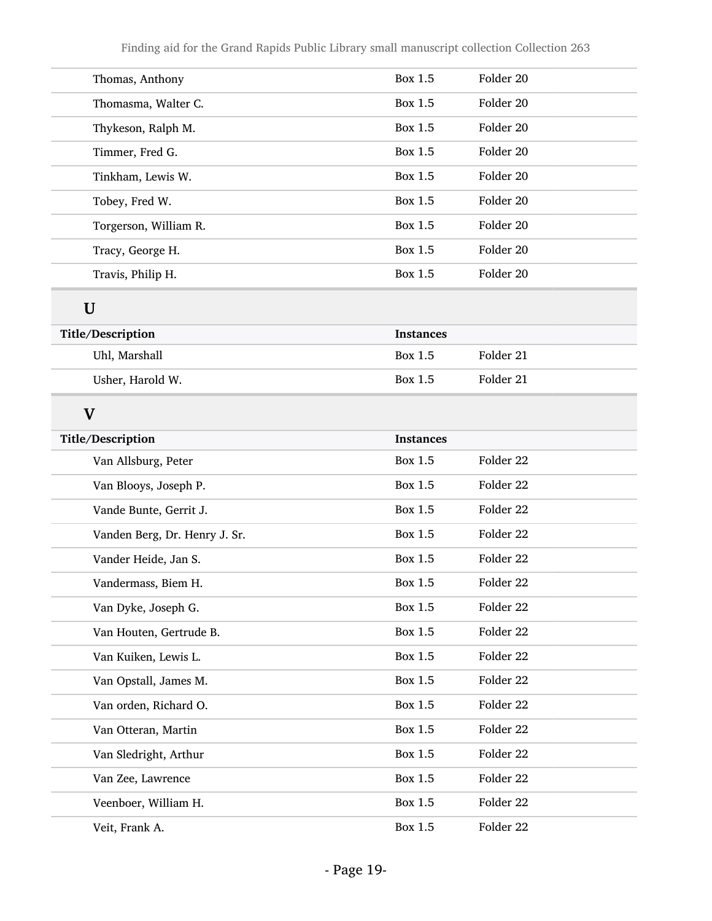| | | |
|---|---|---|
| Thomas, Anthony | Box 1.5 | Folder 20 |
| Thomasma, Walter C. | Box 1.5 | Folder 20 |
| Thykeson, Ralph M. | Box 1.5 | Folder 20 |
| Timmer, Fred G. | Box 1.5 | Folder 20 |
| Tinkham, Lewis W. | Box 1.5 | Folder 20 |
| Tobey, Fred W. | Box 1.5 | Folder 20 |
| Torgerson, William R. | Box 1.5 | Folder 20 |
| Tracy, George H. | Box 1.5 | Folder 20 |
| Travis, Philip H. | Box 1.5 | Folder 20 |

## U

| Title/Description | Instances | |
|---|---|---|
| Uhl, Marshall | Box 1.5 | Folder 21 |
| Usher, Harold W. | Box 1.5 | Folder 21 |

## V

| Title/Description | Instances | |
|---|---|---|
| Van Allsburg, Peter | Box 1.5 | Folder 22 |
| Van Blooys, Joseph P. | Box 1.5 | Folder 22 |
| Vande Bunte, Gerrit J. | Box 1.5 | Folder 22 |
| Vanden Berg, Dr. Henry J. Sr. | Box 1.5 | Folder 22 |
| Vander Heide, Jan S. | Box 1.5 | Folder 22 |
| Vandermass, Biem H. | Box 1.5 | Folder 22 |
| Van Dyke, Joseph G. | Box 1.5 | Folder 22 |
| Van Houten, Gertrude B. | Box 1.5 | Folder 22 |
| Van Kuiken, Lewis L. | Box 1.5 | Folder 22 |
| Van Opstall, James M. | Box 1.5 | Folder 22 |
| Van orden, Richard O. | Box 1.5 | Folder 22 |
| Van Otteran, Martin | Box 1.5 | Folder 22 |
| Van Sledright, Arthur | Box 1.5 | Folder 22 |
| Van Zee, Lawrence | Box 1.5 | Folder 22 |
| Veenboer, William H. | Box 1.5 | Folder 22 |
| Veit, Frank A. | Box 1.5 | Folder 22 |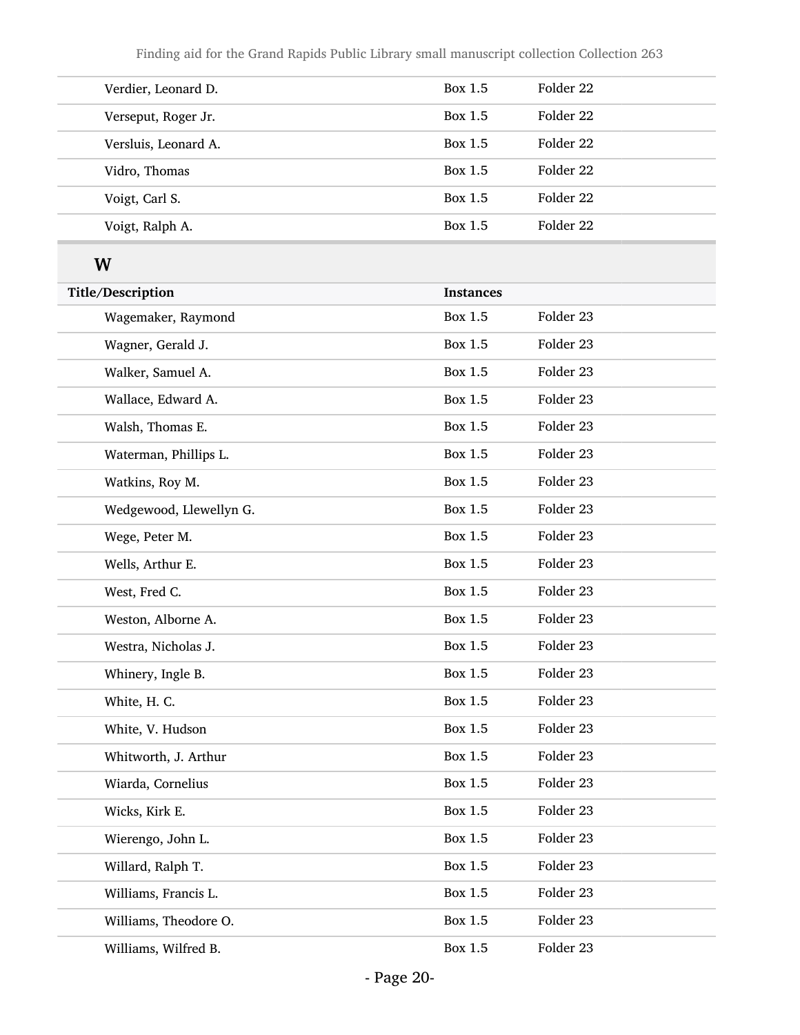| Title/Description | Instances | |
|---|---|---|
| Verdier, Leonard D. | Box 1.5 | Folder 22 |
| Verseput, Roger Jr. | Box 1.5 | Folder 22 |
| Versluis, Leonard A. | Box 1.5 | Folder 22 |
| Vidro, Thomas | Box 1.5 | Folder 22 |
| Voigt, Carl S. | Box 1.5 | Folder 22 |
| Voigt, Ralph A. | Box 1.5 | Folder 22 |

## W

| Title/Description | Instances | |
|---|---|---|
| Wagemaker, Raymond | Box 1.5 | Folder 23 |
| Wagner, Gerald J. | Box 1.5 | Folder 23 |
| Walker, Samuel A. | Box 1.5 | Folder 23 |
| Wallace, Edward A. | Box 1.5 | Folder 23 |
| Walsh, Thomas E. | Box 1.5 | Folder 23 |
| Waterman, Phillips L. | Box 1.5 | Folder 23 |
| Watkins, Roy M. | Box 1.5 | Folder 23 |
| Wedgewood, Llewellyn G. | Box 1.5 | Folder 23 |
| Wege, Peter M. | Box 1.5 | Folder 23 |
| Wells, Arthur E. | Box 1.5 | Folder 23 |
| West, Fred C. | Box 1.5 | Folder 23 |
| Weston, Alborne A. | Box 1.5 | Folder 23 |
| Westra, Nicholas J. | Box 1.5 | Folder 23 |
| Whinery, Ingle B. | Box 1.5 | Folder 23 |
| White, H. C. | Box 1.5 | Folder 23 |
| White, V. Hudson | Box 1.5 | Folder 23 |
| Whitworth, J. Arthur | Box 1.5 | Folder 23 |
| Wiarda, Cornelius | Box 1.5 | Folder 23 |
| Wicks, Kirk E. | Box 1.5 | Folder 23 |
| Wierengo, John L. | Box 1.5 | Folder 23 |
| Willard, Ralph T. | Box 1.5 | Folder 23 |
| Williams, Francis L. | Box 1.5 | Folder 23 |
| Williams, Theodore O. | Box 1.5 | Folder 23 |
| Williams, Wilfred B. | Box 1.5 | Folder 23 |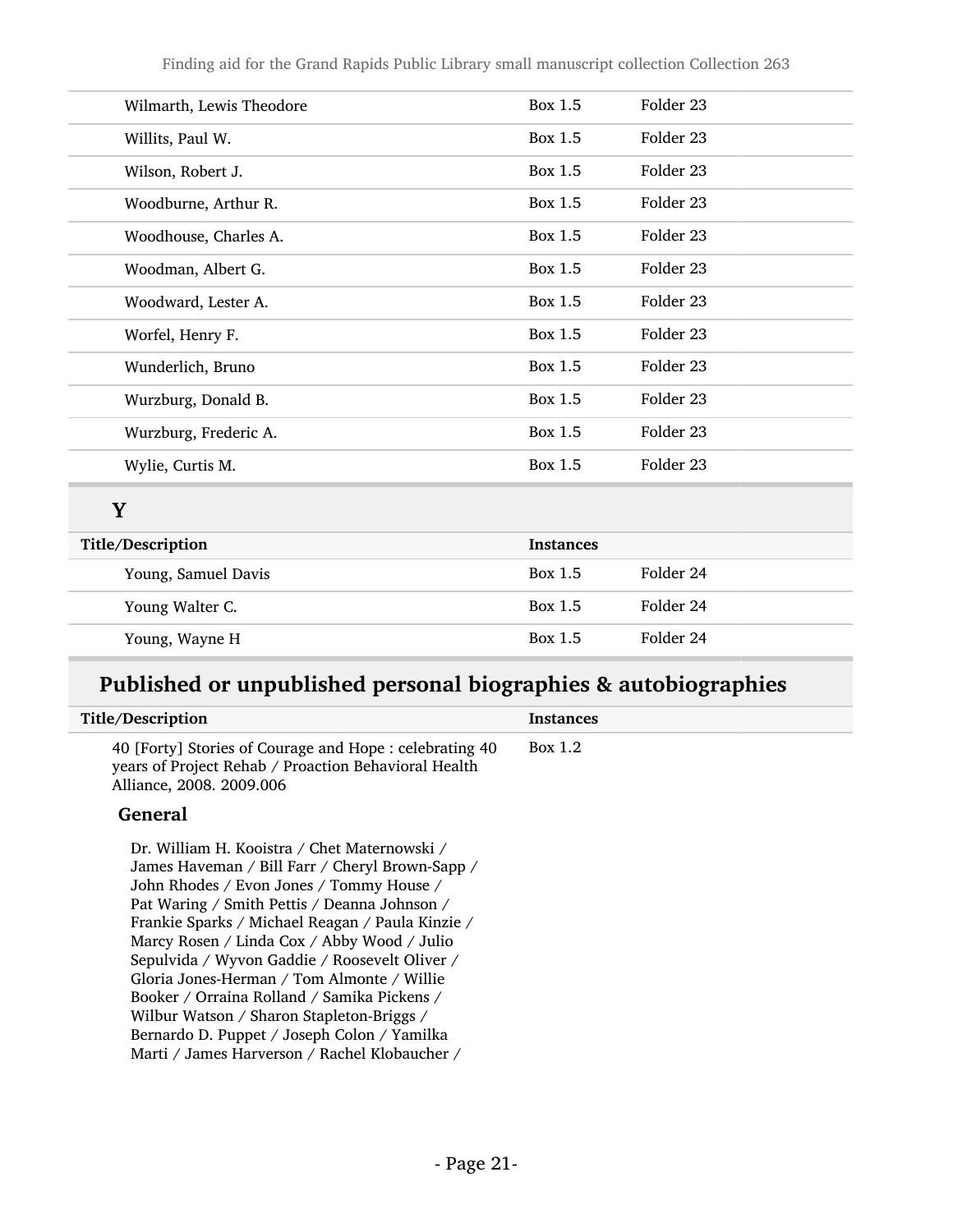| | | |
|---|---|---|
| Wilmarth, Lewis Theodore | Box 1.5 | Folder 23 |
| Willits, Paul W. | Box 1.5 | Folder 23 |
| Wilson, Robert J. | Box 1.5 | Folder 23 |
| Woodburne, Arthur R. | Box 1.5 | Folder 23 |
| Woodhouse, Charles A. | Box 1.5 | Folder 23 |
| Woodman, Albert G. | Box 1.5 | Folder 23 |
| Woodward, Lester A. | Box 1.5 | Folder 23 |
| Worfel, Henry F. | Box 1.5 | Folder 23 |
| Wunderlich, Bruno | Box 1.5 | Folder 23 |
| Wurzburg, Donald B. | Box 1.5 | Folder 23 |
| Wurzburg, Frederic A. | Box 1.5 | Folder 23 |
| Wylie, Curtis M. | Box 1.5 | Folder 23 |

### Y

| Title/Description | Instances | |
|---|---|---|
| Young, Samuel Davis | Box 1.5 | Folder 24 |
| Young Walter C. | Box 1.5 | Folder 24 |
| Young, Wayne H | Box 1.5 | Folder 24 |

## Published or unpublished personal biographies & autobiographies

| Title/Description | Instances |
|---|---|
| 40 [Forty] Stories of Courage and Hope : celebrating 40 years of Project Rehab / Proaction Behavioral Health Alliance, 2008. 2009.006 | Box 1.2 |

**General**

Dr. William H. Kooistra / Chet Maternowski / James Haveman / Bill Farr / Cheryl Brown-Sapp / John Rhodes / Evon Jones / Tommy House / Pat Waring / Smith Pettis / Deanna Johnson / Frankie Sparks / Michael Reagan / Paula Kinzie / Marcy Rosen / Linda Cox / Abby Wood / Julio Sepulvida / Wyvon Gaddie / Roosevelt Oliver / Gloria Jones-Herman / Tom Almonte / Willie Booker / Orraina Rolland / Samika Pickens / Wilbur Watson / Sharon Stapleton-Briggs / Bernardo D. Puppet / Joseph Colon / Yamilka Marti / James Harverson / Rachel Klobaucher /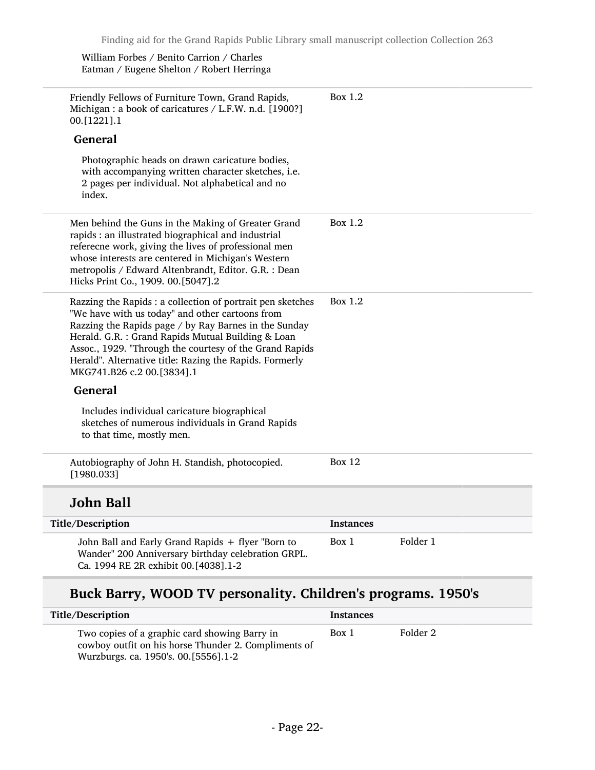William Forbes / Benito Carrion / Charles Eatman / Eugene Shelton / Robert Herringa

| | |
|---|---|
| Friendly Fellows of Furniture Town, Grand Rapids, Michigan : a book of caricatures / L.F.W. n.d. [1900?] 00.[1221].1<br>**General**<br>Photographic heads on drawn caricature bodies, with accompanying written character sketches, i.e. 2 pages per individual. Not alphabetical and no index. | Box 1.2 |
| Men behind the Guns in the Making of Greater Grand rapids : an illustrated biographical and industrial referecne work, giving the lives of professional men whose interests are centered in Michigan's Western metropolis / Edward Altenbrandt, Editor. G.R. : Dean Hicks Print Co., 1909. 00.[5047].2 | Box 1.2 |
| Razzing the Rapids : a collection of portrait pen sketches "We have with us today" and other cartoons from Razzing the Rapids page / by Ray Barnes in the Sunday Herald. G.R. : Grand Rapids Mutual Building & Loan Assoc., 1929. "Through the courtesy of the Grand Rapids Herald". Alternative title: Razing the Rapids. Formerly MKG741.B26 c.2 00.[3834].1<br>**General**<br>Includes individual caricature biographical sketches of numerous individuals in Grand Rapids to that time, mostly men. | Box 1.2 |
| Autobiography of John H. Standish, photocopied. [1980.033] | Box 12 |

## John Ball

| Title/Description | Instances | |
|---|---|---|
| John Ball and Early Grand Rapids + flyer "Born to Wander" 200 Anniversary birthday celebration GRPL. Ca. 1994 RE 2R exhibit 00.[4038].1-2 | Box 1 | Folder 1 |

## Buck Barry, WOOD TV personality. Children's programs. 1950's

| Title/Description | Instances | |
|---|---|---|
| Two copies of a graphic card showing Barry in cowboy outfit on his horse Thunder 2. Compliments of Wurzburgs. ca. 1950's. 00.[5556].1-2 | Box 1 | Folder 2 |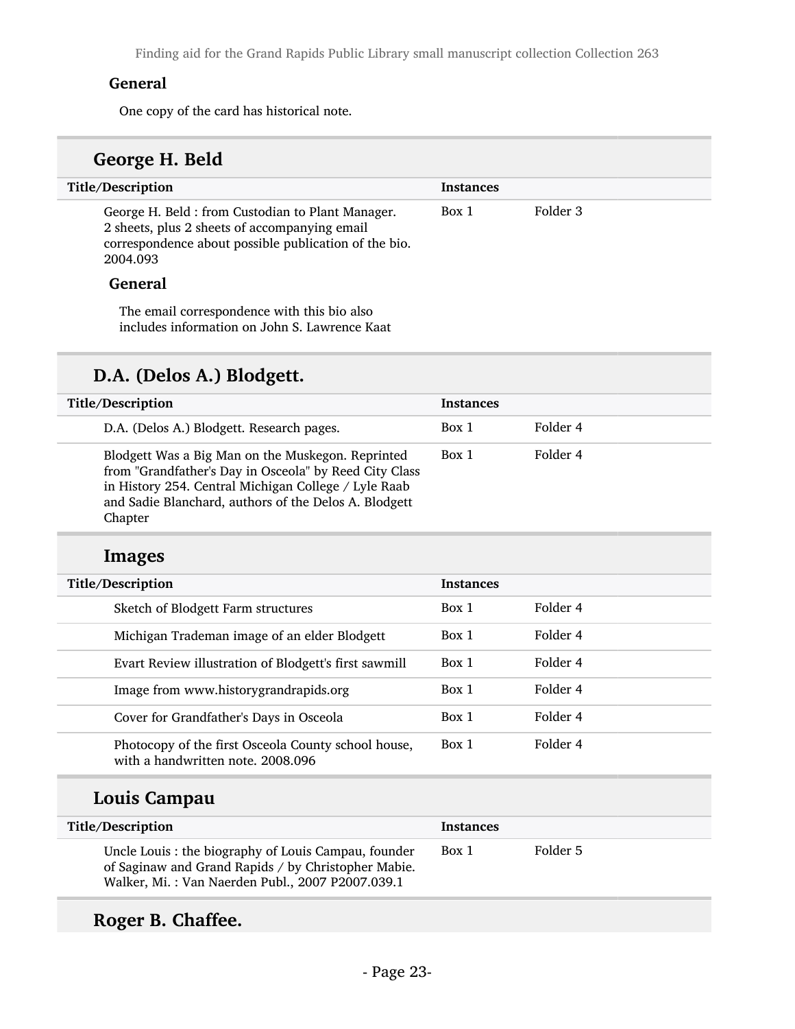#### General

One copy of the card has historical note.

### George H. Beld

| Title/Description | Instances | |
|---|---|---|
| George H. Beld : from Custodian to Plant Manager. 2 sheets, plus 2 sheets of accompanying email correspondence about possible publication of the bio. 2004.093 | Box 1 | Folder 3 |

#### General

The email correspondence with this bio also includes information on John S. Lawrence Kaat

### D.A. (Delos A.) Blodgett.

| Title/Description | Instances | |
|---|---|---|
| D.A. (Delos A.) Blodgett. Research pages. | Box 1 | Folder 4 |
| Blodgett Was a Big Man on the Muskegon. Reprinted from "Grandfather's Day in Osceola" by Reed City Class in History 254. Central Michigan College / Lyle Raab and Sadie Blanchard, authors of the Delos A. Blodgett Chapter | Box 1 | Folder 4 |

#### Images

| Title/Description | Instances | |
|---|---|---|
| Sketch of Blodgett Farm structures | Box 1 | Folder 4 |
| Michigan Trademan image of an elder Blodgett | Box 1 | Folder 4 |
| Evart Review illustration of Blodgett's first sawmill | Box 1 | Folder 4 |
| Image from www.historygrandrapids.org | Box 1 | Folder 4 |
| Cover for Grandfather's Days in Osceola | Box 1 | Folder 4 |
| Photocopy of the first Osceola County school house, with a handwritten note. 2008.096 | Box 1 | Folder 4 |

### Louis Campau

| Title/Description | Instances | |
|---|---|---|
| Uncle Louis : the biography of Louis Campau, founder of Saginaw and Grand Rapids / by Christopher Mabie. Walker, Mi. : Van Naerden Publ., 2007 P2007.039.1 | Box 1 | Folder 5 |

### Roger B. Chaffee.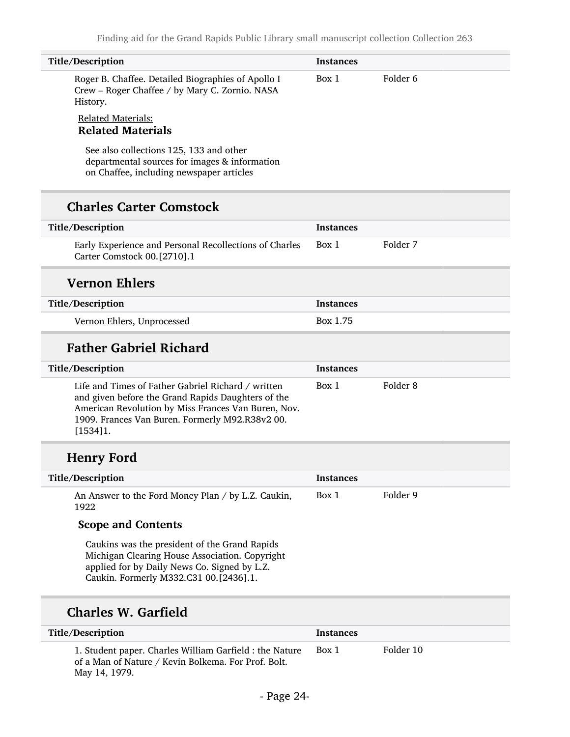| Title/Description | Instances | |
|---|---|---|
| Roger B. Chaffee. Detailed Biographies of Apollo I Crew – Roger Chaffee / by Mary C. Zornio. NASA History. | Box 1 | Folder 6 |

Related Materials:

**Related Materials**

See also collections 125, 133 and other departmental sources for images & information on Chaffee, including newspaper articles

## Charles Carter Comstock

| Title/Description | Instances | |
|---|---|---|
| Early Experience and Personal Recollections of Charles Carter Comstock 00.[2710].1 | Box 1 | Folder 7 |

## Vernon Ehlers

| Title/Description | Instances | |
|---|---|---|
| Vernon Ehlers, Unprocessed | Box 1.75 | |

## Father Gabriel Richard

| Title/Description | Instances | |
|---|---|---|
| Life and Times of Father Gabriel Richard / written and given before the Grand Rapids Daughters of the American Revolution by Miss Frances Van Buren, Nov. 1909. Frances Van Buren. Formerly M92.R38v2 00.[1534]1. | Box 1 | Folder 8 |

## Henry Ford

| Title/Description | Instances | |
|---|---|---|
| An Answer to the Ford Money Plan / by L.Z. Caukin, 1922 | Box 1 | Folder 9 |

**Scope and Contents**

Caukins was the president of the Grand Rapids Michigan Clearing House Association. Copyright applied for by Daily News Co. Signed by L.Z. Caukin. Formerly M332.C31 00.[2436].1.

## Charles W. Garfield

| Title/Description | Instances | |
|---|---|---|
| 1. Student paper. Charles William Garfield : the Nature of a Man of Nature / Kevin Bolkema. For Prof. Bolt. May 14, 1979. | Box 1 | Folder 10 |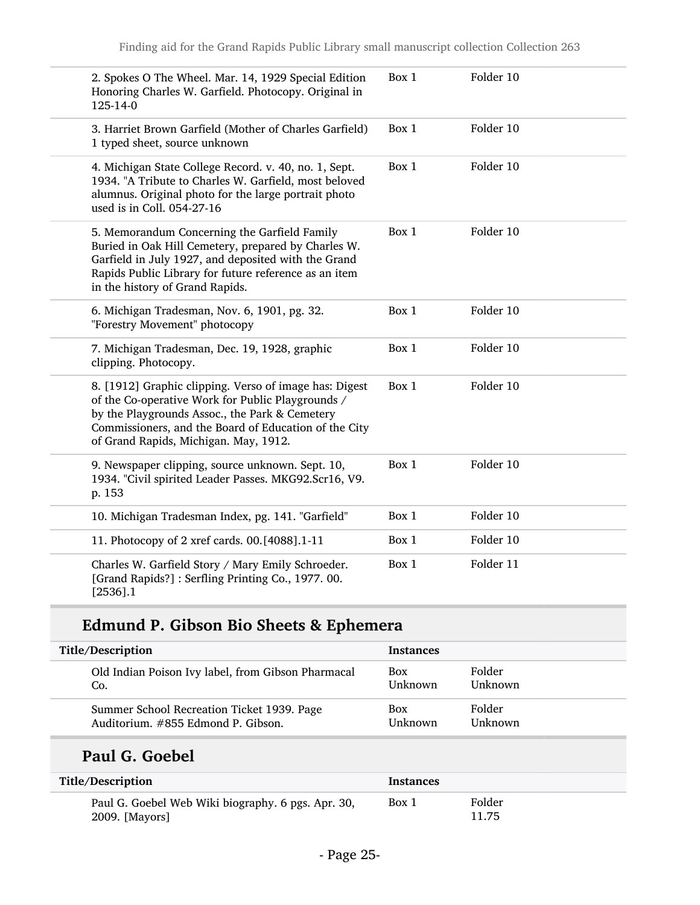| | | |
|---|---|---|
| 2. Spokes O The Wheel. Mar. 14, 1929 Special Edition Honoring Charles W. Garfield. Photocopy. Original in 125-14-0 | Box 1 | Folder 10 |
| 3. Harriet Brown Garfield (Mother of Charles Garfield) 1 typed sheet, source unknown | Box 1 | Folder 10 |
| 4. Michigan State College Record. v. 40, no. 1, Sept. 1934. "A Tribute to Charles W. Garfield, most beloved alumnus. Original photo for the large portrait photo used is in Coll. 054-27-16 | Box 1 | Folder 10 |
| 5. Memorandum Concerning the Garfield Family Buried in Oak Hill Cemetery, prepared by Charles W. Garfield in July 1927, and deposited with the Grand Rapids Public Library for future reference as an item in the history of Grand Rapids. | Box 1 | Folder 10 |
| 6. Michigan Tradesman, Nov. 6, 1901, pg. 32. "Forestry Movement" photocopy | Box 1 | Folder 10 |
| 7. Michigan Tradesman, Dec. 19, 1928, graphic clipping. Photocopy. | Box 1 | Folder 10 |
| 8. [1912] Graphic clipping. Verso of image has: Digest of the Co-operative Work for Public Playgrounds / by the Playgrounds Assoc., the Park & Cemetery Commissioners, and the Board of Education of the City of Grand Rapids, Michigan. May, 1912. | Box 1 | Folder 10 |
| 9. Newspaper clipping, source unknown. Sept. 10, 1934. "Civil spirited Leader Passes. MKG92.Scr16, V9. p. 153 | Box 1 | Folder 10 |
| 10. Michigan Tradesman Index, pg. 141. "Garfield" | Box 1 | Folder 10 |
| 11. Photocopy of 2 xref cards. 00.[4088].1-11 | Box 1 | Folder 10 |
| Charles W. Garfield Story / Mary Emily Schroeder. [Grand Rapids?] : Serfling Printing Co., 1977. 00. [2536].1 | Box 1 | Folder 11 |

## Edmund P. Gibson Bio Sheets & Ephemera

| Title/Description | Instances | |
|---|---|---|
| Old Indian Poison Ivy label, from Gibson Pharmacal Co. | Box Unknown | Folder Unknown |
| Summer School Recreation Ticket 1939. Page Auditorium. #855 Edmond P. Gibson. | Box Unknown | Folder Unknown |

## Paul G. Goebel

| Title/Description | Instances | |
|---|---|---|
| Paul G. Goebel Web Wiki biography. 6 pgs. Apr. 30, 2009. [Mayors] | Box 1 | Folder 11.75 |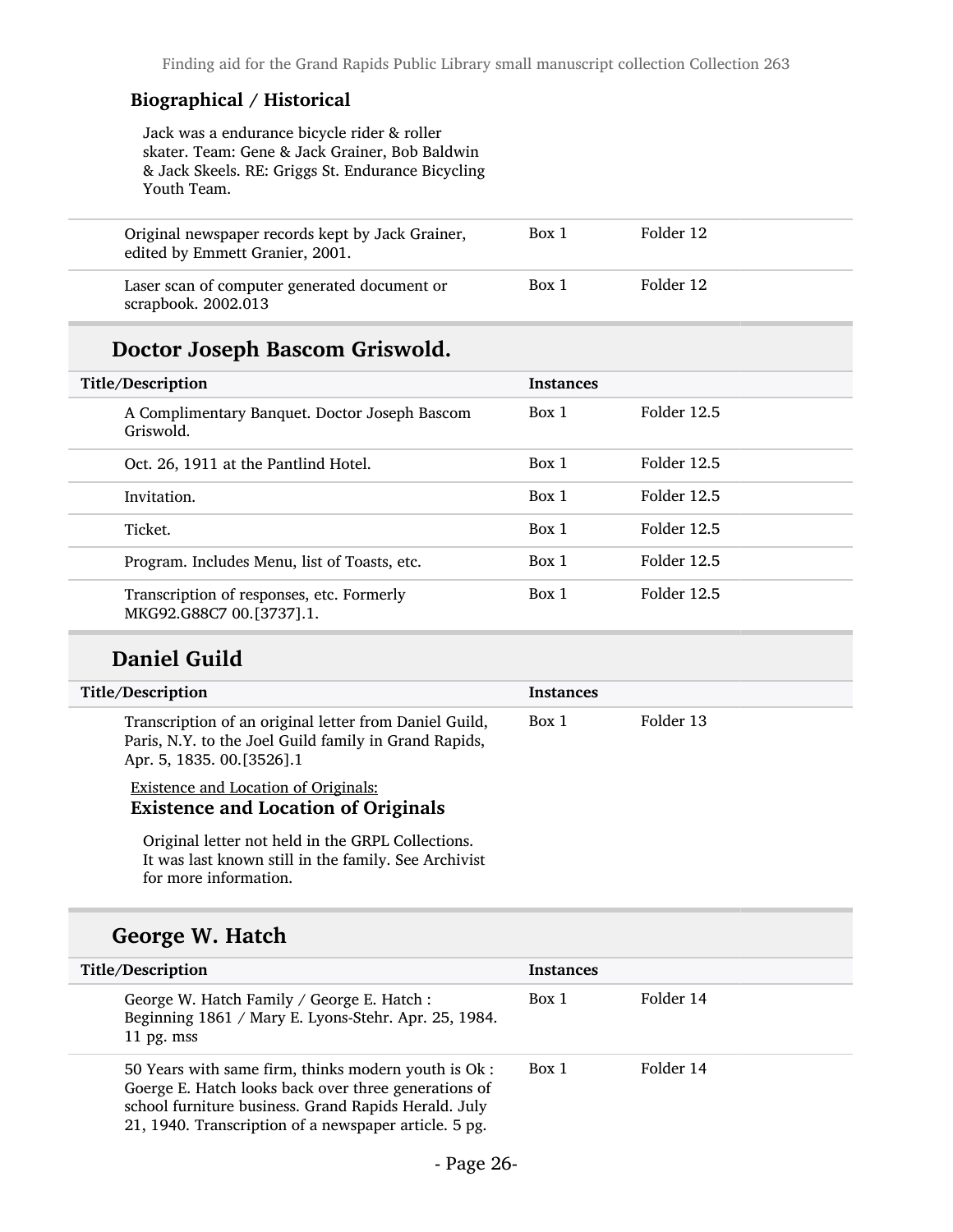### Biographical / Historical

Jack was a endurance bicycle rider & roller skater. Team: Gene & Jack Grainer, Bob Baldwin & Jack Skeels. RE: Griggs St. Endurance Bicycling Youth Team.

| | | |
|---|---|---|
| Original newspaper records kept by Jack Grainer, edited by Emmett Granier, 2001. | Box 1 | Folder 12 |
| Laser scan of computer generated document or scrapbook. 2002.013 | Box 1 | Folder 12 |

## Doctor Joseph Bascom Griswold.

| Title/Description | Instances | |
|---|---|---|
| A Complimentary Banquet. Doctor Joseph Bascom Griswold. | Box 1 | Folder 12.5 |
| Oct. 26, 1911 at the Pantlind Hotel. | Box 1 | Folder 12.5 |
| Invitation. | Box 1 | Folder 12.5 |
| Ticket. | Box 1 | Folder 12.5 |
| Program. Includes Menu, list of Toasts, etc. | Box 1 | Folder 12.5 |
| Transcription of responses, etc. Formerly MKG92.G88C7 00.[3737].1. | Box 1 | Folder 12.5 |

## Daniel Guild

| Title/Description | Instances | |
|---|---|---|
| Transcription of an original letter from Daniel Guild, Paris, N.Y. to the Joel Guild family in Grand Rapids, Apr. 5, 1835. 00.[3526].1 | Box 1 | Folder 13 |

Existence and Location of Originals:

### Existence and Location of Originals

Original letter not held in the GRPL Collections. It was last known still in the family. See Archivist for more information.

## George W. Hatch

| Title/Description | Instances | |
|---|---|---|
| George W. Hatch Family / George E. Hatch : Beginning 1861 / Mary E. Lyons-Stehr. Apr. 25, 1984. 11 pg. mss | Box 1 | Folder 14 |
| 50 Years with same firm, thinks modern youth is Ok : Goerge E. Hatch looks back over three generations of school furniture business. Grand Rapids Herald. July 21, 1940. Transcription of a newspaper article. 5 pg. | Box 1 | Folder 14 |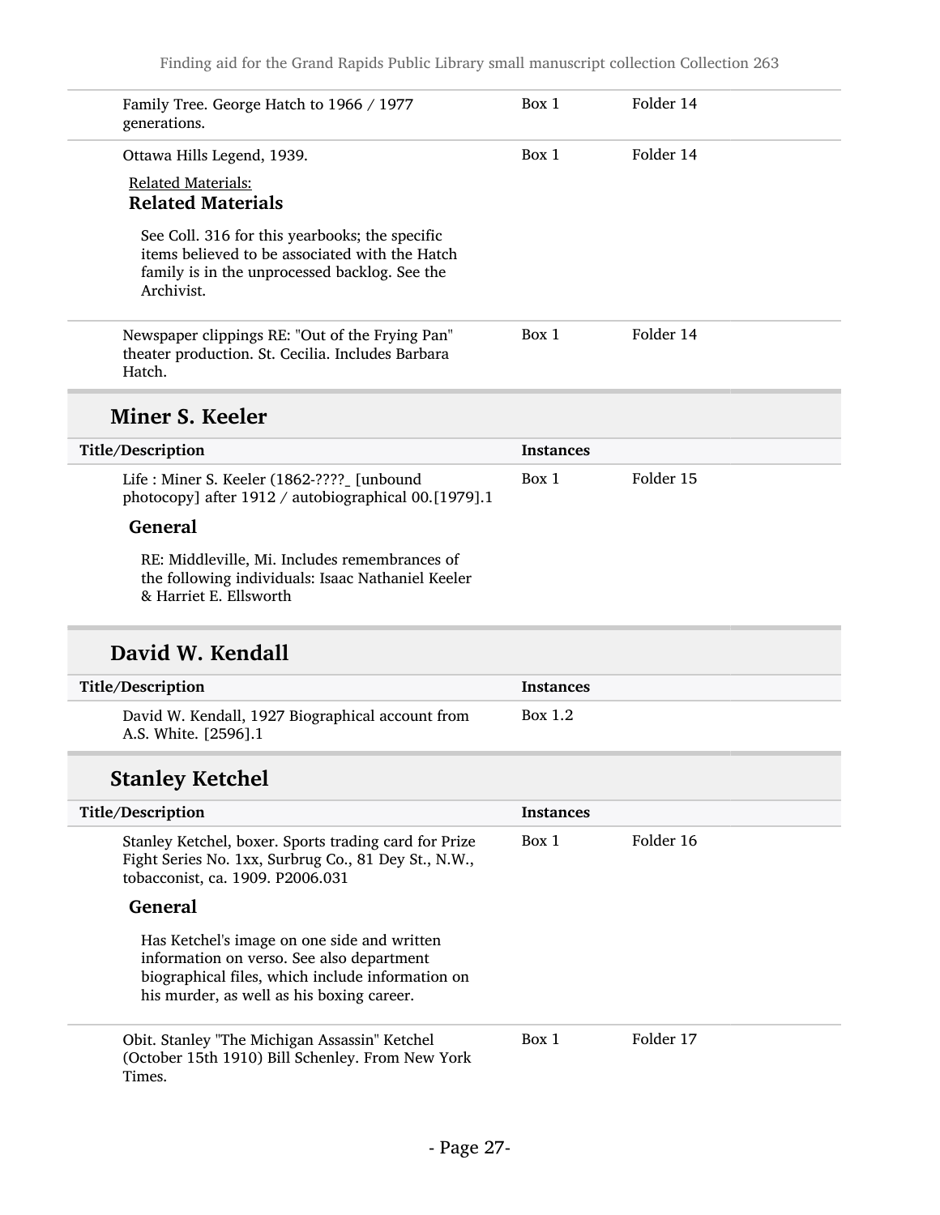| | | |
|---|---|---|
| Family Tree. George Hatch to 1966 / 1977 generations. | Box 1 | Folder 14 |
| Ottawa Hills Legend, 1939. | Box 1 | Folder 14 |

Related Materials:

**Related Materials**

See Coll. 316 for this yearbooks; the specific items believed to be associated with the Hatch family is in the unprocessed backlog. See the Archivist.

| | | |
|---|---|---|
| Newspaper clippings RE: "Out of the Frying Pan" theater production. St. Cecilia. Includes Barbara Hatch. | Box 1 | Folder 14 |

## Miner S. Keeler

| Title/Description | Instances | |
|---|---|---|
| Life : Miner S. Keeler (1862-????_ [unbound photocopy] after 1912 / autobiographical 00.[1979].1 | Box 1 | Folder 15 |

**General**

RE: Middleville, Mi. Includes remembrances of the following individuals: Isaac Nathaniel Keeler & Harriet E. Ellsworth

## David W. Kendall

| Title/Description | Instances |
|---|---|
| David W. Kendall, 1927 Biographical account from A.S. White. [2596].1 | Box 1.2 |

## Stanley Ketchel

| Title/Description | Instances | |
|---|---|---|
| Stanley Ketchel, boxer. Sports trading card for Prize Fight Series No. 1xx, Surbrug Co., 81 Dey St., N.W., tobacconist, ca. 1909. P2006.031 | Box 1 | Folder 16 |

**General**

Has Ketchel's image on one side and written information on verso. See also department biographical files, which include information on his murder, as well as his boxing career.

| | | |
|---|---|---|
| Obit. Stanley "The Michigan Assassin" Ketchel (October 15th 1910) Bill Schenley. From New York Times. | Box 1 | Folder 17 |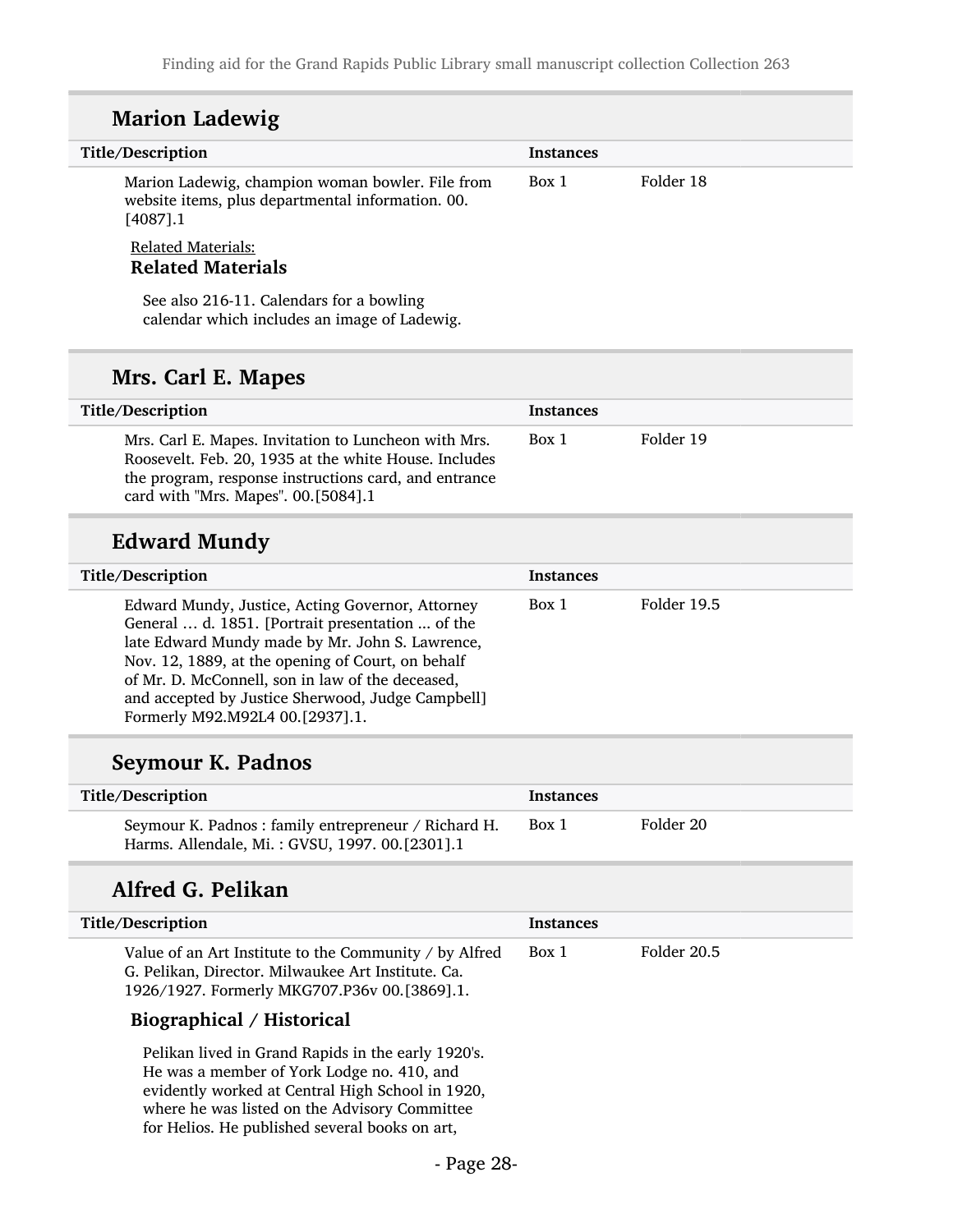## Marion Ladewig

| Title/Description | Instances | |
|---|---|---|
| Marion Ladewig, champion woman bowler. File from website items, plus departmental information. 00.[4087].1 | Box 1 | Folder 18 |

Related Materials:

**Related Materials**

See also 216-11. Calendars for a bowling calendar which includes an image of Ladewig.

## Mrs. Carl E. Mapes

| Title/Description | Instances | |
|---|---|---|
| Mrs. Carl E. Mapes. Invitation to Luncheon with Mrs. Roosevelt. Feb. 20, 1935 at the white House. Includes the program, response instructions card, and entrance card with "Mrs. Mapes". 00.[5084].1 | Box 1 | Folder 19 |

## Edward Mundy

| Title/Description | Instances | |
|---|---|---|
| Edward Mundy, Justice, Acting Governor, Attorney General … d. 1851. [Portrait presentation ... of the late Edward Mundy made by Mr. John S. Lawrence, Nov. 12, 1889, at the opening of Court, on behalf of Mr. D. McConnell, son in law of the deceased, and accepted by Justice Sherwood, Judge Campbell] Formerly M92.M92L4 00.[2937].1. | Box 1 | Folder 19.5 |

## Seymour K. Padnos

| Title/Description | Instances | |
|---|---|---|
| Seymour K. Padnos : family entrepreneur / Richard H. Harms. Allendale, Mi. : GVSU, 1997. 00.[2301].1 | Box 1 | Folder 20 |

## Alfred G. Pelikan

| Title/Description | Instances | |
|---|---|---|
| Value of an Art Institute to the Community / by Alfred G. Pelikan, Director. Milwaukee Art Institute. Ca. 1926/1927. Formerly MKG707.P36v 00.[3869].1. | Box 1 | Folder 20.5 |

**Biographical / Historical**

Pelikan lived in Grand Rapids in the early 1920's. He was a member of York Lodge no. 410, and evidently worked at Central High School in 1920, where he was listed on the Advisory Committee for Helios. He published several books on art,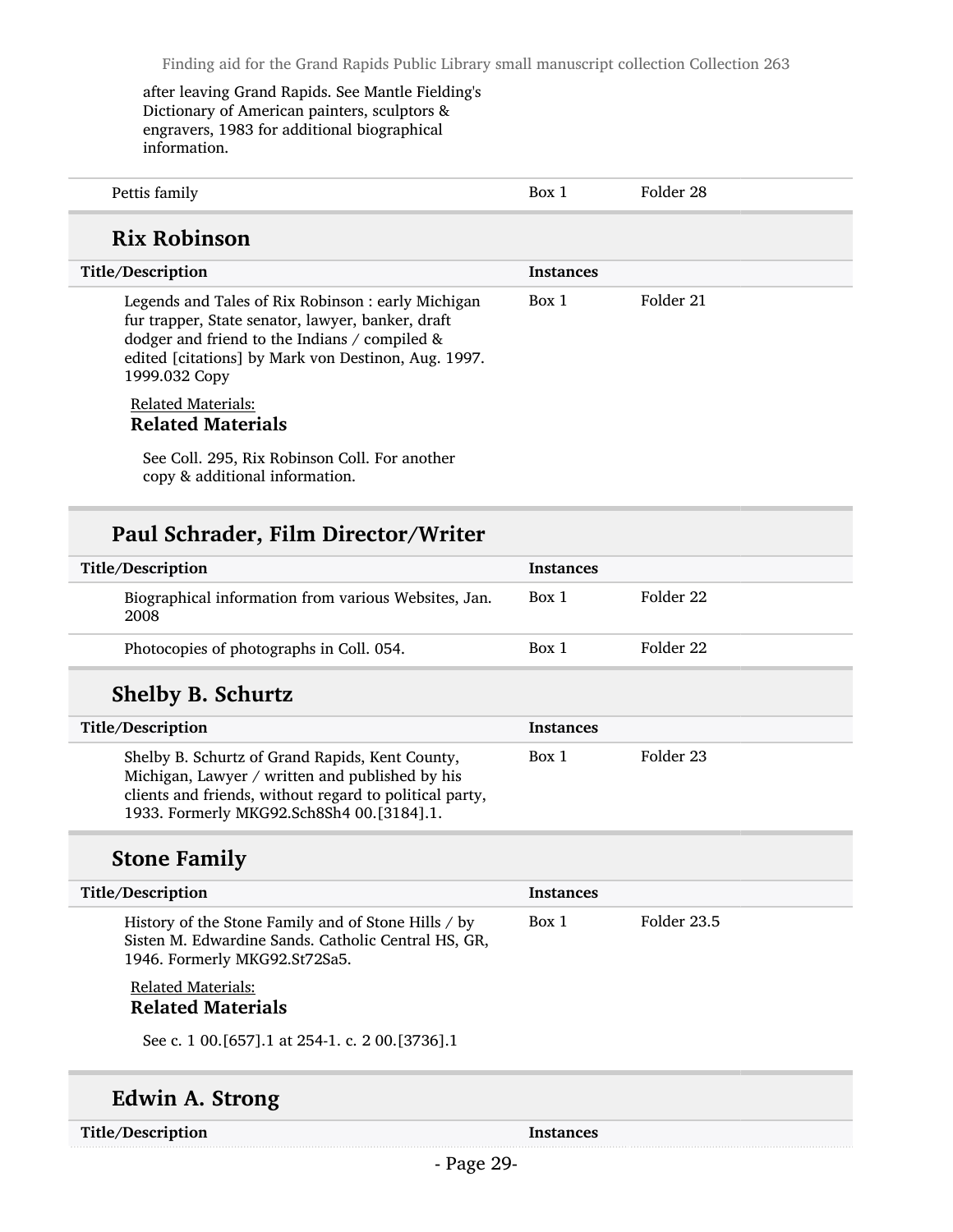after leaving Grand Rapids. See Mantle Fielding's Dictionary of American painters, sculptors & engravers, 1983 for additional biographical information.

| Pettis family | Box 1 | Folder 28 |
| --- | --- | --- |

## Rix Robinson

| Title/Description | Instances | |
| --- | --- | --- |
| Legends and Tales of Rix Robinson : early Michigan fur trapper, State senator, lawyer, banker, draft dodger and friend to the Indians / compiled & edited [citations] by Mark von Destinon, Aug. 1997. 1999.032 Copy | Box 1 | Folder 21 |

Related Materials:

**Related Materials**

See Coll. 295, Rix Robinson Coll. For another copy & additional information.

## Paul Schrader, Film Director/Writer

| Title/Description | Instances | |
| --- | --- | --- |
| Biographical information from various Websites, Jan. 2008 | Box 1 | Folder 22 |
| Photocopies of photographs in Coll. 054. | Box 1 | Folder 22 |

## Shelby B. Schurtz

| Title/Description | Instances | |
| --- | --- | --- |
| Shelby B. Schurtz of Grand Rapids, Kent County, Michigan, Lawyer / written and published by his clients and friends, without regard to political party, 1933. Formerly MKG92.Sch8Sh4 00.[3184].1. | Box 1 | Folder 23 |

## Stone Family

| Title/Description | Instances | |
| --- | --- | --- |
| History of the Stone Family and of Stone Hills / by Sisten M. Edwardine Sands. Catholic Central HS, GR, 1946. Formerly MKG92.St72Sa5. | Box 1 | Folder 23.5 |

Related Materials:

**Related Materials**

See c. 1 00.[657].1 at 254-1. c. 2 00.[3736].1

## Edwin A. Strong

| Title/Description | Instances |
| --- | --- |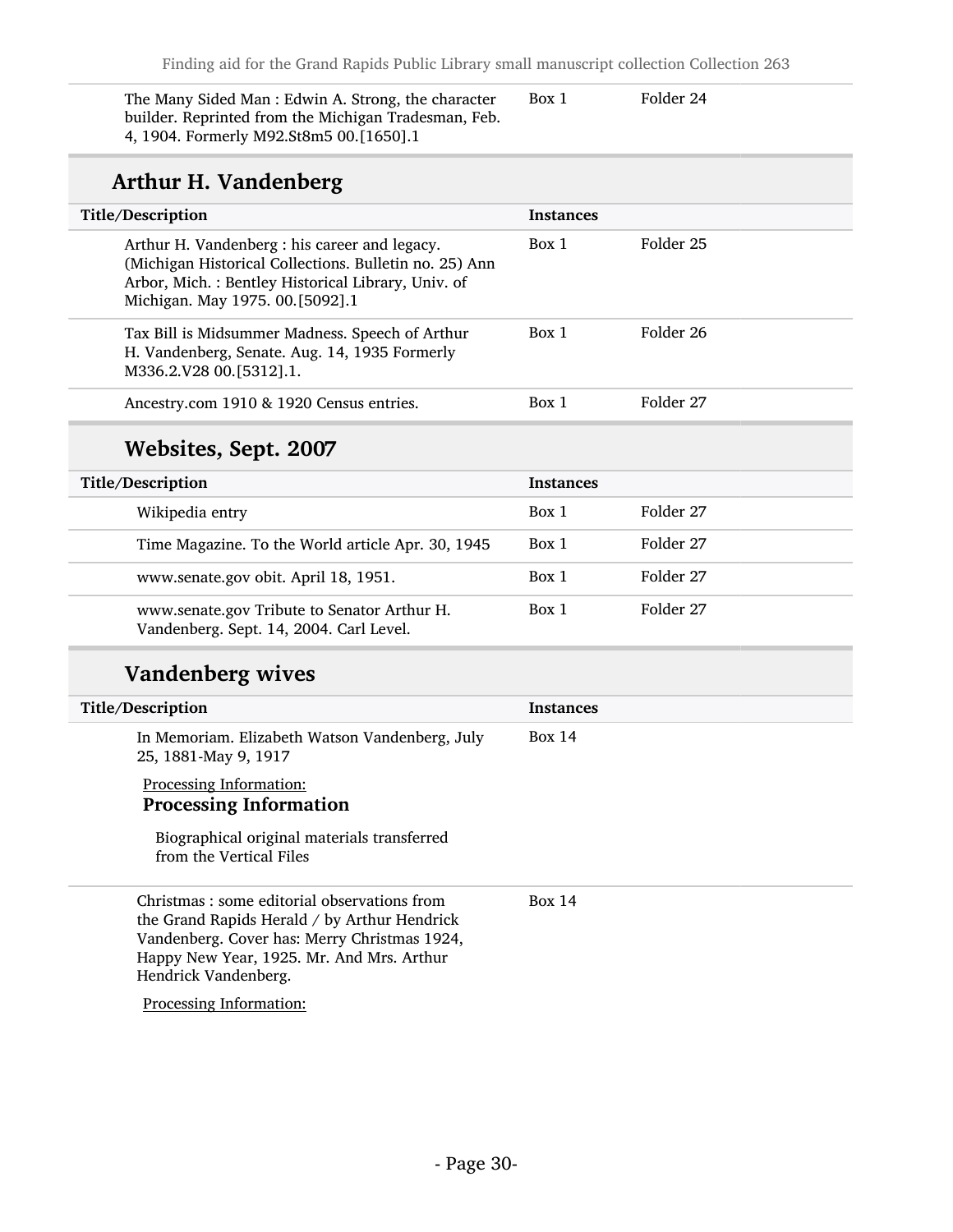| | | |
|---|---|---|
| The Many Sided Man : Edwin A. Strong, the character builder. Reprinted from the Michigan Tradesman, Feb. 4, 1904. Formerly M92.St8m5 00.[1650].1 | Box 1 | Folder 24 |

## Arthur H. Vandenberg

| Title/Description | Instances | |
|---|---|---|
| Arthur H. Vandenberg : his career and legacy. (Michigan Historical Collections. Bulletin no. 25) Ann Arbor, Mich. : Bentley Historical Library, Univ. of Michigan. May 1975. 00.[5092].1 | Box 1 | Folder 25 |
| Tax Bill is Midsummer Madness. Speech of Arthur H. Vandenberg, Senate. Aug. 14, 1935 Formerly M336.2.V28 00.[5312].1. | Box 1 | Folder 26 |
| Ancestry.com 1910 & 1920 Census entries. | Box 1 | Folder 27 |

### Websites, Sept. 2007

| Title/Description | Instances | |
|---|---|---|
| Wikipedia entry | Box 1 | Folder 27 |
| Time Magazine. To the World article Apr. 30, 1945 | Box 1 | Folder 27 |
| www.senate.gov obit. April 18, 1951. | Box 1 | Folder 27 |
| www.senate.gov Tribute to Senator Arthur H. Vandenberg. Sept. 14, 2004. Carl Level. | Box 1 | Folder 27 |

### Vandenberg wives

| Title/Description | Instances |
|---|---|
| In Memoriam. Elizabeth Watson Vandenberg, July 25, 1881-May 9, 1917<br><br>Processing Information:<br>**Processing Information**<br><br>Biographical original materials transferred from the Vertical Files | Box 14 |
| Christmas : some editorial observations from the Grand Rapids Herald / by Arthur Hendrick Vandenberg. Cover has: Merry Christmas 1924, Happy New Year, 1925. Mr. And Mrs. Arthur Hendrick Vandenberg.<br><br>Processing Information: | Box 14 |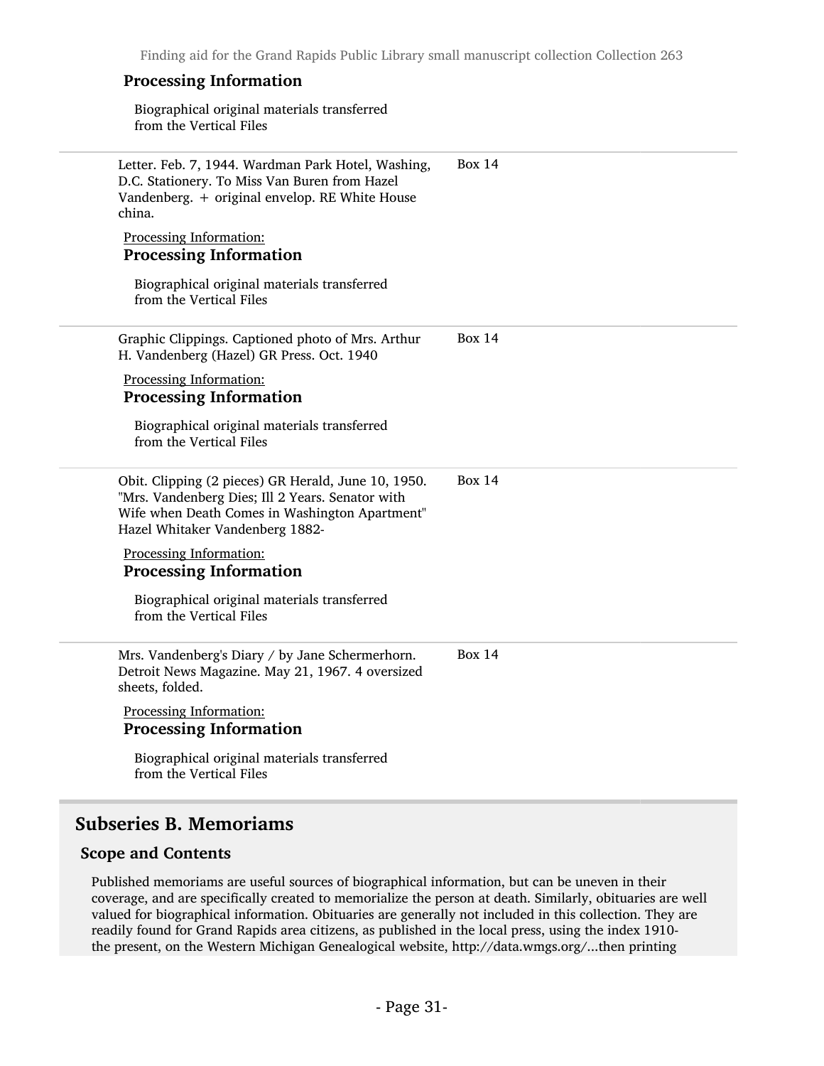### Processing Information

Biographical original materials transferred from the Vertical Files

| | |
|---|---|
| Letter. Feb. 7, 1944. Wardman Park Hotel, Washing, D.C. Stationery. To Miss Van Buren from Hazel Vandenberg. + original envelop. RE White House china.<br><br>Processing Information:<br>**Processing Information**<br><br>Biographical original materials transferred from the Vertical Files | Box 14 |
| Graphic Clippings. Captioned photo of Mrs. Arthur H. Vandenberg (Hazel) GR Press. Oct. 1940<br><br>Processing Information:<br>**Processing Information**<br><br>Biographical original materials transferred from the Vertical Files | Box 14 |
| Obit. Clipping (2 pieces) GR Herald, June 10, 1950. "Mrs. Vandenberg Dies; Ill 2 Years. Senator with Wife when Death Comes in Washington Apartment" Hazel Whitaker Vandenberg 1882-<br><br>Processing Information:<br>**Processing Information**<br><br>Biographical original materials transferred from the Vertical Files | Box 14 |
| Mrs. Vandenberg's Diary / by Jane Schermerhorn. Detroit News Magazine. May 21, 1967. 4 oversized sheets, folded.<br><br>Processing Information:<br>**Processing Information**<br><br>Biographical original materials transferred from the Vertical Files | Box 14 |

## Subseries B. Memoriams

### Scope and Contents

Published memoriams are useful sources of biographical information, but can be uneven in their coverage, and are specifically created to memorialize the person at death. Similarly, obituaries are well valued for biographical information. Obituaries are generally not included in this collection. They are readily found for Grand Rapids area citizens, as published in the local press, using the index 1910-the present, on the Western Michigan Genealogical website, http://data.wmgs.org/...then printing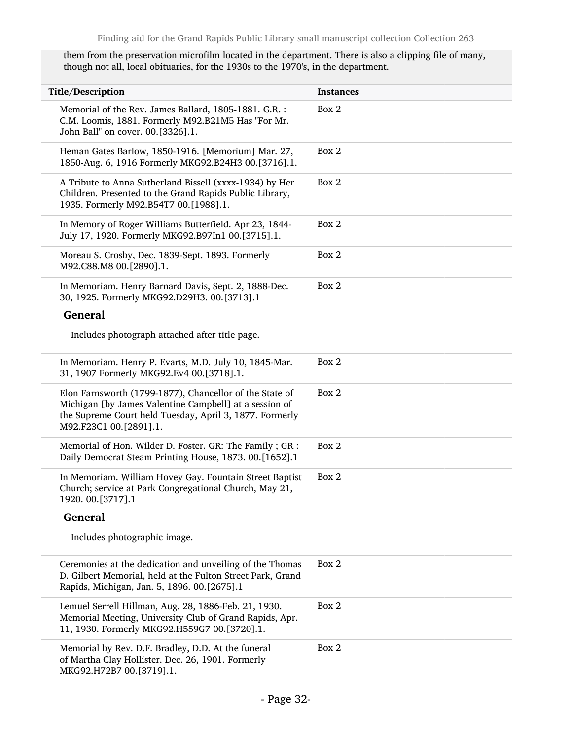them from the preservation microfilm located in the department. There is also a clipping file of many, though not all, local obituaries, for the 1930s to the 1970's, in the department.

| Title/Description | Instances |
| --- | --- |
| Memorial of the Rev. James Ballard, 1805-1881. G.R. : C.M. Loomis, 1881. Formerly M92.B21M5 Has "For Mr. John Ball" on cover. 00.[3326].1. | Box 2 |
| Heman Gates Barlow, 1850-1916. [Memorium] Mar. 27, 1850-Aug. 6, 1916 Formerly MKG92.B24H3 00.[3716].1. | Box 2 |
| A Tribute to Anna Sutherland Bissell (xxxx-1934) by Her Children. Presented to the Grand Rapids Public Library, 1935. Formerly M92.B54T7 00.[1988].1. | Box 2 |
| In Memory of Roger Williams Butterfield. Apr 23, 1844-July 17, 1920. Formerly MKG92.B97In1 00.[3715].1. | Box 2 |
| Moreau S. Crosby, Dec. 1839-Sept. 1893. Formerly M92.C88.M8 00.[2890].1. | Box 2 |
| In Memoriam. Henry Barnard Davis, Sept. 2, 1888-Dec. 30, 1925. Formerly MKG92.D29H3. 00.[3713].1 **General** Includes photograph attached after title page. | Box 2 |
| In Memoriam. Henry P. Evarts, M.D. July 10, 1845-Mar. 31, 1907 Formerly MKG92.Ev4 00.[3718].1. | Box 2 |
| Elon Farnsworth (1799-1877), Chancellor of the State of Michigan [by James Valentine Campbell] at a session of the Supreme Court held Tuesday, April 3, 1877. Formerly M92.F23C1 00.[2891].1. | Box 2 |
| Memorial of Hon. Wilder D. Foster. GR: The Family ; GR : Daily Democrat Steam Printing House, 1873. 00.[1652].1 | Box 2 |
| In Memoriam. William Hovey Gay. Fountain Street Baptist Church; service at Park Congregational Church, May 21, 1920. 00.[3717].1 **General** Includes photographic image. | Box 2 |
| Ceremonies at the dedication and unveiling of the Thomas D. Gilbert Memorial, held at the Fulton Street Park, Grand Rapids, Michigan, Jan. 5, 1896. 00.[2675].1 | Box 2 |
| Lemuel Serrell Hillman, Aug. 28, 1886-Feb. 21, 1930. Memorial Meeting, University Club of Grand Rapids, Apr. 11, 1930. Formerly MKG92.H559G7 00.[3720].1. | Box 2 |
| Memorial by Rev. D.F. Bradley, D.D. At the funeral of Martha Clay Hollister. Dec. 26, 1901. Formerly MKG92.H72B7 00.[3719].1. | Box 2 |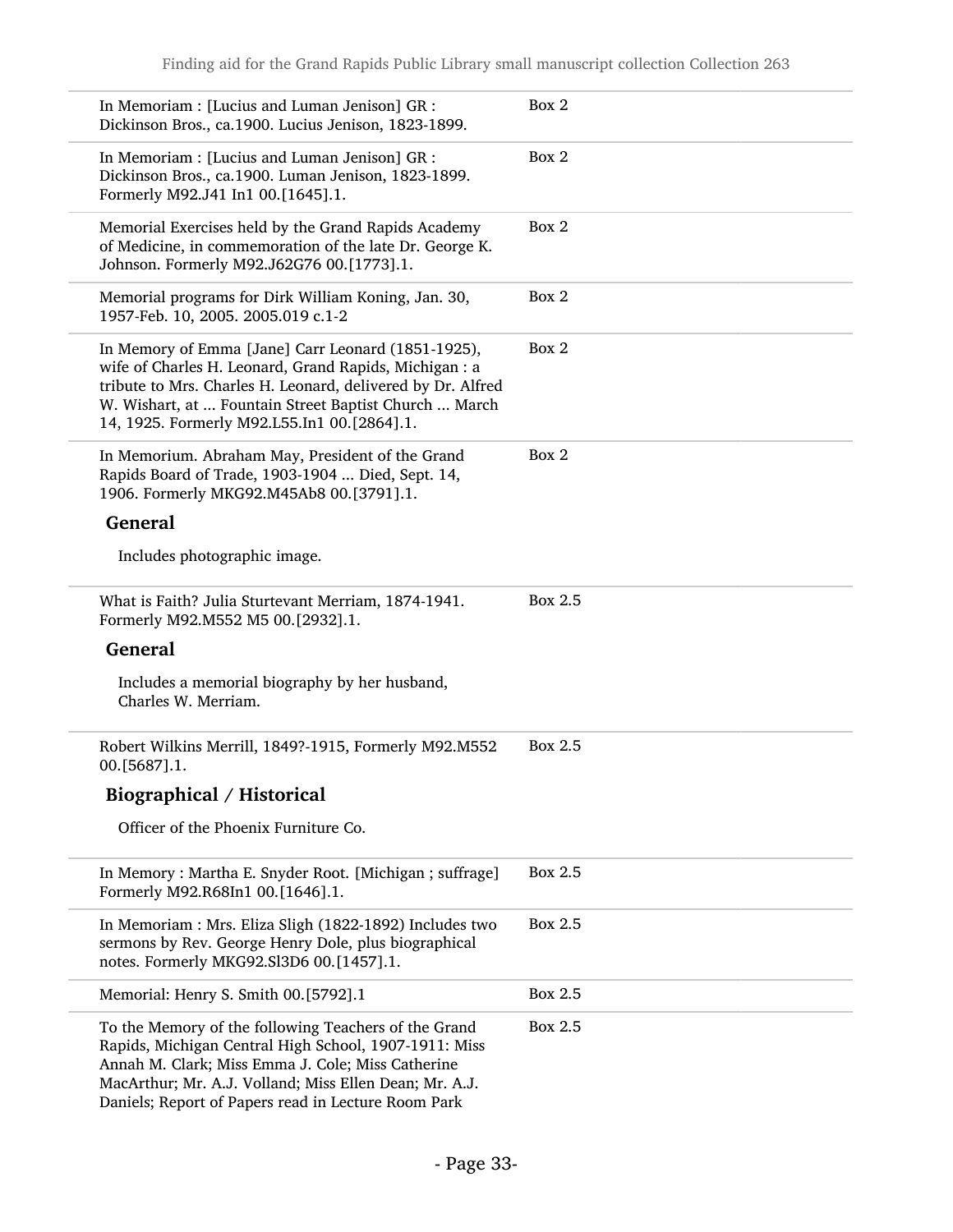| | |
|---|---|
| In Memoriam : [Lucius and Luman Jenison] GR : Dickinson Bros., ca.1900. Lucius Jenison, 1823-1899. | Box 2 |
| In Memoriam : [Lucius and Luman Jenison] GR : Dickinson Bros., ca.1900. Luman Jenison, 1823-1899. Formerly M92.J41 In1 00.[1645].1. | Box 2 |
| Memorial Exercises held by the Grand Rapids Academy of Medicine, in commemoration of the late Dr. George K. Johnson. Formerly M92.J62G76 00.[1773].1. | Box 2 |
| Memorial programs for Dirk William Koning, Jan. 30, 1957-Feb. 10, 2005. 2005.019 c.1-2 | Box 2 |
| In Memory of Emma [Jane] Carr Leonard (1851-1925), wife of Charles H. Leonard, Grand Rapids, Michigan : a tribute to Mrs. Charles H. Leonard, delivered by Dr. Alfred W. Wishart, at ... Fountain Street Baptist Church ... March 14, 1925. Formerly M92.L55.In1 00.[2864].1. | Box 2 |
| In Memorium. Abraham May, President of the Grand Rapids Board of Trade, 1903-1904 ... Died, Sept. 14, 1906. Formerly MKG92.M45Ab8 00.[3791].1.<br><br>**General**<br><br>Includes photographic image. | Box 2 |
| What is Faith? Julia Sturtevant Merriam, 1874-1941. Formerly M92.M552 M5 00.[2932].1.<br><br>**General**<br><br>Includes a memorial biography by her husband, Charles W. Merriam. | Box 2.5 |
| Robert Wilkins Merrill, 1849?-1915, Formerly M92.M552 00.[5687].1.<br><br>**Biographical / Historical**<br><br>Officer of the Phoenix Furniture Co. | Box 2.5 |
| In Memory : Martha E. Snyder Root. [Michigan ; suffrage] Formerly M92.R68In1 00.[1646].1. | Box 2.5 |
| In Memoriam : Mrs. Eliza Sligh (1822-1892) Includes two sermons by Rev. George Henry Dole, plus biographical notes. Formerly MKG92.Sl3D6 00.[1457].1. | Box 2.5 |
| Memorial: Henry S. Smith 00.[5792].1 | Box 2.5 |
| To the Memory of the following Teachers of the Grand Rapids, Michigan Central High School, 1907-1911: Miss Annah M. Clark; Miss Emma J. Cole; Miss Catherine MacArthur; Mr. A.J. Volland; Miss Ellen Dean; Mr. A.J. Daniels; Report of Papers read in Lecture Room Park | Box 2.5 |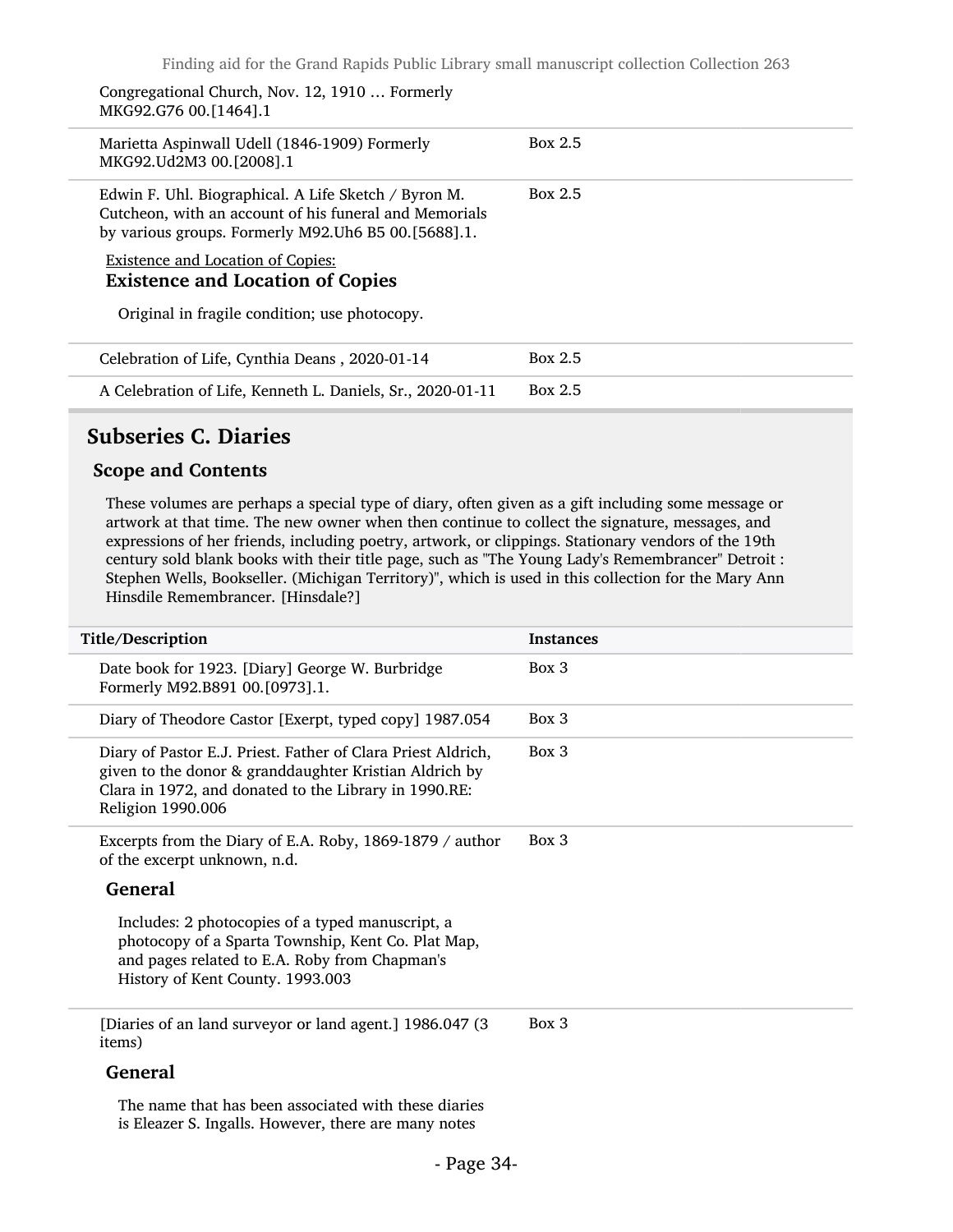| | |
|---|---|
| Congregational Church, Nov. 12, 1910 … Formerly MKG92.G76 00.[1464].1 | |
| Marietta Aspinwall Udell (1846-1909) Formerly MKG92.Ud2M3 00.[2008].1 | Box 2.5 |
| Edwin F. Uhl. Biographical. A Life Sketch / Byron M. Cutcheon, with an account of his funeral and Memorials by various groups. Formerly M92.Uh6 B5 00.[5688].1. **Existence and Location of Copies:** Original in fragile condition; use photocopy. | Box 2.5 |
| Celebration of Life, Cynthia Deans , 2020-01-14 | Box 2.5 |
| A Celebration of Life, Kenneth L. Daniels, Sr., 2020-01-11 | Box 2.5 |

## Subseries C. Diaries

### Scope and Contents

These volumes are perhaps a special type of diary, often given as a gift including some message or artwork at that time. The new owner when then continue to collect the signature, messages, and expressions of her friends, including poetry, artwork, or clippings. Stationary vendors of the 19th century sold blank books with their title page, such as "The Young Lady's Remembrancer" Detroit : Stephen Wells, Bookseller. (Michigan Territory)", which is used in this collection for the Mary Ann Hinsdile Remembrancer. [Hinsdale?]

| Title/Description | Instances |
|---|---|
| Date book for 1923. [Diary] George W. Burbridge Formerly M92.B891 00.[0973].1. | Box 3 |
| Diary of Theodore Castor [Exerpt, typed copy] 1987.054 | Box 3 |
| Diary of Pastor E.J. Priest. Father of Clara Priest Aldrich, given to the donor & granddaughter Kristian Aldrich by Clara in 1972, and donated to the Library in 1990.RE: Religion 1990.006 | Box 3 |
| Excerpts from the Diary of E.A. Roby, 1869-1879 / author of the excerpt unknown, n.d. **General:** Includes: 2 photocopies of a typed manuscript, a photocopy of a Sparta Township, Kent Co. Plat Map, and pages related to E.A. Roby from Chapman's History of Kent County. 1993.003 | Box 3 |
| [Diaries of an land surveyor or land agent.] 1986.047 (3 items) **General:** The name that has been associated with these diaries is Eleazer S. Ingalls. However, there are many notes | Box 3 |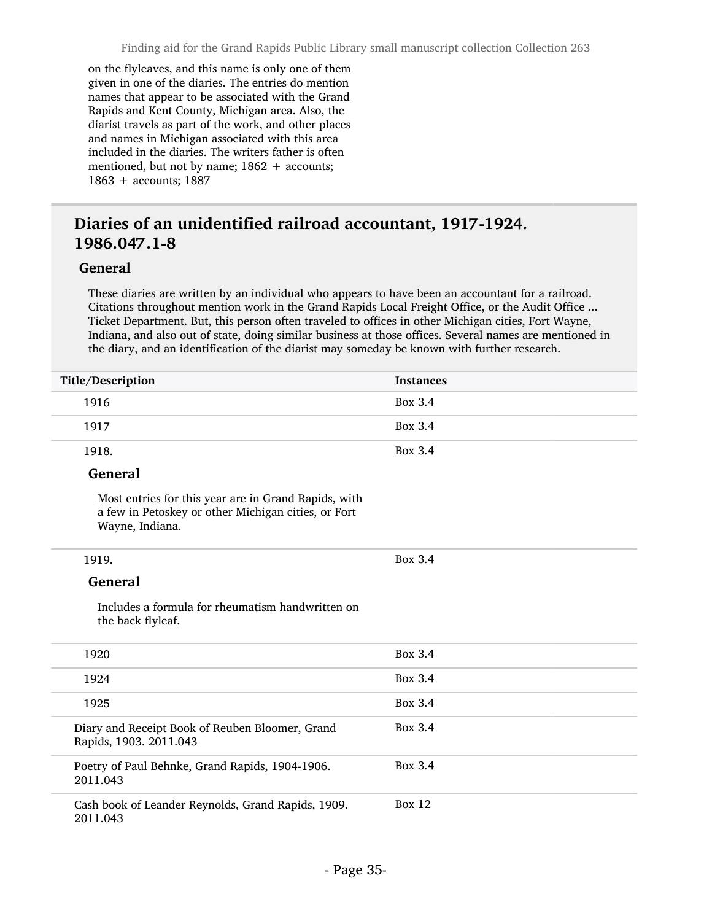on the flyleaves, and this name is only one of them given in one of the diaries. The entries do mention names that appear to be associated with the Grand Rapids and Kent County, Michigan area. Also, the diarist travels as part of the work, and other places and names in Michigan associated with this area included in the diaries. The writers father is often mentioned, but not by name; 1862 + accounts; 1863 + accounts; 1887

## Diaries of an unidentified railroad accountant, 1917-1924. 1986.047.1-8

### General

These diaries are written by an individual who appears to have been an accountant for a railroad. Citations throughout mention work in the Grand Rapids Local Freight Office, or the Audit Office ... Ticket Department. But, this person often traveled to offices in other Michigan cities, Fort Wayne, Indiana, and also out of state, doing similar business at those offices. Several names are mentioned in the diary, and an identification of the diarist may someday be known with further research.

| Title/Description | Instances |
|---|---|
| 1916 | Box 3.4 |
| 1917 | Box 3.4 |
| 1918.<br><br>**General**<br><br>Most entries for this year are in Grand Rapids, with a few in Petoskey or other Michigan cities, or Fort Wayne, Indiana. | Box 3.4 |
| 1919.<br><br>**General**<br><br>Includes a formula for rheumatism handwritten on the back flyleaf. | Box 3.4 |
| 1920 | Box 3.4 |
| 1924 | Box 3.4 |
| 1925 | Box 3.4 |
| Diary and Receipt Book of Reuben Bloomer, Grand Rapids, 1903. 2011.043 | Box 3.4 |
| Poetry of Paul Behnke, Grand Rapids, 1904-1906. 2011.043 | Box 3.4 |
| Cash book of Leander Reynolds, Grand Rapids, 1909. 2011.043 | Box 12 |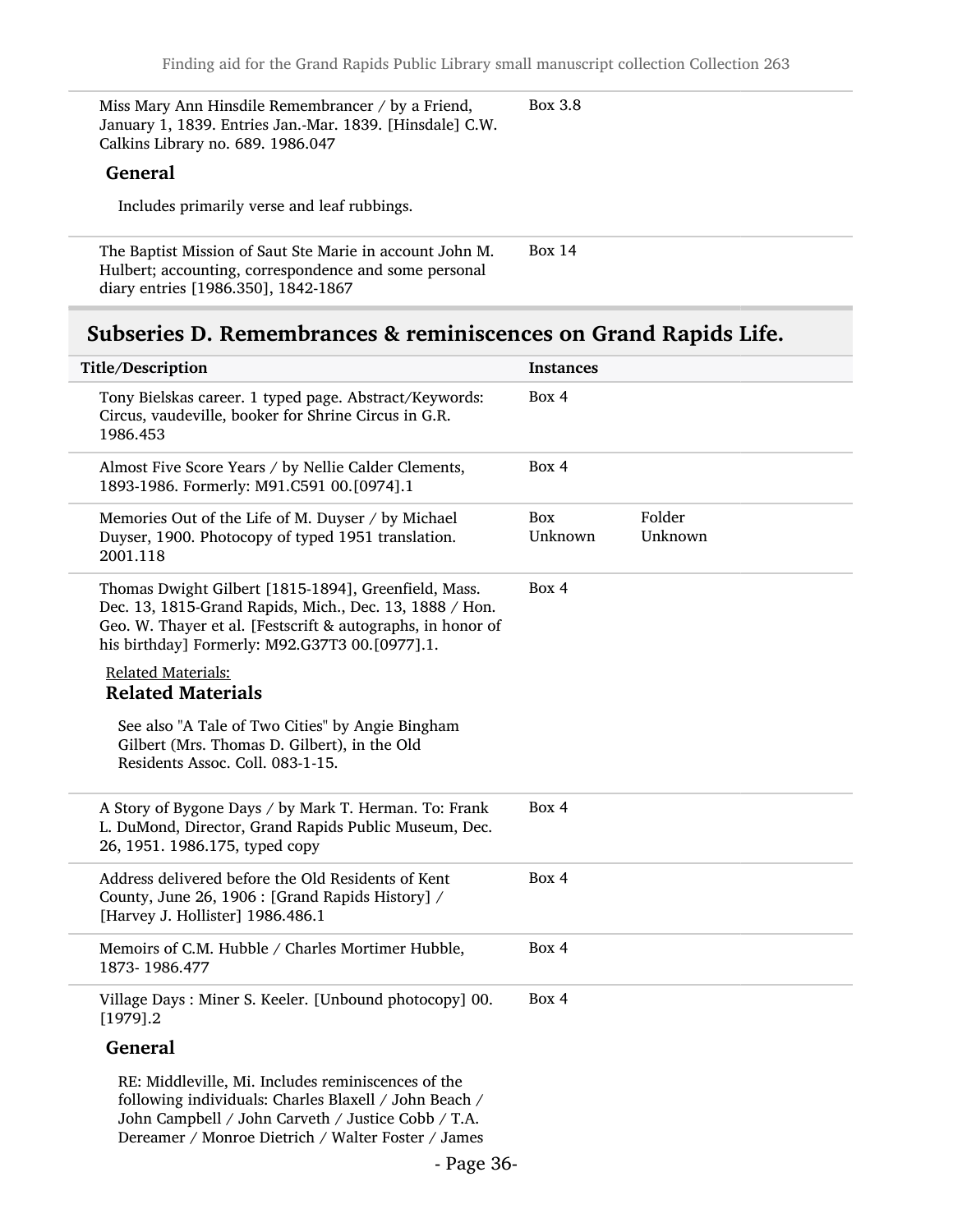| | |
|---|---|
| Miss Mary Ann Hinsdile Remembrancer / by a Friend, January 1, 1839. Entries Jan.-Mar. 1839. [Hinsdale] C.W. Calkins Library no. 689. 1986.047 | Box 3.8 |

**General**

Includes primarily verse and leaf rubbings.

| | |
|---|---|
| The Baptist Mission of Saut Ste Marie in account John M. Hulbert; accounting, correspondence and some personal diary entries [1986.350], 1842-1867 | Box 14 |

## Subseries D. Remembrances & reminiscences on Grand Rapids Life.

| Title/Description | Instances | |
|---|---|---|
| Tony Bielskas career. 1 typed page. Abstract/Keywords: Circus, vaudeville, booker for Shrine Circus in G.R. 1986.453 | Box 4 | |
| Almost Five Score Years / by Nellie Calder Clements, 1893-1986. Formerly: M91.C591 00.[0974].1 | Box 4 | |
| Memories Out of the Life of M. Duyser / by Michael Duyser, 1900. Photocopy of typed 1951 translation. 2001.118 | Box Unknown | Folder Unknown |
| Thomas Dwight Gilbert [1815-1894], Greenfield, Mass. Dec. 13, 1815-Grand Rapids, Mich., Dec. 13, 1888 / Hon. Geo. W. Thayer et al. [Festscrift & autographs, in honor of his birthday] Formerly: M92.G37T3 00.[0977].1. | Box 4 | |

Related Materials:

**Related Materials**

See also "A Tale of Two Cities" by Angie Bingham Gilbert (Mrs. Thomas D. Gilbert), in the Old Residents Assoc. Coll. 083-1-15.

| | |
|---|---|
| A Story of Bygone Days / by Mark T. Herman. To: Frank L. DuMond, Director, Grand Rapids Public Museum, Dec. 26, 1951. 1986.175, typed copy | Box 4 |
| Address delivered before the Old Residents of Kent County, June 26, 1906 : [Grand Rapids History] / [Harvey J. Hollister] 1986.486.1 | Box 4 |
| Memoirs of C.M. Hubble / Charles Mortimer Hubble, 1873- 1986.477 | Box 4 |
| Village Days : Miner S. Keeler. [Unbound photocopy] 00.[1979].2 | Box 4 |

**General**

RE: Middleville, Mi. Includes reminiscences of the following individuals: Charles Blaxell / John Beach / John Campbell / John Carveth / Justice Cobb / T.A. Dereamer / Monroe Dietrich / Walter Foster / James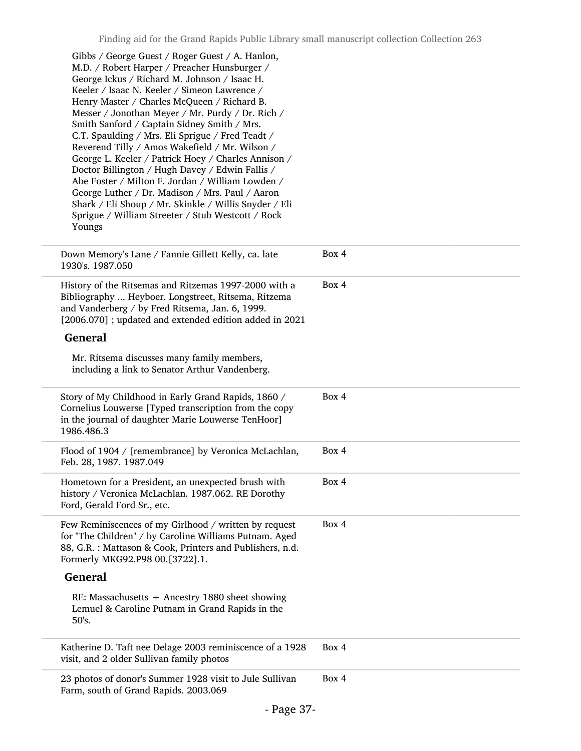Gibbs / George Guest / Roger Guest / A. Hanlon, M.D. / Robert Harper / Preacher Hunsburger / George Ickus / Richard M. Johnson / Isaac H. Keeler / Isaac N. Keeler / Simeon Lawrence / Henry Master / Charles McQueen / Richard B. Messer / Jonothan Meyer / Mr. Purdy / Dr. Rich / Smith Sanford / Captain Sidney Smith / Mrs. C.T. Spaulding / Mrs. Eli Sprigue / Fred Teadt / Reverend Tilly / Amos Wakefield / Mr. Wilson / George L. Keeler / Patrick Hoey / Charles Annison / Doctor Billington / Hugh Davey / Edwin Fallis / Abe Foster / Milton F. Jordan / William Lowden / George Luther / Dr. Madison / Mrs. Paul / Aaron Shark / Eli Shoup / Mr. Skinkle / Willis Snyder / Eli Sprigue / William Streeter / Stub Westcott / Rock Youngs

---

Down Memory's Lane / Fannie Gillett Kelly, ca. late 1930's. 1987.050 — Box 4

---

History of the Ritsemas and Ritzemas 1997-2000 with a Bibliography ... Heyboer. Longstreet, Ritsema, Ritzema and Vanderberg / by Fred Ritsema, Jan. 6, 1999. [2006.070] ; updated and extended edition added in 2021 — Box 4

**General**

Mr. Ritsema discusses many family members, including a link to Senator Arthur Vandenberg.

---

Story of My Childhood in Early Grand Rapids, 1860 / Cornelius Louwerse [Typed transcription from the copy in the journal of daughter Marie Louwerse TenHoor] 1986.486.3 — Box 4

---

Flood of 1904 / [remembrance] by Veronica McLachlan, Feb. 28, 1987. 1987.049 — Box 4

---

Hometown for a President, an unexpected brush with history / Veronica McLachlan. 1987.062. RE Dorothy Ford, Gerald Ford Sr., etc. — Box 4

---

Few Reminiscences of my Girlhood / written by request for "The Children" / by Caroline Williams Putnam. Aged 88, G.R. : Mattason & Cook, Printers and Publishers, n.d. Formerly MKG92.P98 00.[3722].1. — Box 4

**General**

RE: Massachusetts + Ancestry 1880 sheet showing Lemuel & Caroline Putnam in Grand Rapids in the 50's.

---

Katherine D. Taft nee Delage 2003 reminiscence of a 1928 visit, and 2 older Sullivan family photos — Box 4

---

23 photos of donor's Summer 1928 visit to Jule Sullivan Farm, south of Grand Rapids. 2003.069 — Box 4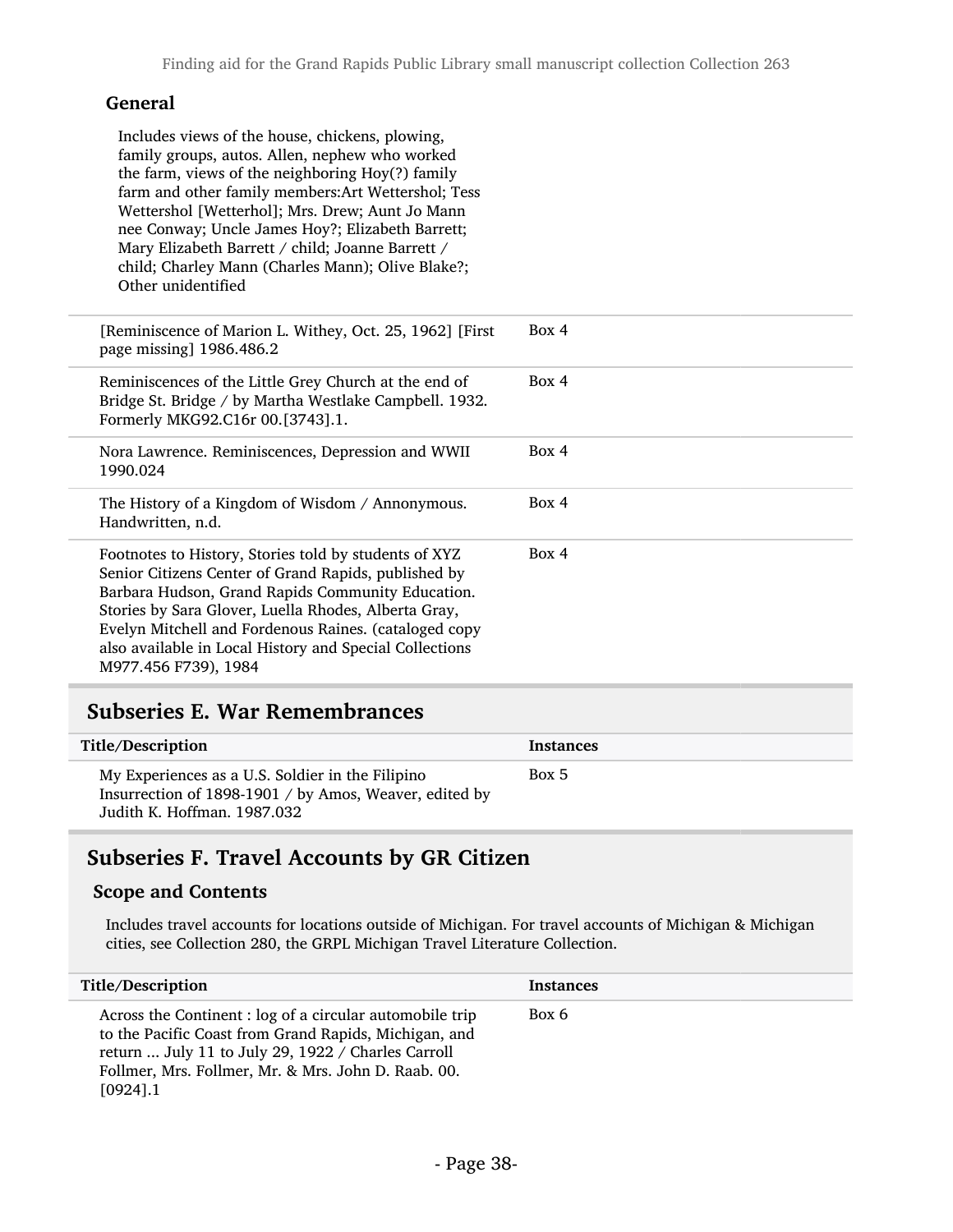#### General

Includes views of the house, chickens, plowing, family groups, autos. Allen, nephew who worked the farm, views of the neighboring Hoy(?) family farm and other family members:Art Wettershol; Tess Wettershol [Wetterhol]; Mrs. Drew; Aunt Jo Mann nee Conway; Uncle James Hoy?; Elizabeth Barrett; Mary Elizabeth Barrett / child; Joanne Barrett / child; Charley Mann (Charles Mann); Olive Blake?; Other unidentified

| | |
|---|---|
| [Reminiscence of Marion L. Withey, Oct. 25, 1962] [First page missing] 1986.486.2 | Box 4 |
| Reminiscences of the Little Grey Church at the end of Bridge St. Bridge / by Martha Westlake Campbell. 1932. Formerly MKG92.C16r 00.[3743].1. | Box 4 |
| Nora Lawrence. Reminiscences, Depression and WWII 1990.024 | Box 4 |
| The History of a Kingdom of Wisdom / Annonymous. Handwritten, n.d. | Box 4 |
| Footnotes to History, Stories told by students of XYZ Senior Citizens Center of Grand Rapids, published by Barbara Hudson, Grand Rapids Community Education. Stories by Sara Glover, Luella Rhodes, Alberta Gray, Evelyn Mitchell and Fordenous Raines. (cataloged copy also available in Local History and Special Collections M977.456 F739), 1984 | Box 4 |

## Subseries E. War Remembrances

| Title/Description | Instances |
|---|---|
| My Experiences as a U.S. Soldier in the Filipino Insurrection of 1898-1901 / by Amos, Weaver, edited by Judith K. Hoffman. 1987.032 | Box 5 |

## Subseries F. Travel Accounts by GR Citizen

### Scope and Contents

Includes travel accounts for locations outside of Michigan. For travel accounts of Michigan & Michigan cities, see Collection 280, the GRPL Michigan Travel Literature Collection.

| Title/Description | Instances |
|---|---|
| Across the Continent : log of a circular automobile trip to the Pacific Coast from Grand Rapids, Michigan, and return ... July 11 to July 29, 1922 / Charles Carroll Follmer, Mrs. Follmer, Mr. & Mrs. John D. Raab. 00.[0924].1 | Box 6 |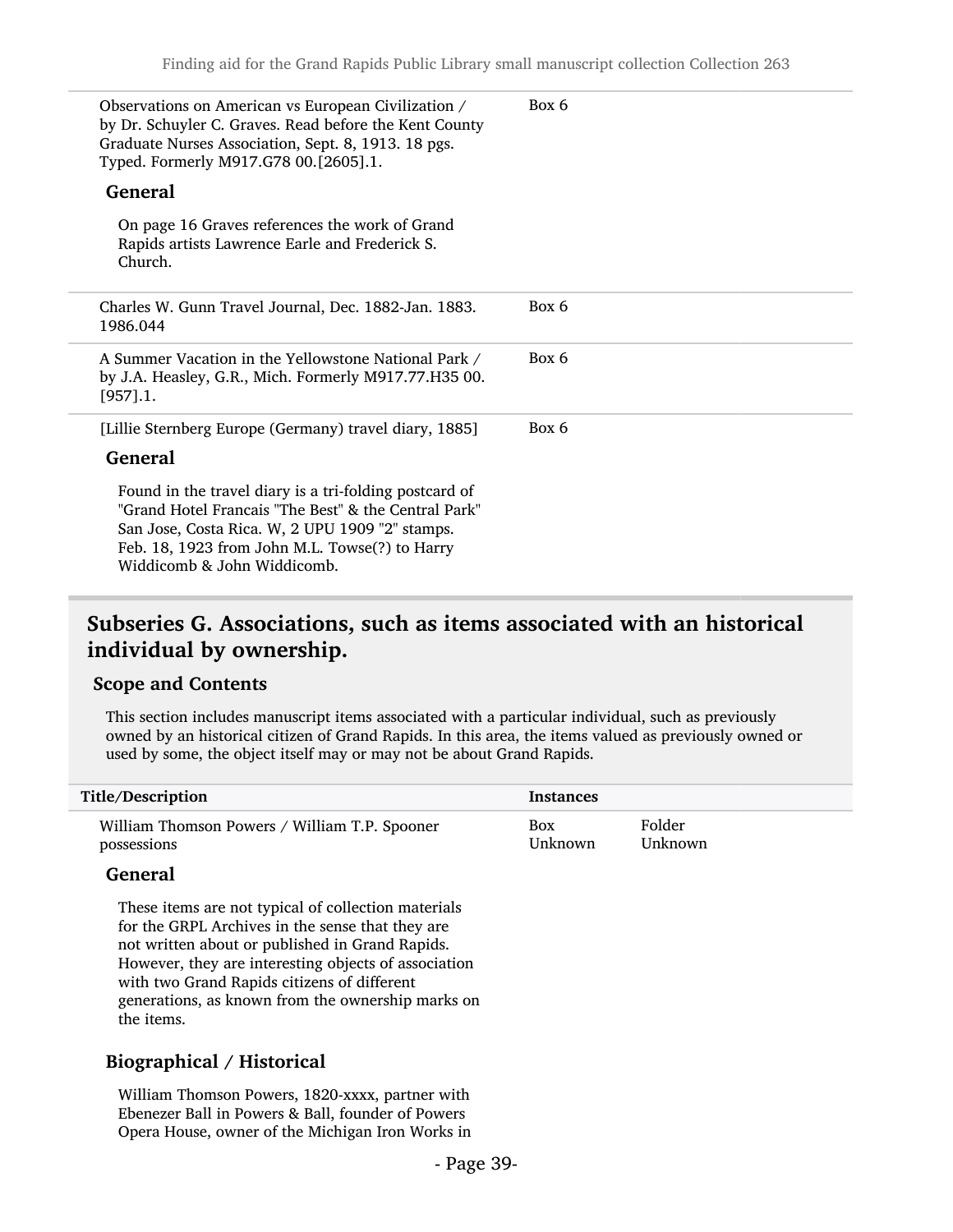| | |
|---|---|
| Observations on American vs European Civilization / by Dr. Schuyler C. Graves. Read before the Kent County Graduate Nurses Association, Sept. 8, 1913. 18 pgs. Typed. Formerly M917.G78 00.[2605].1. | Box 6 |

**General**

On page 16 Graves references the work of Grand Rapids artists Lawrence Earle and Frederick S. Church.

| | |
|---|---|
| Charles W. Gunn Travel Journal, Dec. 1882-Jan. 1883. 1986.044 | Box 6 |
| A Summer Vacation in the Yellowstone National Park / by J.A. Heasley, G.R., Mich. Formerly M917.77.H35 00.[957].1. | Box 6 |
| [Lillie Sternberg Europe (Germany) travel diary, 1885] | Box 6 |

**General**

Found in the travel diary is a tri-folding postcard of "Grand Hotel Francais "The Best" & the Central Park" San Jose, Costa Rica. W, 2 UPU 1909 "2" stamps. Feb. 18, 1923 from John M.L. Towse(?) to Harry Widdicomb & John Widdicomb.

## Subseries G. Associations, such as items associated with an historical individual by ownership.

### Scope and Contents

This section includes manuscript items associated with a particular individual, such as previously owned by an historical citizen of Grand Rapids. In this area, the items valued as previously owned or used by some, the object itself may or may not be about Grand Rapids.

| Title/Description | Instances | |
|---|---|---|
| William Thomson Powers / William T.P. Spooner possessions | Box Unknown | Folder Unknown |

**General**

These items are not typical of collection materials for the GRPL Archives in the sense that they are not written about or published in Grand Rapids. However, they are interesting objects of association with two Grand Rapids citizens of different generations, as known from the ownership marks on the items.

**Biographical / Historical**

William Thomson Powers, 1820-xxxx, partner with Ebenezer Ball in Powers & Ball, founder of Powers Opera House, owner of the Michigan Iron Works in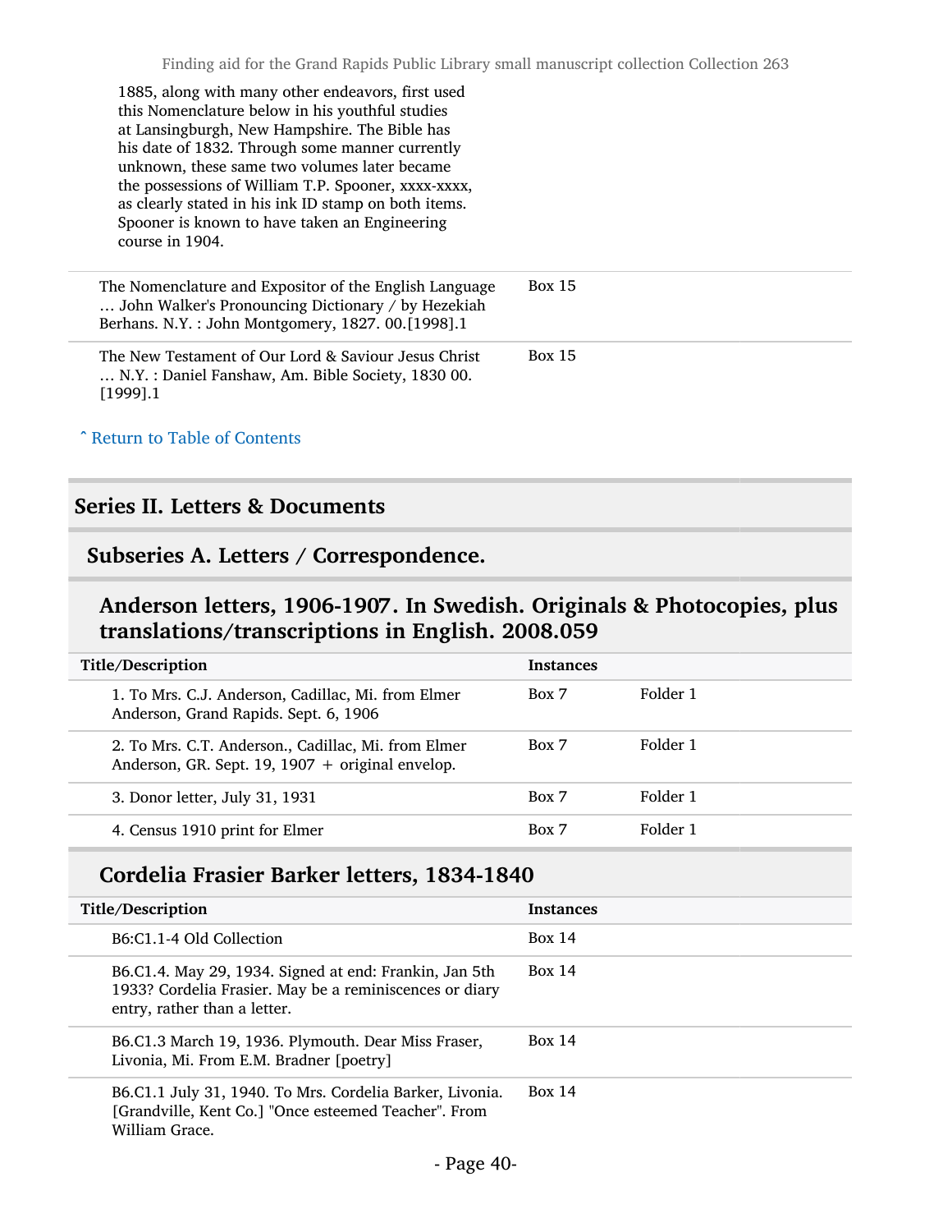1885, along with many other endeavors, first used this Nomenclature below in his youthful studies at Lansingburgh, New Hampshire. The Bible has his date of 1832. Through some manner currently unknown, these same two volumes later became the possessions of William T.P. Spooner, xxxx-xxxx, as clearly stated in his ink ID stamp on both items. Spooner is known to have taken an Engineering course in 1904.

| | |
|---|---|
| The Nomenclature and Expositor of the English Language … John Walker's Pronouncing Dictionary / by Hezekiah Berhans. N.Y. : John Montgomery, 1827. 00.[1998].1 | Box 15 |
| The New Testament of Our Lord & Saviour Jesus Christ … N.Y. : Daniel Fanshaw, Am. Bible Society, 1830 00.[1999].1 | Box 15 |

ˆ Return to Table of Contents

## Series II. Letters & Documents

### Subseries A. Letters / Correspondence.

#### Anderson letters, 1906-1907. In Swedish. Originals & Photocopies, plus translations/transcriptions in English. 2008.059

| Title/Description | Instances | |
|---|---|---|
| 1. To Mrs. C.J. Anderson, Cadillac, Mi. from Elmer Anderson, Grand Rapids. Sept. 6, 1906 | Box 7 | Folder 1 |
| 2. To Mrs. C.T. Anderson., Cadillac, Mi. from Elmer Anderson, GR. Sept. 19, 1907 + original envelop. | Box 7 | Folder 1 |
| 3. Donor letter, July 31, 1931 | Box 7 | Folder 1 |
| 4. Census 1910 print for Elmer | Box 7 | Folder 1 |

#### Cordelia Frasier Barker letters, 1834-1840

| Title/Description | Instances |
|---|---|
| B6:C1.1-4 Old Collection | Box 14 |
| B6.C1.4. May 29, 1934. Signed at end: Frankin, Jan 5th 1933? Cordelia Frasier. May be a reminiscences or diary entry, rather than a letter. | Box 14 |
| B6.C1.3 March 19, 1936. Plymouth. Dear Miss Fraser, Livonia, Mi. From E.M. Bradner [poetry] | Box 14 |
| B6.C1.1 July 31, 1940. To Mrs. Cordelia Barker, Livonia. [Grandville, Kent Co.] "Once esteemed Teacher". From William Grace. | Box 14 |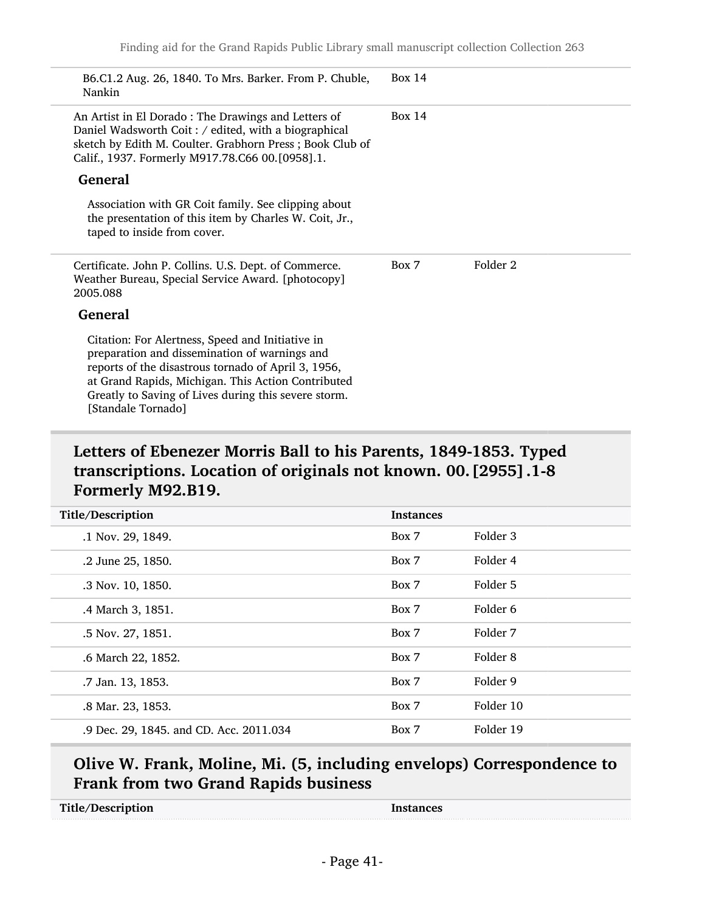| | | |
|---|---|---|
| B6.C1.2 Aug. 26, 1840. To Mrs. Barker. From P. Chuble, Nankin | Box 14 | |
| An Artist in El Dorado : The Drawings and Letters of Daniel Wadsworth Coit : / edited, with a biographical sketch by Edith M. Coulter. Grabhorn Press ; Book Club of Calif., 1937. Formerly M917.78.C66 00.[0958].1. **General** Association with GR Coit family. See clipping about the presentation of this item by Charles W. Coit, Jr., taped to inside from cover. | Box 14 | |
| Certificate. John P. Collins. U.S. Dept. of Commerce. Weather Bureau, Special Service Award. [photocopy] 2005.088 **General** Citation: For Alertness, Speed and Initiative in preparation and dissemination of warnings and reports of the disastrous tornado of April 3, 1956, at Grand Rapids, Michigan. This Action Contributed Greatly to Saving of Lives during this severe storm. [Standale Tornado] | Box 7 | Folder 2 |

## Letters of Ebenezer Morris Ball to his Parents, 1849-1853. Typed transcriptions. Location of originals not known. 00.[2955].1-8 Formerly M92.B19.

| Title/Description | Instances | |
|---|---|---|
| .1 Nov. 29, 1849. | Box 7 | Folder 3 |
| .2 June 25, 1850. | Box 7 | Folder 4 |
| .3 Nov. 10, 1850. | Box 7 | Folder 5 |
| .4 March 3, 1851. | Box 7 | Folder 6 |
| .5 Nov. 27, 1851. | Box 7 | Folder 7 |
| .6 March 22, 1852. | Box 7 | Folder 8 |
| .7 Jan. 13, 1853. | Box 7 | Folder 9 |
| .8 Mar. 23, 1853. | Box 7 | Folder 10 |
| .9 Dec. 29, 1845. and CD. Acc. 2011.034 | Box 7 | Folder 19 |

## Olive W. Frank, Moline, Mi. (5, including envelops) Correspondence to Frank from two Grand Rapids business

| Title/Description | Instances |
|---|---|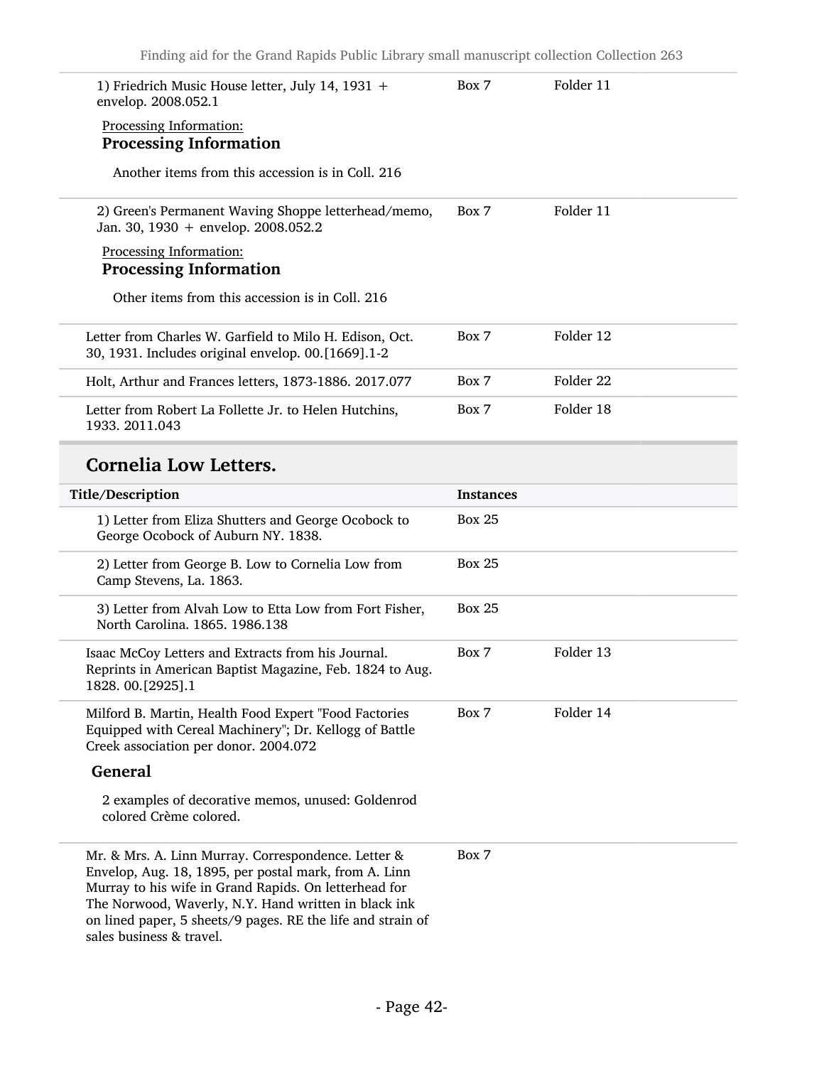| | | |
|---|---|---|
| 1) Friedrich Music House letter, July 14, 1931 + envelop. 2008.052.1 | Box 7 | Folder 11 |

Processing Information:

**Processing Information**

Another items from this accession is in Coll. 216

| | | |
|---|---|---|
| 2) Green's Permanent Waving Shoppe letterhead/memo, Jan. 30, 1930 + envelop. 2008.052.2 | Box 7 | Folder 11 |

Processing Information:

**Processing Information**

Other items from this accession is in Coll. 216

| | | |
|---|---|---|
| Letter from Charles W. Garfield to Milo H. Edison, Oct. 30, 1931. Includes original envelop. 00.[1669].1-2 | Box 7 | Folder 12 |
| Holt, Arthur and Frances letters, 1873-1886. 2017.077 | Box 7 | Folder 22 |
| Letter from Robert La Follette Jr. to Helen Hutchins, 1933. 2011.043 | Box 7 | Folder 18 |

## Cornelia Low Letters.

| Title/Description | Instances | |
|---|---|---|
| 1) Letter from Eliza Shutters and George Ocobock to George Ocobock of Auburn NY. 1838. | Box 25 | |
| 2) Letter from George B. Low to Cornelia Low from Camp Stevens, La. 1863. | Box 25 | |
| 3) Letter from Alvah Low to Etta Low from Fort Fisher, North Carolina. 1865. 1986.138 | Box 25 | |
| Isaac McCoy Letters and Extracts from his Journal. Reprints in American Baptist Magazine, Feb. 1824 to Aug. 1828. 00.[2925].1 | Box 7 | Folder 13 |
| Milford B. Martin, Health Food Expert "Food Factories Equipped with Cereal Machinery"; Dr. Kellogg of Battle Creek association per donor. 2004.072 | Box 7 | Folder 14 |

**General**

2 examples of decorative memos, unused: Goldenrod colored Crème colored.

| | | |
|---|---|---|
| Mr. & Mrs. A. Linn Murray. Correspondence. Letter & Envelop, Aug. 18, 1895, per postal mark, from A. Linn Murray to his wife in Grand Rapids. On letterhead for The Norwood, Waverly, N.Y. Hand written in black ink on lined paper, 5 sheets/9 pages. RE the life and strain of sales business & travel. | Box 7 | |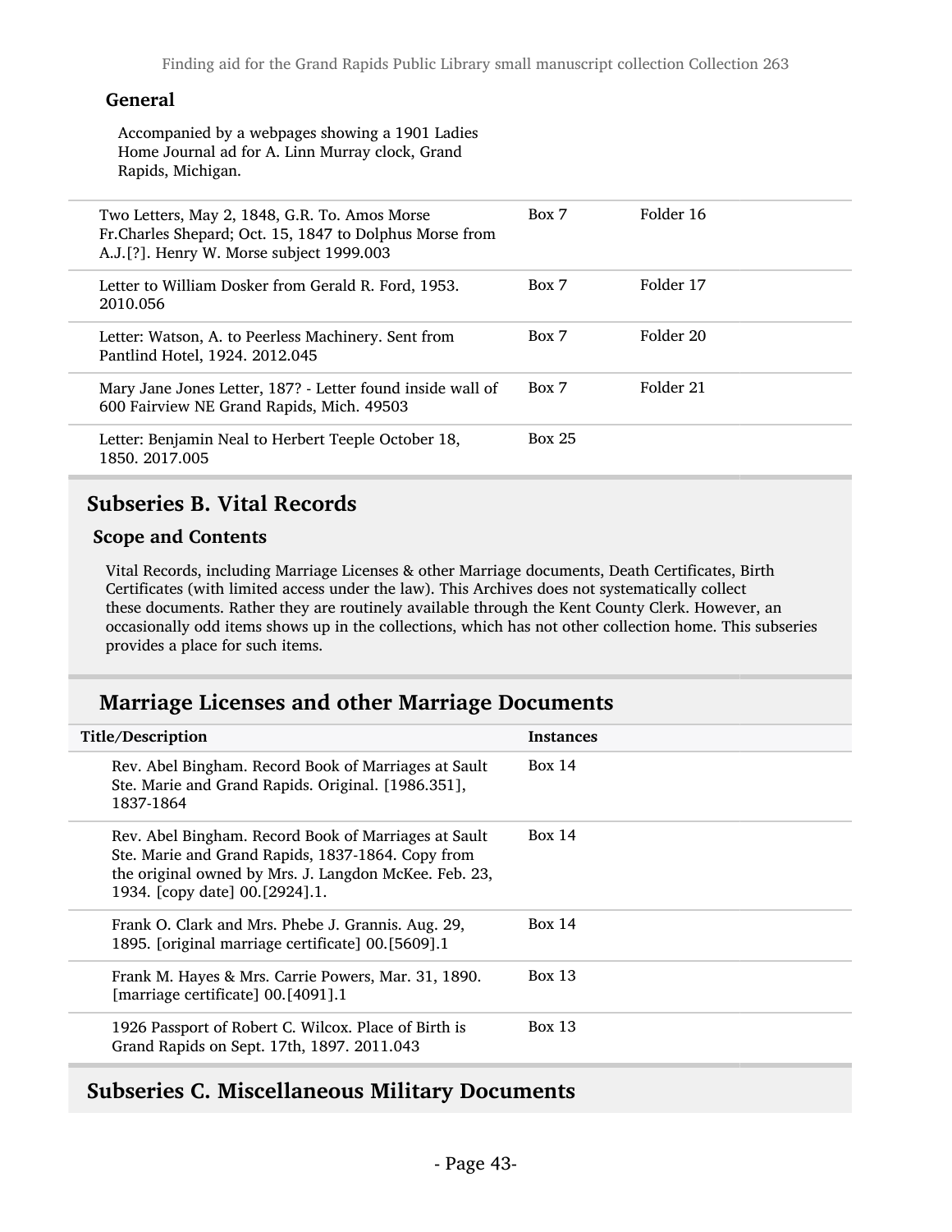**General**

Accompanied by a webpages showing a 1901 Ladies Home Journal ad for A. Linn Murray clock, Grand Rapids, Michigan.

| | | |
|---|---|---|
| Two Letters, May 2, 1848, G.R. To. Amos Morse Fr.Charles Shepard; Oct. 15, 1847 to Dolphus Morse from A.J.[?]. Henry W. Morse subject 1999.003 | Box 7 | Folder 16 |
| Letter to William Dosker from Gerald R. Ford, 1953. 2010.056 | Box 7 | Folder 17 |
| Letter: Watson, A. to Peerless Machinery. Sent from Pantlind Hotel, 1924. 2012.045 | Box 7 | Folder 20 |
| Mary Jane Jones Letter, 187? - Letter found inside wall of 600 Fairview NE Grand Rapids, Mich. 49503 | Box 7 | Folder 21 |
| Letter: Benjamin Neal to Herbert Teeple October 18, 1850. 2017.005 | Box 25 | |

## Subseries B. Vital Records

### Scope and Contents

Vital Records, including Marriage Licenses & other Marriage documents, Death Certificates, Birth Certificates (with limited access under the law). This Archives does not systematically collect these documents. Rather they are routinely available through the Kent County Clerk. However, an occasionally odd items shows up in the collections, which has not other collection home. This subseries provides a place for such items.

## Marriage Licenses and other Marriage Documents

| Title/Description | Instances |
|---|---|
| Rev. Abel Bingham. Record Book of Marriages at Sault Ste. Marie and Grand Rapids. Original. [1986.351], 1837-1864 | Box 14 |
| Rev. Abel Bingham. Record Book of Marriages at Sault Ste. Marie and Grand Rapids, 1837-1864. Copy from the original owned by Mrs. J. Langdon McKee. Feb. 23, 1934. [copy date] 00.[2924].1. | Box 14 |
| Frank O. Clark and Mrs. Phebe J. Grannis. Aug. 29, 1895. [original marriage certificate] 00.[5609].1 | Box 14 |
| Frank M. Hayes & Mrs. Carrie Powers, Mar. 31, 1890. [marriage certificate] 00.[4091].1 | Box 13 |
| 1926 Passport of Robert C. Wilcox. Place of Birth is Grand Rapids on Sept. 17th, 1897. 2011.043 | Box 13 |

## Subseries C. Miscellaneous Military Documents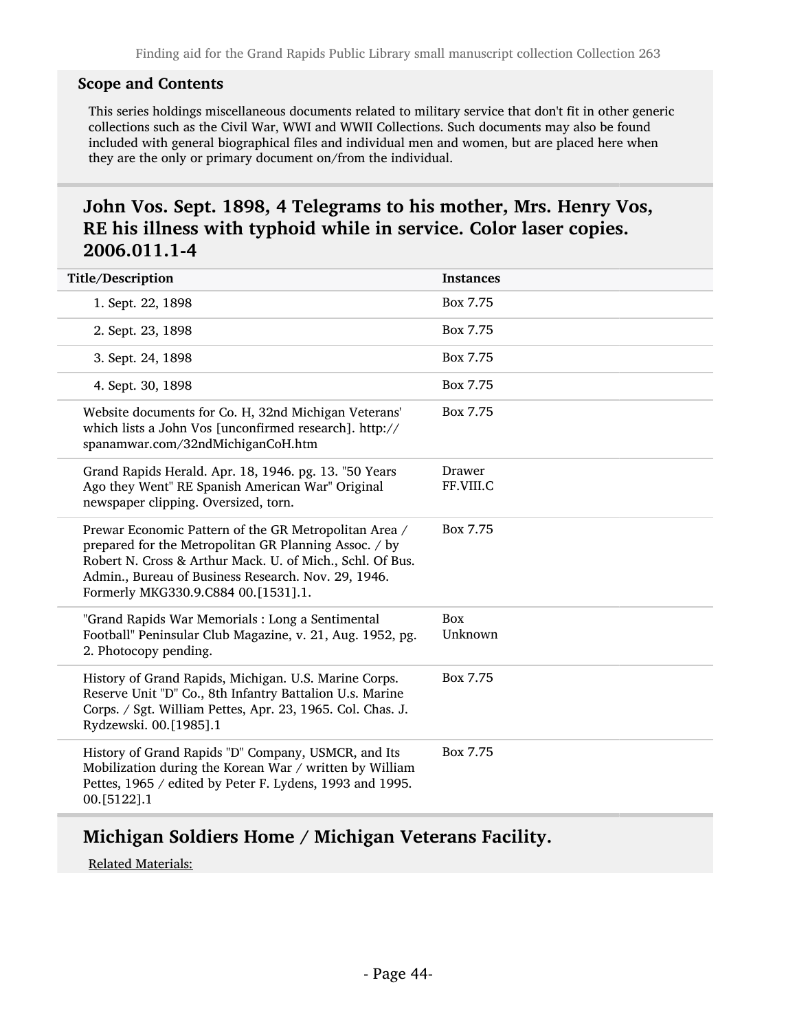### Scope and Contents

This series holdings miscellaneous documents related to military service that don't fit in other generic collections such as the Civil War, WWI and WWII Collections. Such documents may also be found included with general biographical files and individual men and women, but are placed here when they are the only or primary document on/from the individual.

## John Vos. Sept. 1898, 4 Telegrams to his mother, Mrs. Henry Vos, RE his illness with typhoid while in service. Color laser copies. 2006.011.1-4

| Title/Description | Instances |
|---|---|
| 1. Sept. 22, 1898 | Box 7.75 |
| 2. Sept. 23, 1898 | Box 7.75 |
| 3. Sept. 24, 1898 | Box 7.75 |
| 4. Sept. 30, 1898 | Box 7.75 |
| Website documents for Co. H, 32nd Michigan Veterans' which lists a John Vos [unconfirmed research]. http://spanamwar.com/32ndMichiganCoH.htm | Box 7.75 |
| Grand Rapids Herald. Apr. 18, 1946. pg. 13. "50 Years Ago they Went" RE Spanish American War" Original newspaper clipping. Oversized, torn. | Drawer FF.VIII.C |
| Prewar Economic Pattern of the GR Metropolitan Area / prepared for the Metropolitan GR Planning Assoc. / by Robert N. Cross & Arthur Mack. U. of Mich., Schl. Of Bus. Admin., Bureau of Business Research. Nov. 29, 1946. Formerly MKG330.9.C884 00.[1531].1. | Box 7.75 |
| "Grand Rapids War Memorials : Long a Sentimental Football" Peninsular Club Magazine, v. 21, Aug. 1952, pg. 2. Photocopy pending. | Box Unknown |
| History of Grand Rapids, Michigan. U.S. Marine Corps. Reserve Unit "D" Co., 8th Infantry Battalion U.s. Marine Corps. / Sgt. William Pettes, Apr. 23, 1965. Col. Chas. J. Rydzewski. 00.[1985].1 | Box 7.75 |
| History of Grand Rapids "D" Company, USMCR, and Its Mobilization during the Korean War / written by William Pettes, 1965 / edited by Peter F. Lydens, 1993 and 1995. 00.[5122].1 | Box 7.75 |

## Michigan Soldiers Home / Michigan Veterans Facility.

Related Materials: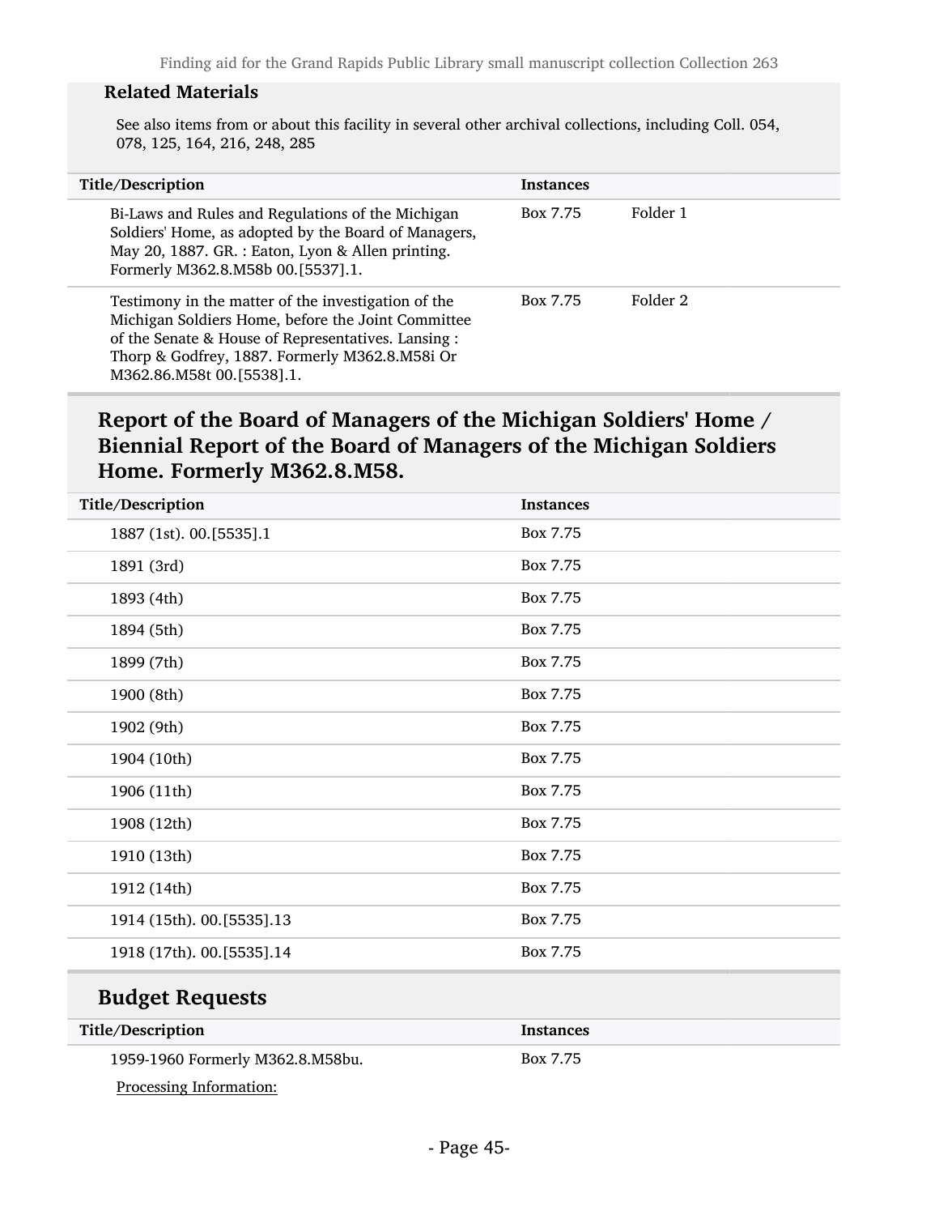### Related Materials

See also items from or about this facility in several other archival collections, including Coll. 054, 078, 125, 164, 216, 248, 285

| Title/Description | Instances | |
|---|---|---|
| Bi-Laws and Rules and Regulations of the Michigan Soldiers' Home, as adopted by the Board of Managers, May 20, 1887. GR. : Eaton, Lyon & Allen printing. Formerly M362.8.M58b 00.[5537].1. | Box 7.75 | Folder 1 |
| Testimony in the matter of the investigation of the Michigan Soldiers Home, before the Joint Committee of the Senate & House of Representatives. Lansing : Thorp & Godfrey, 1887. Formerly M362.8.M58i Or M362.86.M58t 00.[5538].1. | Box 7.75 | Folder 2 |

## Report of the Board of Managers of the Michigan Soldiers' Home / Biennial Report of the Board of Managers of the Michigan Soldiers Home. Formerly M362.8.M58.

| Title/Description | Instances |
|---|---|
| 1887 (1st). 00.[5535].1 | Box 7.75 |
| 1891 (3rd) | Box 7.75 |
| 1893 (4th) | Box 7.75 |
| 1894 (5th) | Box 7.75 |
| 1899 (7th) | Box 7.75 |
| 1900 (8th) | Box 7.75 |
| 1902 (9th) | Box 7.75 |
| 1904 (10th) | Box 7.75 |
| 1906 (11th) | Box 7.75 |
| 1908 (12th) | Box 7.75 |
| 1910 (13th) | Box 7.75 |
| 1912 (14th) | Box 7.75 |
| 1914 (15th). 00.[5535].13 | Box 7.75 |
| 1918 (17th). 00.[5535].14 | Box 7.75 |

## Budget Requests

| Title/Description | Instances |
|---|---|
| 1959-1960 Formerly M362.8.M58bu. | Box 7.75 |

Processing Information: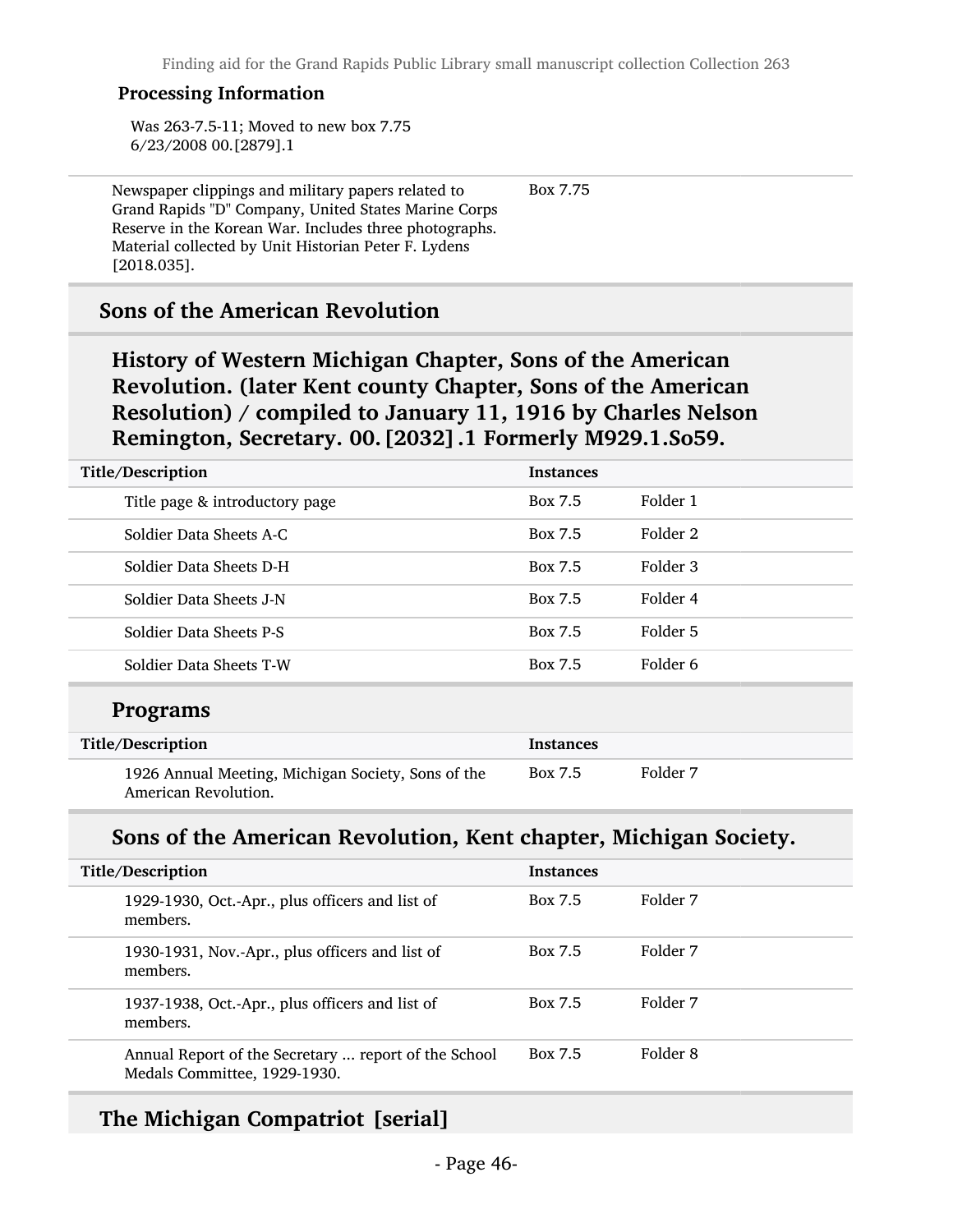#### Processing Information

Was 263-7.5-11; Moved to new box 7.75 6/23/2008 00.[2879].1

| | |
|---|---|
| Newspaper clippings and military papers related to Grand Rapids "D" Company, United States Marine Corps Reserve in the Korean War. Includes three photographs. Material collected by Unit Historian Peter F. Lydens [2018.035]. | Box 7.75 |

## Sons of the American Revolution

### History of Western Michigan Chapter, Sons of the American Revolution. (later Kent county Chapter, Sons of the American Resolution) / compiled to January 11, 1916 by Charles Nelson Remington, Secretary. 00. [2032] .1 Formerly M929.1.So59.

| Title/Description | Instances | |
|---|---|---|
| Title page & introductory page | Box 7.5 | Folder 1 |
| Soldier Data Sheets A-C | Box 7.5 | Folder 2 |
| Soldier Data Sheets D-H | Box 7.5 | Folder 3 |
| Soldier Data Sheets J-N | Box 7.5 | Folder 4 |
| Soldier Data Sheets P-S | Box 7.5 | Folder 5 |
| Soldier Data Sheets T-W | Box 7.5 | Folder 6 |

### Programs

| Title/Description | Instances | |
|---|---|---|
| 1926 Annual Meeting, Michigan Society, Sons of the American Revolution. | Box 7.5 | Folder 7 |

### Sons of the American Revolution, Kent chapter, Michigan Society.

| Title/Description | Instances | |
|---|---|---|
| 1929-1930, Oct.-Apr., plus officers and list of members. | Box 7.5 | Folder 7 |
| 1930-1931, Nov.-Apr., plus officers and list of members. | Box 7.5 | Folder 7 |
| 1937-1938, Oct.-Apr., plus officers and list of members. | Box 7.5 | Folder 7 |
| Annual Report of the Secretary ... report of the School Medals Committee, 1929-1930. | Box 7.5 | Folder 8 |

## The Michigan Compatriot [serial]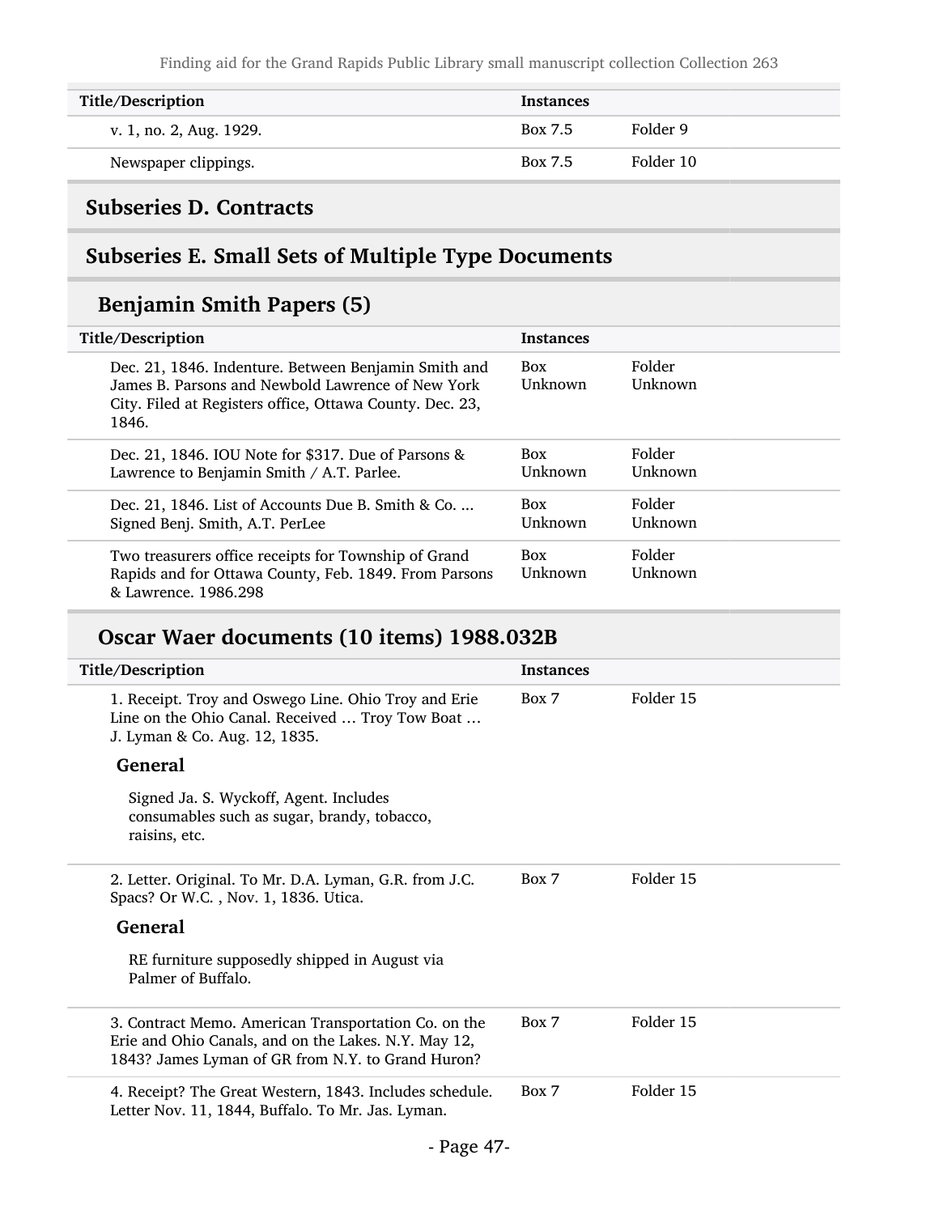| Title/Description | Instances | |
|---|---|---|
| v. 1, no. 2, Aug. 1929. | Box 7.5 | Folder 9 |
| Newspaper clippings. | Box 7.5 | Folder 10 |

## Subseries D. Contracts

## Subseries E. Small Sets of Multiple Type Documents

### Benjamin Smith Papers (5)

| Title/Description | Instances | |
|---|---|---|
| Dec. 21, 1846. Indenture. Between Benjamin Smith and James B. Parsons and Newbold Lawrence of New York City. Filed at Registers office, Ottawa County. Dec. 23, 1846. | Box Unknown | Folder Unknown |
| Dec. 21, 1846. IOU Note for $317. Due of Parsons & Lawrence to Benjamin Smith / A.T. Parlee. | Box Unknown | Folder Unknown |
| Dec. 21, 1846. List of Accounts Due B. Smith & Co. ... Signed Benj. Smith, A.T. PerLee | Box Unknown | Folder Unknown |
| Two treasurers office receipts for Township of Grand Rapids and for Ottawa County, Feb. 1849. From Parsons & Lawrence. 1986.298 | Box Unknown | Folder Unknown |

### Oscar Waer documents (10 items) 1988.032B

| Title/Description | Instances | |
|---|---|---|
| 1. Receipt. Troy and Oswego Line. Ohio Troy and Erie Line on the Ohio Canal. Received … Troy Tow Boat … J. Lyman & Co. Aug. 12, 1835. **General** Signed Ja. S. Wyckoff, Agent. Includes consumables such as sugar, brandy, tobacco, raisins, etc. | Box 7 | Folder 15 |
| 2. Letter. Original. To Mr. D.A. Lyman, G.R. from J.C. Spacs? Or W.C. , Nov. 1, 1836. Utica. **General** RE furniture supposedly shipped in August via Palmer of Buffalo. | Box 7 | Folder 15 |
| 3. Contract Memo. American Transportation Co. on the Erie and Ohio Canals, and on the Lakes. N.Y. May 12, 1843? James Lyman of GR from N.Y. to Grand Huron? | Box 7 | Folder 15 |
| 4. Receipt? The Great Western, 1843. Includes schedule. Letter Nov. 11, 1844, Buffalo. To Mr. Jas. Lyman. | Box 7 | Folder 15 |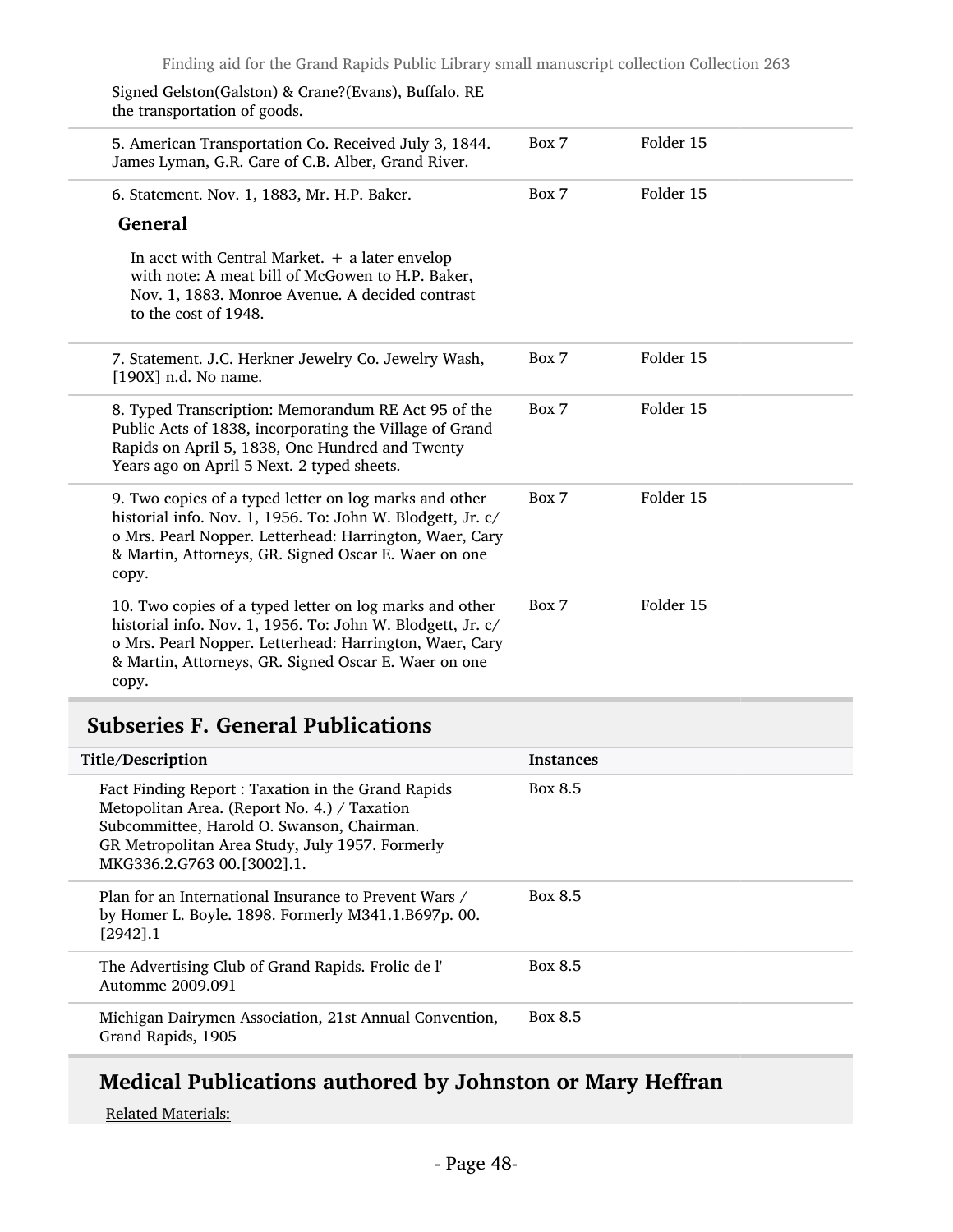Signed Gelston(Galston) & Crane?(Evans), Buffalo. RE the transportation of goods.

| | | |
|---|---|---|
| 5. American Transportation Co. Received July 3, 1844. James Lyman, G.R. Care of C.B. Alber, Grand River. | Box 7 | Folder 15 |
| 6. Statement. Nov. 1, 1883, Mr. H.P. Baker. **General** In acct with Central Market. + a later envelop with note: A meat bill of McGowen to H.P. Baker, Nov. 1, 1883. Monroe Avenue. A decided contrast to the cost of 1948. | Box 7 | Folder 15 |
| 7. Statement. J.C. Herkner Jewelry Co. Jewelry Wash, [190X] n.d. No name. | Box 7 | Folder 15 |
| 8. Typed Transcription: Memorandum RE Act 95 of the Public Acts of 1838, incorporating the Village of Grand Rapids on April 5, 1838, One Hundred and Twenty Years ago on April 5 Next. 2 typed sheets. | Box 7 | Folder 15 |
| 9. Two copies of a typed letter on log marks and other historial info. Nov. 1, 1956. To: John W. Blodgett, Jr. c/o Mrs. Pearl Nopper. Letterhead: Harrington, Waer, Cary & Martin, Attorneys, GR. Signed Oscar E. Waer on one copy. | Box 7 | Folder 15 |
| 10. Two copies of a typed letter on log marks and other historial info. Nov. 1, 1956. To: John W. Blodgett, Jr. c/o Mrs. Pearl Nopper. Letterhead: Harrington, Waer, Cary & Martin, Attorneys, GR. Signed Oscar E. Waer on one copy. | Box 7 | Folder 15 |

## Subseries F. General Publications

| Title/Description | Instances |
|---|---|
| Fact Finding Report : Taxation in the Grand Rapids Metopolitan Area. (Report No. 4.) / Taxation Subcommittee, Harold O. Swanson, Chairman. GR Metropolitan Area Study, July 1957. Formerly MKG336.2.G763 00.[3002].1. | Box 8.5 |
| Plan for an International Insurance to Prevent Wars / by Homer L. Boyle. 1898. Formerly M341.1.B697p. 00.[2942].1 | Box 8.5 |
| The Advertising Club of Grand Rapids. Frolic de l' Automme 2009.091 | Box 8.5 |
| Michigan Dairymen Association, 21st Annual Convention, Grand Rapids, 1905 | Box 8.5 |

## Medical Publications authored by Johnston or Mary Heffran

Related Materials: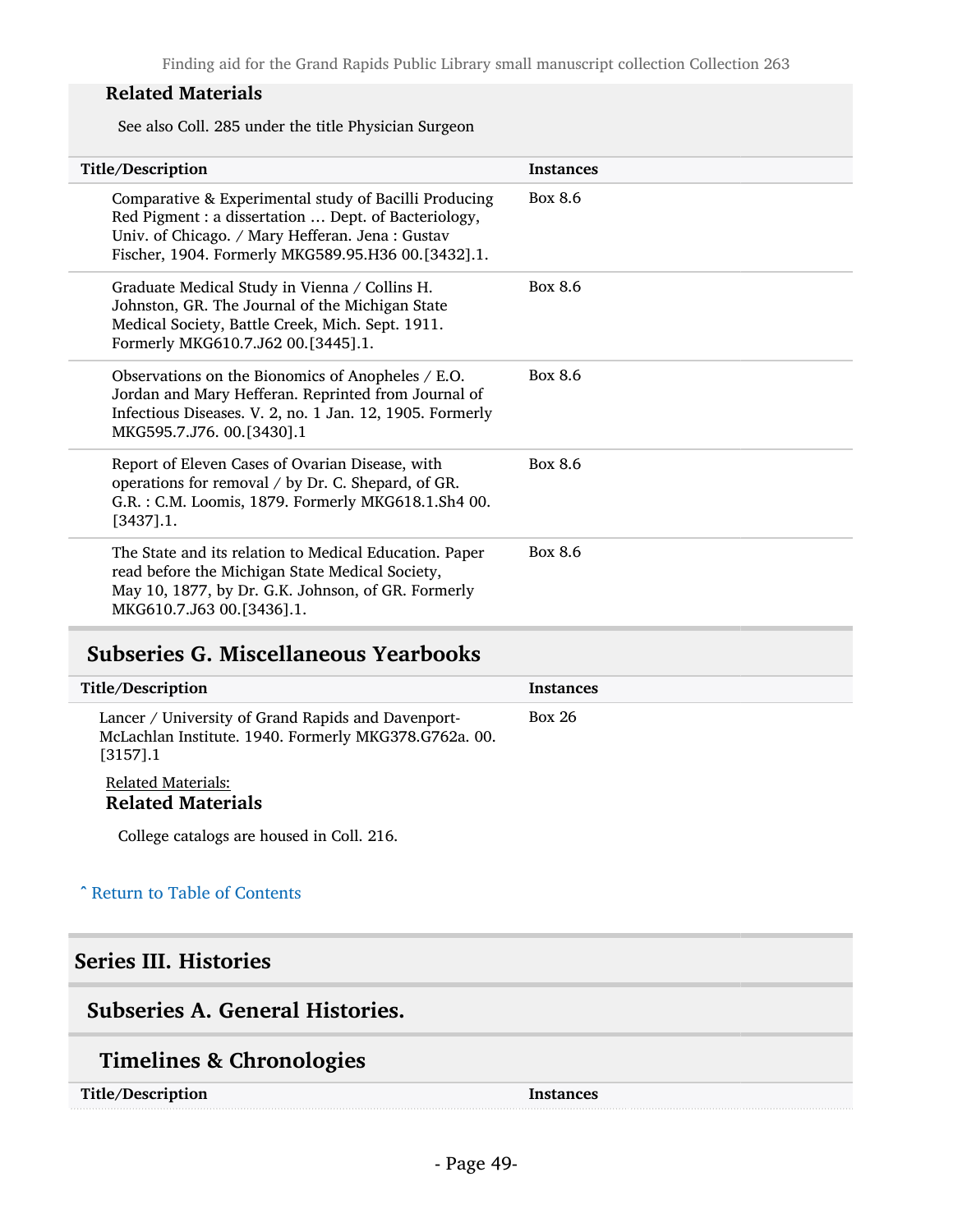**Related Materials**

See also Coll. 285 under the title Physician Surgeon

| Title/Description | Instances |
|---|---|
| Comparative & Experimental study of Bacilli Producing Red Pigment : a dissertation … Dept. of Bacteriology, Univ. of Chicago. / Mary Hefferan. Jena : Gustav Fischer, 1904. Formerly MKG589.95.H36 00.[3432].1. | Box 8.6 |
| Graduate Medical Study in Vienna / Collins H. Johnston, GR. The Journal of the Michigan State Medical Society, Battle Creek, Mich. Sept. 1911. Formerly MKG610.7.J62 00.[3445].1. | Box 8.6 |
| Observations on the Bionomics of Anopheles / E.O. Jordan and Mary Hefferan. Reprinted from Journal of Infectious Diseases. V. 2, no. 1 Jan. 12, 1905. Formerly MKG595.7.J76. 00.[3430].1 | Box 8.6 |
| Report of Eleven Cases of Ovarian Disease, with operations for removal / by Dr. C. Shepard, of GR. G.R. : C.M. Loomis, 1879. Formerly MKG618.1.Sh4 00.[3437].1. | Box 8.6 |
| The State and its relation to Medical Education. Paper read before the Michigan State Medical Society, May 10, 1877, by Dr. G.K. Johnson, of GR. Formerly MKG610.7.J63 00.[3436].1. | Box 8.6 |

## Subseries G. Miscellaneous Yearbooks

| Title/Description | Instances |
|---|---|
| Lancer / University of Grand Rapids and Davenport-McLachlan Institute. 1940. Formerly MKG378.G762a. 00.[3157].1 | Box 26 |

Related Materials:

**Related Materials**

College catalogs are housed in Coll. 216.

ˆ Return to Table of Contents

# Series III. Histories

## Subseries A. General Histories.

### Timelines & Chronologies

| Title/Description | Instances |
|---|---|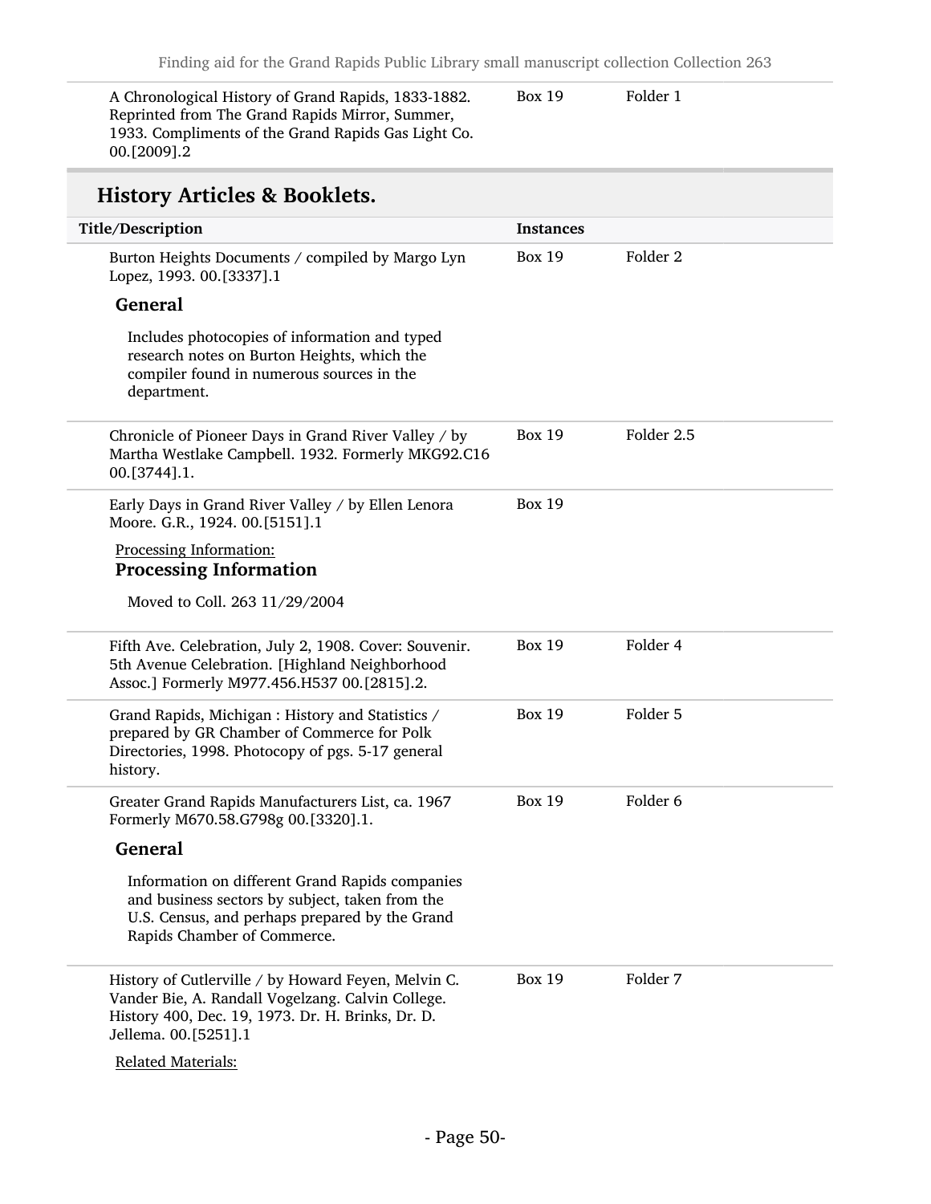| | | |
|---|---|---|
| A Chronological History of Grand Rapids, 1833-1882. Reprinted from The Grand Rapids Mirror, Summer, 1933. Compliments of the Grand Rapids Gas Light Co. 00.[2009].2 | Box 19 | Folder 1 |

## History Articles & Booklets.

| Title/Description | Instances | |
|---|---|---|
| Burton Heights Documents / compiled by Margo Lyn Lopez, 1993. 00.[3337].1 | Box 19 | Folder 2 |

**General**

Includes photocopies of information and typed research notes on Burton Heights, which the compiler found in numerous sources in the department.

| | | |
|---|---|---|
| Chronicle of Pioneer Days in Grand River Valley / by Martha Westlake Campbell. 1932. Formerly MKG92.C16 00.[3744].1. | Box 19 | Folder 2.5 |
| Early Days in Grand River Valley / by Ellen Lenora Moore. G.R., 1924. 00.[5151].1 | Box 19 | |

Processing Information:

**Processing Information**

Moved to Coll. 263 11/29/2004

| | | |
|---|---|---|
| Fifth Ave. Celebration, July 2, 1908. Cover: Souvenir. 5th Avenue Celebration. [Highland Neighborhood Assoc.] Formerly M977.456.H537 00.[2815].2. | Box 19 | Folder 4 |
| Grand Rapids, Michigan : History and Statistics / prepared by GR Chamber of Commerce for Polk Directories, 1998. Photocopy of pgs. 5-17 general history. | Box 19 | Folder 5 |
| Greater Grand Rapids Manufacturers List, ca. 1967 Formerly M670.58.G798g 00.[3320].1. | Box 19 | Folder 6 |

**General**

Information on different Grand Rapids companies and business sectors by subject, taken from the U.S. Census, and perhaps prepared by the Grand Rapids Chamber of Commerce.

| | | |
|---|---|---|
| History of Cutlerville / by Howard Feyen, Melvin C. Vander Bie, A. Randall Vogelzang. Calvin College. History 400, Dec. 19, 1973. Dr. H. Brinks, Dr. D. Jellema. 00.[5251].1 | Box 19 | Folder 7 |

Related Materials: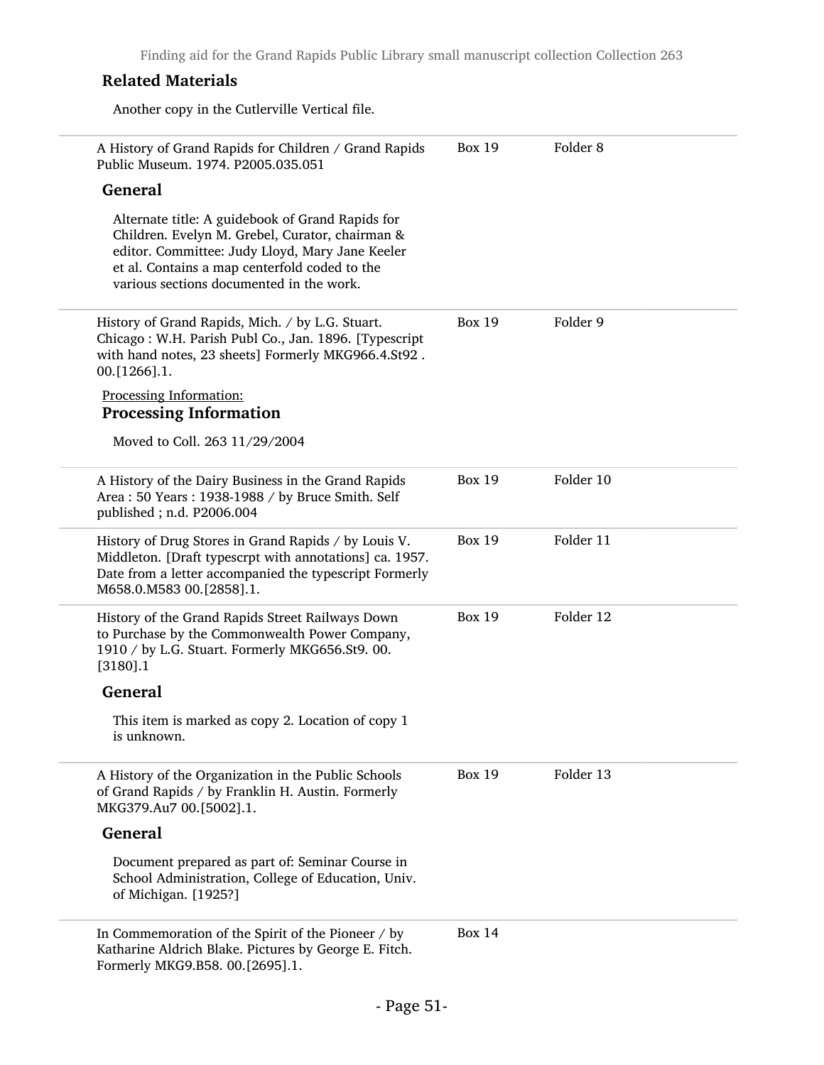### Related Materials

Another copy in the Cutlerville Vertical file.

---

A History of Grand Rapids for Children / Grand Rapids Public Museum. 1974. P2005.035.051 — Box 19, Folder 8

### General

Alternate title: A guidebook of Grand Rapids for Children. Evelyn M. Grebel, Curator, chairman & editor. Committee: Judy Lloyd, Mary Jane Keeler et al. Contains a map centerfold coded to the various sections documented in the work.

---

History of Grand Rapids, Mich. / by L.G. Stuart. Chicago : W.H. Parish Publ Co., Jan. 1896. [Typescript with hand notes, 23 sheets] Formerly MKG966.4.St92 . 00.[1266].1. — Box 19, Folder 9

Processing Information:

### Processing Information

Moved to Coll. 263 11/29/2004

---

A History of the Dairy Business in the Grand Rapids Area : 50 Years : 1938-1988 / by Bruce Smith. Self published ; n.d. P2006.004 — Box 19, Folder 10

---

History of Drug Stores in Grand Rapids / by Louis V. Middleton. [Draft typescrpt with annotations] ca. 1957. Date from a letter accompanied the typescript Formerly M658.0.M583 00.[2858].1. — Box 19, Folder 11

---

History of the Grand Rapids Street Railways Down to Purchase by the Commonwealth Power Company, 1910 / by L.G. Stuart. Formerly MKG656.St9. 00. [3180].1 — Box 19, Folder 12

### General

This item is marked as copy 2. Location of copy 1 is unknown.

---

A History of the Organization in the Public Schools of Grand Rapids / by Franklin H. Austin. Formerly MKG379.Au7 00.[5002].1. — Box 19, Folder 13

### General

Document prepared as part of: Seminar Course in School Administration, College of Education, Univ. of Michigan. [1925?]

---

In Commemoration of the Spirit of the Pioneer / by Katharine Aldrich Blake. Pictures by George E. Fitch. Formerly MKG9.B58. 00.[2695].1. — Box 14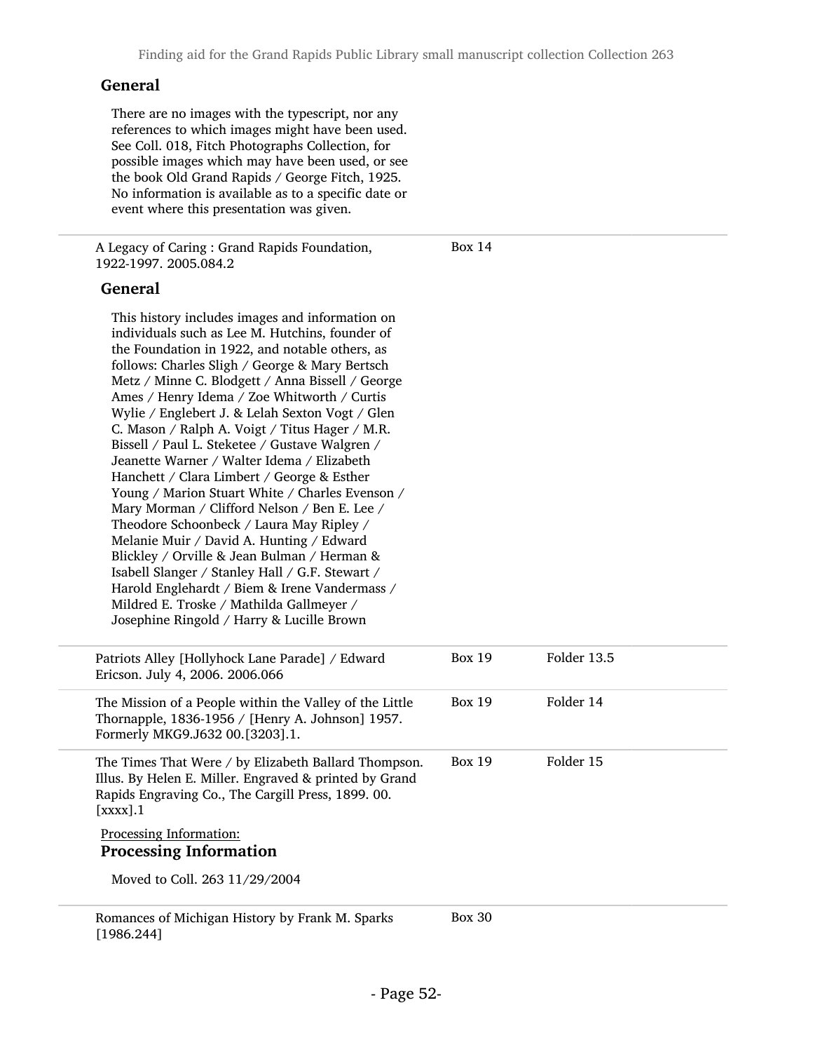### General

There are no images with the typescript, nor any references to which images might have been used. See Coll. 018, Fitch Photographs Collection, for possible images which may have been used, or see the book Old Grand Rapids / George Fitch, 1925. No information is available as to a specific date or event where this presentation was given.

---

A Legacy of Caring : Grand Rapids Foundation, 1922-1997. 2005.084.2 — Box 14

### General

This history includes images and information on individuals such as Lee M. Hutchins, founder of the Foundation in 1922, and notable others, as follows: Charles Sligh / George & Mary Bertsch Metz / Minne C. Blodgett / Anna Bissell / George Ames / Henry Idema / Zoe Whitworth / Curtis Wylie / Englebert J. & Lelah Sexton Vogt / Glen C. Mason / Ralph A. Voigt / Titus Hager / M.R. Bissell / Paul L. Steketee / Gustave Walgren / Jeanette Warner / Walter Idema / Elizabeth Hanchett / Clara Limbert / George & Esther Young / Marion Stuart White / Charles Evenson / Mary Morman / Clifford Nelson / Ben E. Lee / Theodore Schoonbeck / Laura May Ripley / Melanie Muir / David A. Hunting / Edward Blickley / Orville & Jean Bulman / Herman & Isabell Slanger / Stanley Hall / G.F. Stewart / Harold Englehardt / Biem & Irene Vandermass / Mildred E. Troske / Mathilda Gallmeyer / Josephine Ringold / Harry & Lucille Brown

---

| | | |
|---|---|---|
| Patriots Alley [Hollyhock Lane Parade] / Edward Ericson. July 4, 2006. 2006.066 | Box 19 | Folder 13.5 |
| The Mission of a People within the Valley of the Little Thornapple, 1836-1956 / [Henry A. Johnson] 1957. Formerly MKG9.J632 00.[3203].1. | Box 19 | Folder 14 |
| The Times That Were / by Elizabeth Ballard Thompson. Illus. By Helen E. Miller. Engraved & printed by Grand Rapids Engraving Co., The Cargill Press, 1899. 00.[xxxx].1 | Box 19 | Folder 15 |

Processing Information:

### Processing Information

Moved to Coll. 263 11/29/2004

---

Romances of Michigan History by Frank M. Sparks [1986.244] — Box 30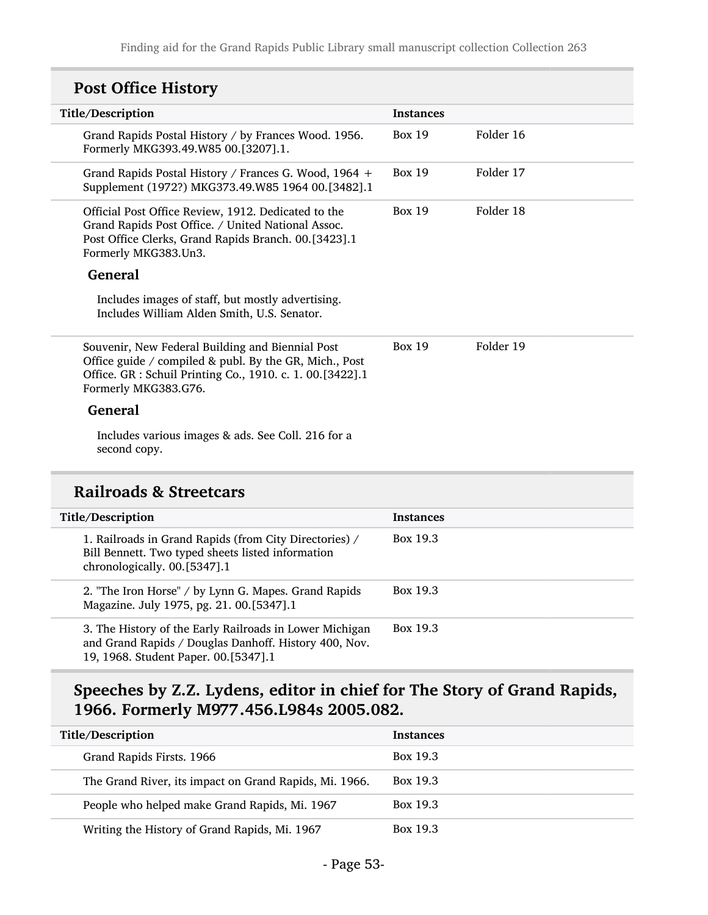## Post Office History

| Title/Description | Instances | |
|---|---|---|
| Grand Rapids Postal History / by Frances Wood. 1956. Formerly MKG393.49.W85 00.[3207].1. | Box 19 | Folder 16 |
| Grand Rapids Postal History / Frances G. Wood, 1964 + Supplement (1972?) MKG373.49.W85 1964 00.[3482].1 | Box 19 | Folder 17 |
| Official Post Office Review, 1912. Dedicated to the Grand Rapids Post Office. / United National Assoc. Post Office Clerks, Grand Rapids Branch. 00.[3423].1 Formerly MKG383.Un3. **General** Includes images of staff, but mostly advertising. Includes William Alden Smith, U.S. Senator. | Box 19 | Folder 18 |
| Souvenir, New Federal Building and Biennial Post Office guide / compiled & publ. By the GR, Mich., Post Office. GR : Schuil Printing Co., 1910. c. 1. 00.[3422].1 Formerly MKG383.G76. **General** Includes various images & ads. See Coll. 216 for a second copy. | Box 19 | Folder 19 |

## Railroads & Streetcars

| Title/Description | Instances |
|---|---|
| 1. Railroads in Grand Rapids (from City Directories) / Bill Bennett. Two typed sheets listed information chronologically. 00.[5347].1 | Box 19.3 |
| 2. "The Iron Horse" / by Lynn G. Mapes. Grand Rapids Magazine. July 1975, pg. 21. 00.[5347].1 | Box 19.3 |
| 3. The History of the Early Railroads in Lower Michigan and Grand Rapids / Douglas Danhoff. History 400, Nov. 19, 1968. Student Paper. 00.[5347].1 | Box 19.3 |

## Speeches by Z.Z. Lydens, editor in chief for The Story of Grand Rapids, 1966. Formerly M977.456.L984s 2005.082.

| Title/Description | Instances |
|---|---|
| Grand Rapids Firsts. 1966 | Box 19.3 |
| The Grand River, its impact on Grand Rapids, Mi. 1966. | Box 19.3 |
| People who helped make Grand Rapids, Mi. 1967 | Box 19.3 |
| Writing the History of Grand Rapids, Mi. 1967 | Box 19.3 |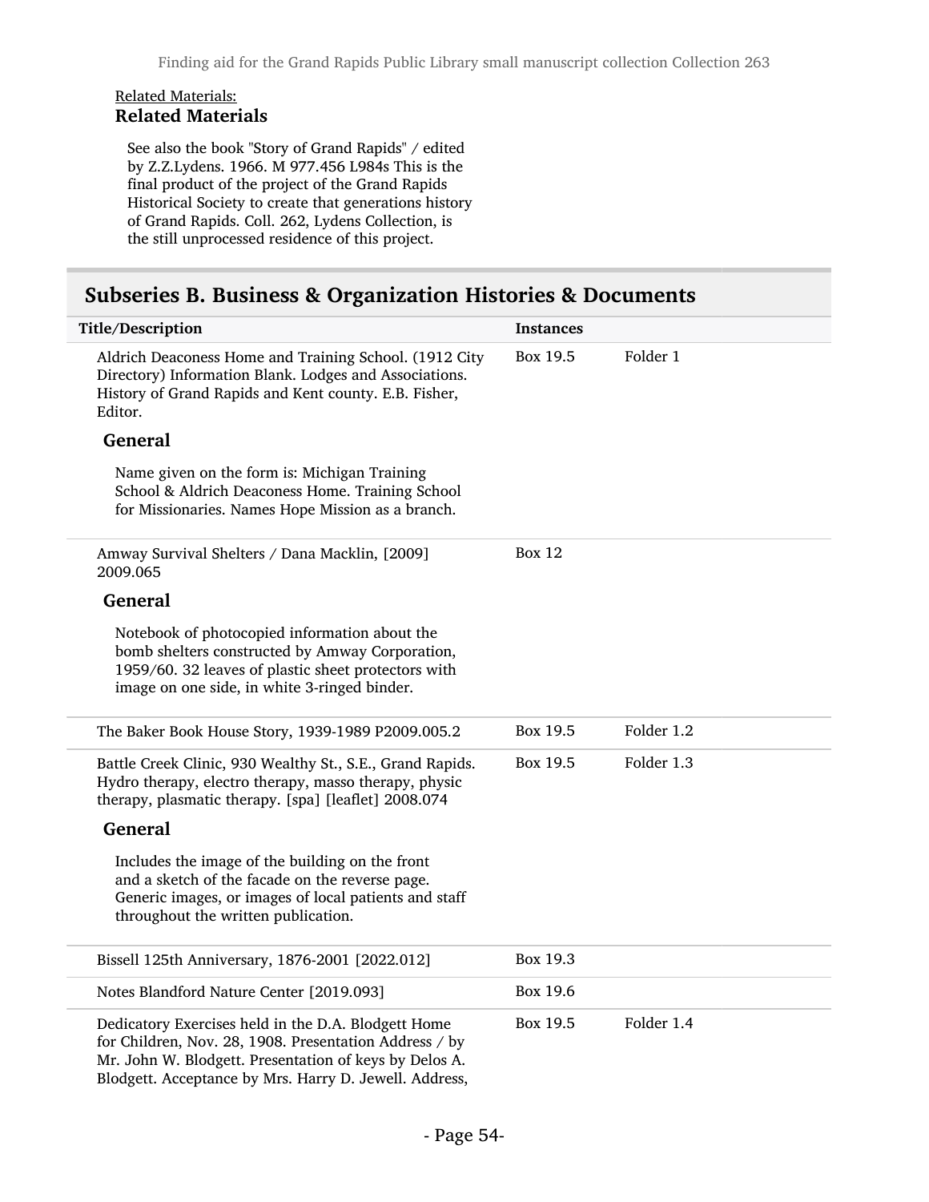Related Materials:

### Related Materials

See also the book "Story of Grand Rapids" / edited by Z.Z.Lydens. 1966. M 977.456 L984s This is the final product of the project of the Grand Rapids Historical Society to create that generations history of Grand Rapids. Coll. 262, Lydens Collection, is the still unprocessed residence of this project.

## Subseries B. Business & Organization Histories & Documents

| Title/Description | Instances | |
|---|---|---|
| Aldrich Deaconess Home and Training School. (1912 City Directory) Information Blank. Lodges and Associations. History of Grand Rapids and Kent county. E.B. Fisher, Editor.<br><br>**General**<br><br>Name given on the form is: Michigan Training School & Aldrich Deaconess Home. Training School for Missionaries. Names Hope Mission as a branch. | Box 19.5 | Folder 1 |
| Amway Survival Shelters / Dana Macklin, [2009] 2009.065<br><br>**General**<br><br>Notebook of photocopied information about the bomb shelters constructed by Amway Corporation, 1959/60. 32 leaves of plastic sheet protectors with image on one side, in white 3-ringed binder. | Box 12 | |
| The Baker Book House Story, 1939-1989 P2009.005.2 | Box 19.5 | Folder 1.2 |
| Battle Creek Clinic, 930 Wealthy St., S.E., Grand Rapids. Hydro therapy, electro therapy, masso therapy, physic therapy, plasmatic therapy. [spa] [leaflet] 2008.074<br><br>**General**<br><br>Includes the image of the building on the front and a sketch of the facade on the reverse page. Generic images, or images of local patients and staff throughout the written publication. | Box 19.5 | Folder 1.3 |
| Bissell 125th Anniversary, 1876-2001 [2022.012] | Box 19.3 | |
| Notes Blandford Nature Center [2019.093] | Box 19.6 | |
| Dedicatory Exercises held in the D.A. Blodgett Home for Children, Nov. 28, 1908. Presentation Address / by Mr. John W. Blodgett. Presentation of keys by Delos A. Blodgett. Acceptance by Mrs. Harry D. Jewell. Address, | Box 19.5 | Folder 1.4 |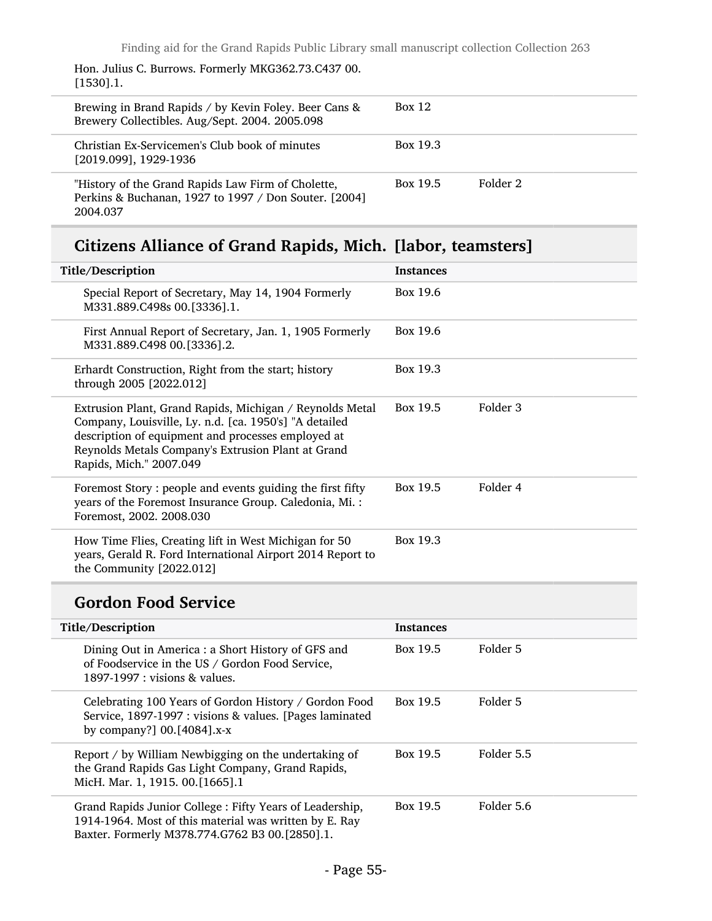| | | |
|---|---|---|
| Hon. Julius C. Burrows. Formerly MKG362.73.C437 00.[1530].1. | | |
| Brewing in Brand Rapids / by Kevin Foley. Beer Cans & Brewery Collectibles. Aug/Sept. 2004. 2005.098 | Box 12 | |
| Christian Ex-Servicemen's Club book of minutes [2019.099], 1929-1936 | Box 19.3 | |
| "History of the Grand Rapids Law Firm of Cholette, Perkins & Buchanan, 1927 to 1997 / Don Souter. [2004] 2004.037 | Box 19.5 | Folder 2 |

## Citizens Alliance of Grand Rapids, Mich. [labor, teamsters]

| Title/Description | Instances | |
|---|---|---|
| Special Report of Secretary, May 14, 1904 Formerly M331.889.C498s 00.[3336].1. | Box 19.6 | |
| First Annual Report of Secretary, Jan. 1, 1905 Formerly M331.889.C498 00.[3336].2. | Box 19.6 | |
| Erhardt Construction, Right from the start; history through 2005 [2022.012] | Box 19.3 | |
| Extrusion Plant, Grand Rapids, Michigan / Reynolds Metal Company, Louisville, Ly. n.d. [ca. 1950's] "A detailed description of equipment and processes employed at Reynolds Metals Company's Extrusion Plant at Grand Rapids, Mich." 2007.049 | Box 19.5 | Folder 3 |
| Foremost Story : people and events guiding the first fifty years of the Foremost Insurance Group. Caledonia, Mi. : Foremost, 2002. 2008.030 | Box 19.5 | Folder 4 |
| How Time Flies, Creating lift in West Michigan for 50 years, Gerald R. Ford International Airport 2014 Report to the Community [2022.012] | Box 19.3 | |

## Gordon Food Service

| Title/Description | Instances | |
|---|---|---|
| Dining Out in America : a Short History of GFS and of Foodservice in the US / Gordon Food Service, 1897-1997 : visions & values. | Box 19.5 | Folder 5 |
| Celebrating 100 Years of Gordon History / Gordon Food Service, 1897-1997 : visions & values. [Pages laminated by company?] 00.[4084].x-x | Box 19.5 | Folder 5 |
| Report / by William Newbigging on the undertaking of the Grand Rapids Gas Light Company, Grand Rapids, MicH. Mar. 1, 1915. 00.[1665].1 | Box 19.5 | Folder 5.5 |
| Grand Rapids Junior College : Fifty Years of Leadership, 1914-1964. Most of this material was written by E. Ray Baxter. Formerly M378.774.G762 B3 00.[2850].1. | Box 19.5 | Folder 5.6 |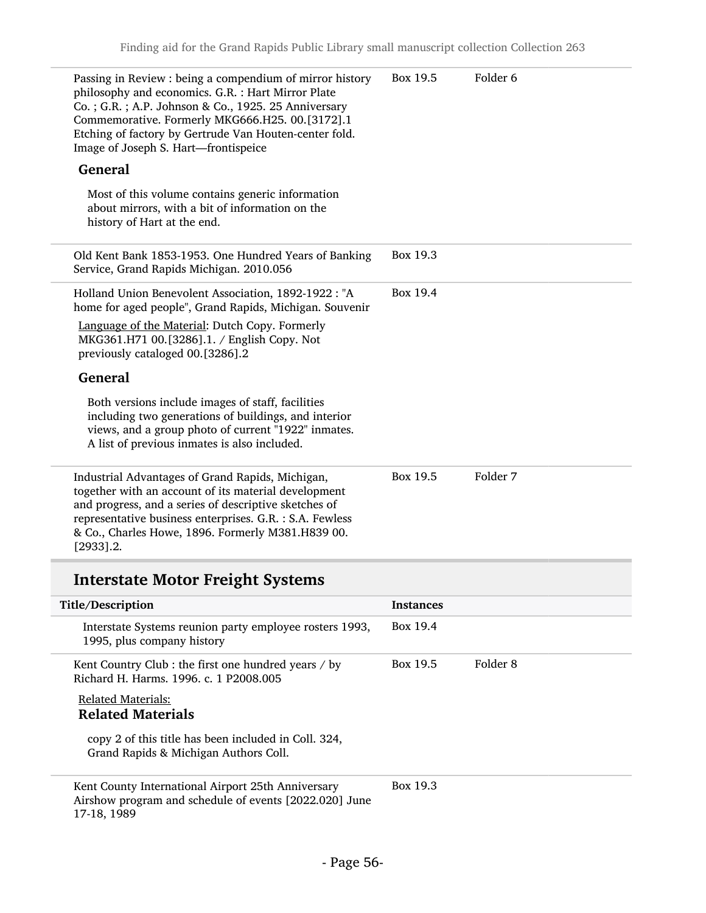| Title/Description | Instances | |
|---|---|---|
| Passing in Review : being a compendium of mirror history philosophy and economics. G.R. : Hart Mirror Plate Co. ; G.R. ; A.P. Johnson & Co., 1925. 25 Anniversary Commemorative. Formerly MKG666.H25. 00.[3172].1 Etching of factory by Gertrude Van Houten-center fold. Image of Joseph S. Hart—frontispeice<br><br>**General**<br><br>Most of this volume contains generic information about mirrors, with a bit of information on the history of Hart at the end. | Box 19.5 | Folder 6 |
| Old Kent Bank 1853-1953. One Hundred Years of Banking Service, Grand Rapids Michigan. 2010.056 | Box 19.3 | |
| Holland Union Benevolent Association, 1892-1922 : "A home for aged people", Grand Rapids, Michigan. Souvenir<br><br>Language of the Material: Dutch Copy. Formerly MKG361.H71 00.[3286].1. / English Copy. Not previously cataloged 00.[3286].2<br><br>**General**<br><br>Both versions include images of staff, facilities including two generations of buildings, and interior views, and a group photo of current "1922" inmates. A list of previous inmates is also included. | Box 19.4 | |
| Industrial Advantages of Grand Rapids, Michigan, together with an account of its material development and progress, and a series of descriptive sketches of representative business enterprises. G.R. : S.A. Fewless & Co., Charles Howe, 1896. Formerly M381.H839 00.[2933].2. | Box 19.5 | Folder 7 |

## Interstate Motor Freight Systems

| Title/Description | Instances | |
|---|---|---|
| Interstate Systems reunion party employee rosters 1993, 1995, plus company history | Box 19.4 | |
| Kent Country Club : the first one hundred years / by Richard H. Harms. 1996. c. 1 P2008.005<br><br>Related Materials:<br>**Related Materials**<br><br>copy 2 of this title has been included in Coll. 324, Grand Rapids & Michigan Authors Coll. | Box 19.5 | Folder 8 |
| Kent County International Airport 25th Anniversary Airshow program and schedule of events [2022.020] June 17-18, 1989 | Box 19.3 | |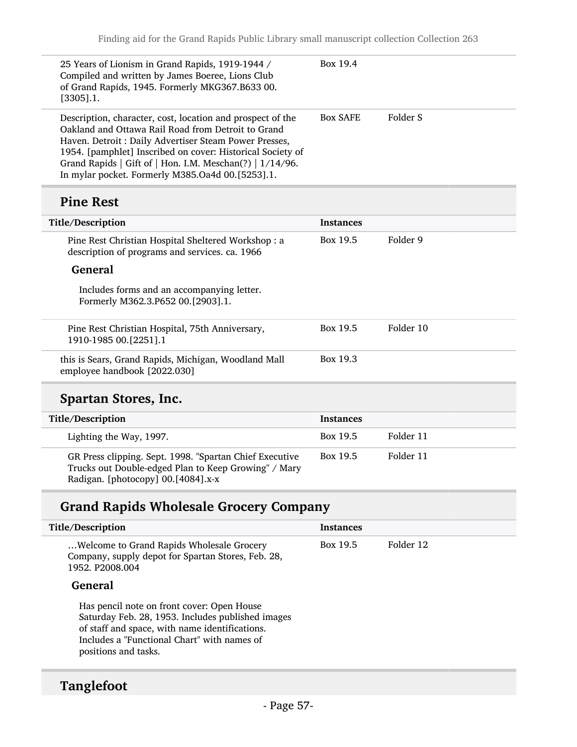| Title/Description | Instances | |
|---|---|---|
| 25 Years of Lionism in Grand Rapids, 1919-1944 / Compiled and written by James Boeree, Lions Club of Grand Rapids, 1945. Formerly MKG367.B633 00.[3305].1. | Box 19.4 | |
| Description, character, cost, location and prospect of the Oakland and Ottawa Rail Road from Detroit to Grand Haven. Detroit : Daily Advertiser Steam Power Presses, 1954. [pamphlet] Inscribed on cover: Historical Society of Grand Rapids \| Gift of \| Hon. I.M. Meschan(?) \| 1/14/96. In mylar pocket. Formerly M385.Oa4d 00.[5253].1. | Box SAFE | Folder S |

## Pine Rest

| Title/Description | Instances | |
|---|---|---|
| Pine Rest Christian Hospital Sheltered Workshop : a description of programs and services. ca. 1966<br><br>**General**<br><br>Includes forms and an accompanying letter. Formerly M362.3.P652 00.[2903].1. | Box 19.5 | Folder 9 |
| Pine Rest Christian Hospital, 75th Anniversary, 1910-1985 00.[2251].1 | Box 19.5 | Folder 10 |
| this is Sears, Grand Rapids, Michigan, Woodland Mall employee handbook [2022.030] | Box 19.3 | |

## Spartan Stores, Inc.

| Title/Description | Instances | |
|---|---|---|
| Lighting the Way, 1997. | Box 19.5 | Folder 11 |
| GR Press clipping. Sept. 1998. "Spartan Chief Executive Trucks out Double-edged Plan to Keep Growing" / Mary Radigan. [photocopy] 00.[4084].x-x | Box 19.5 | Folder 11 |

## Grand Rapids Wholesale Grocery Company

| Title/Description | Instances | |
|---|---|---|
| …Welcome to Grand Rapids Wholesale Grocery Company, supply depot for Spartan Stores, Feb. 28, 1952. P2008.004<br><br>**General**<br><br>Has pencil note on front cover: Open House Saturday Feb. 28, 1953. Includes published images of staff and space, with name identifications. Includes a "Functional Chart" with names of positions and tasks. | Box 19.5 | Folder 12 |

## Tanglefoot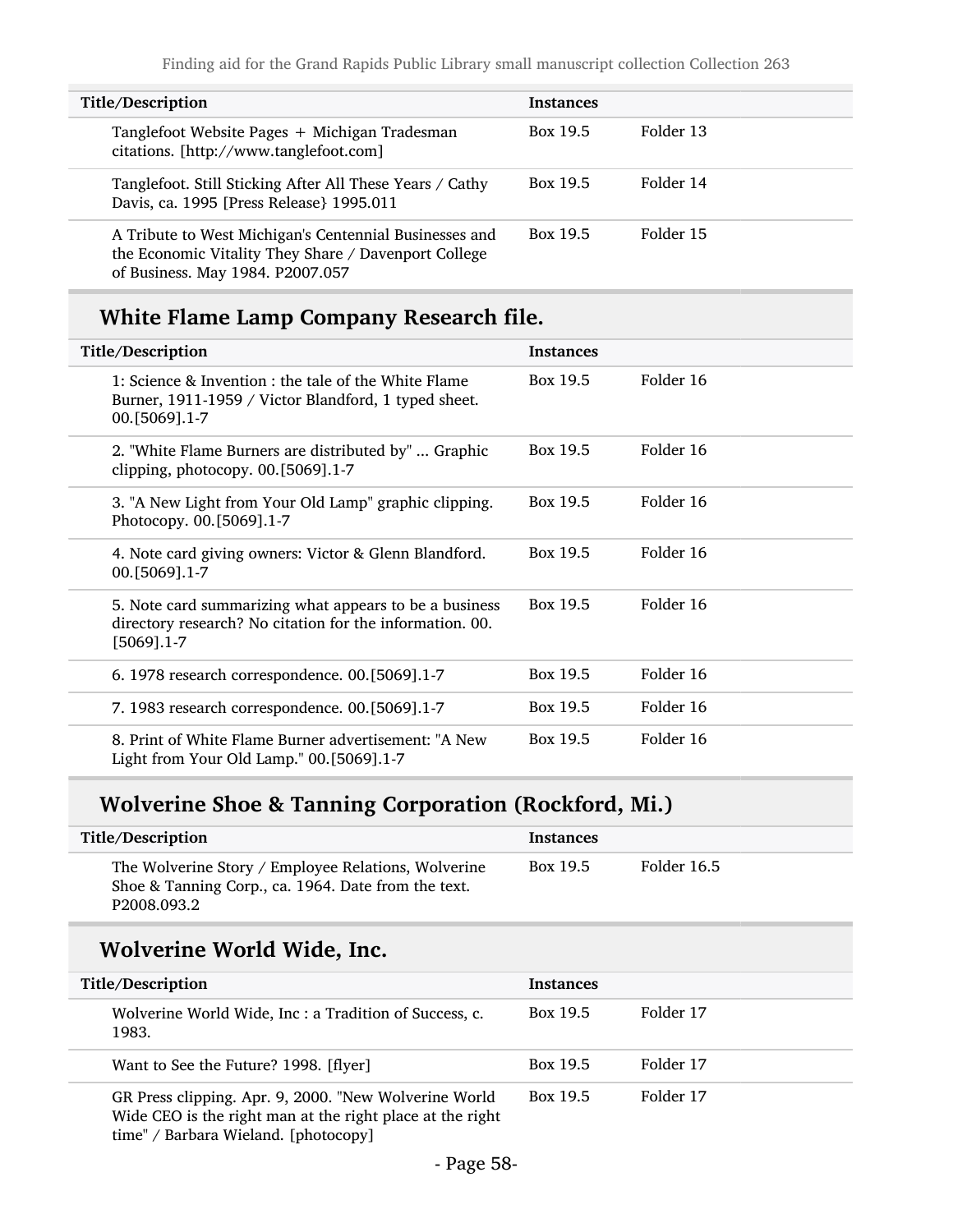| Title/Description | Instances | |
|---|---|---|
| Tanglefoot Website Pages + Michigan Tradesman citations. [http://www.tanglefoot.com] | Box 19.5 | Folder 13 |
| Tanglefoot. Still Sticking After All These Years / Cathy Davis, ca. 1995 [Press Release} 1995.011 | Box 19.5 | Folder 14 |
| A Tribute to West Michigan's Centennial Businesses and the Economic Vitality They Share / Davenport College of Business. May 1984. P2007.057 | Box 19.5 | Folder 15 |

## White Flame Lamp Company Research file.

| Title/Description | Instances | |
|---|---|---|
| 1: Science & Invention : the tale of the White Flame Burner, 1911-1959 / Victor Blandford, 1 typed sheet. 00.[5069].1-7 | Box 19.5 | Folder 16 |
| 2. "White Flame Burners are distributed by" ... Graphic clipping, photocopy. 00.[5069].1-7 | Box 19.5 | Folder 16 |
| 3. "A New Light from Your Old Lamp" graphic clipping. Photocopy. 00.[5069].1-7 | Box 19.5 | Folder 16 |
| 4. Note card giving owners: Victor & Glenn Blandford. 00.[5069].1-7 | Box 19.5 | Folder 16 |
| 5. Note card summarizing what appears to be a business directory research? No citation for the information. 00.[5069].1-7 | Box 19.5 | Folder 16 |
| 6. 1978 research correspondence. 00.[5069].1-7 | Box 19.5 | Folder 16 |
| 7. 1983 research correspondence. 00.[5069].1-7 | Box 19.5 | Folder 16 |
| 8. Print of White Flame Burner advertisement: "A New Light from Your Old Lamp." 00.[5069].1-7 | Box 19.5 | Folder 16 |

## Wolverine Shoe & Tanning Corporation (Rockford, Mi.)

| Title/Description | Instances | |
|---|---|---|
| The Wolverine Story / Employee Relations, Wolverine Shoe & Tanning Corp., ca. 1964. Date from the text. P2008.093.2 | Box 19.5 | Folder 16.5 |

## Wolverine World Wide, Inc.

| Title/Description | Instances | |
|---|---|---|
| Wolverine World Wide, Inc : a Tradition of Success, c. 1983. | Box 19.5 | Folder 17 |
| Want to See the Future? 1998. [flyer] | Box 19.5 | Folder 17 |
| GR Press clipping. Apr. 9, 2000. "New Wolverine World Wide CEO is the right man at the right place at the right time" / Barbara Wieland. [photocopy] | Box 19.5 | Folder 17 |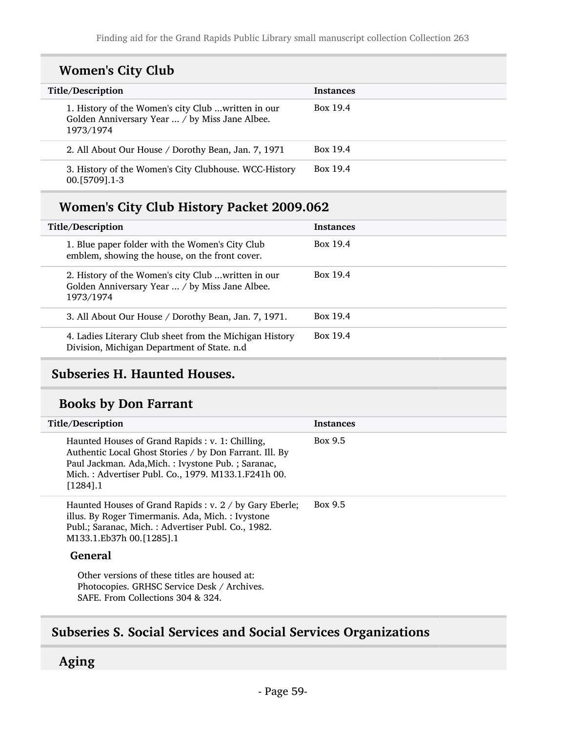## Women's City Club

| Title/Description | Instances |
|---|---|
| 1. History of the Women's city Club ...written in our Golden Anniversary Year ... / by Miss Jane Albee. 1973/1974 | Box 19.4 |
| 2. All About Our House / Dorothy Bean, Jan. 7, 1971 | Box 19.4 |
| 3. History of the Women's City Clubhouse. WCC-History 00.[5709].1-3 | Box 19.4 |

## Women's City Club History Packet 2009.062

| Title/Description | Instances |
|---|---|
| 1. Blue paper folder with the Women's City Club emblem, showing the house, on the front cover. | Box 19.4 |
| 2. History of the Women's city Club ...written in our Golden Anniversary Year ... / by Miss Jane Albee. 1973/1974 | Box 19.4 |
| 3. All About Our House / Dorothy Bean, Jan. 7, 1971. | Box 19.4 |
| 4. Ladies Literary Club sheet from the Michigan History Division, Michigan Department of State. n.d | Box 19.4 |

# Subseries H. Haunted Houses.

## Books by Don Farrant

| Title/Description | Instances |
|---|---|
| Haunted Houses of Grand Rapids : v. 1: Chilling, Authentic Local Ghost Stories / by Don Farrant. Ill. By Paul Jackman. Ada,Mich. : Ivystone Pub. ; Saranac, Mich. : Advertiser Publ. Co., 1979. M133.1.F241h 00.[1284].1 | Box 9.5 |
| Haunted Houses of Grand Rapids : v. 2 / by Gary Eberle; illus. By Roger Timermanis. Ada, Mich. : Ivystone Publ.; Saranac, Mich. : Advertiser Publ. Co., 1982. M133.1.Eb37h 00.[1285].1 | Box 9.5 |

### General

Other versions of these titles are housed at:
Photocopies. GRHSC Service Desk / Archives.
SAFE. From Collections 304 & 324.

# Subseries S. Social Services and Social Services Organizations

## Aging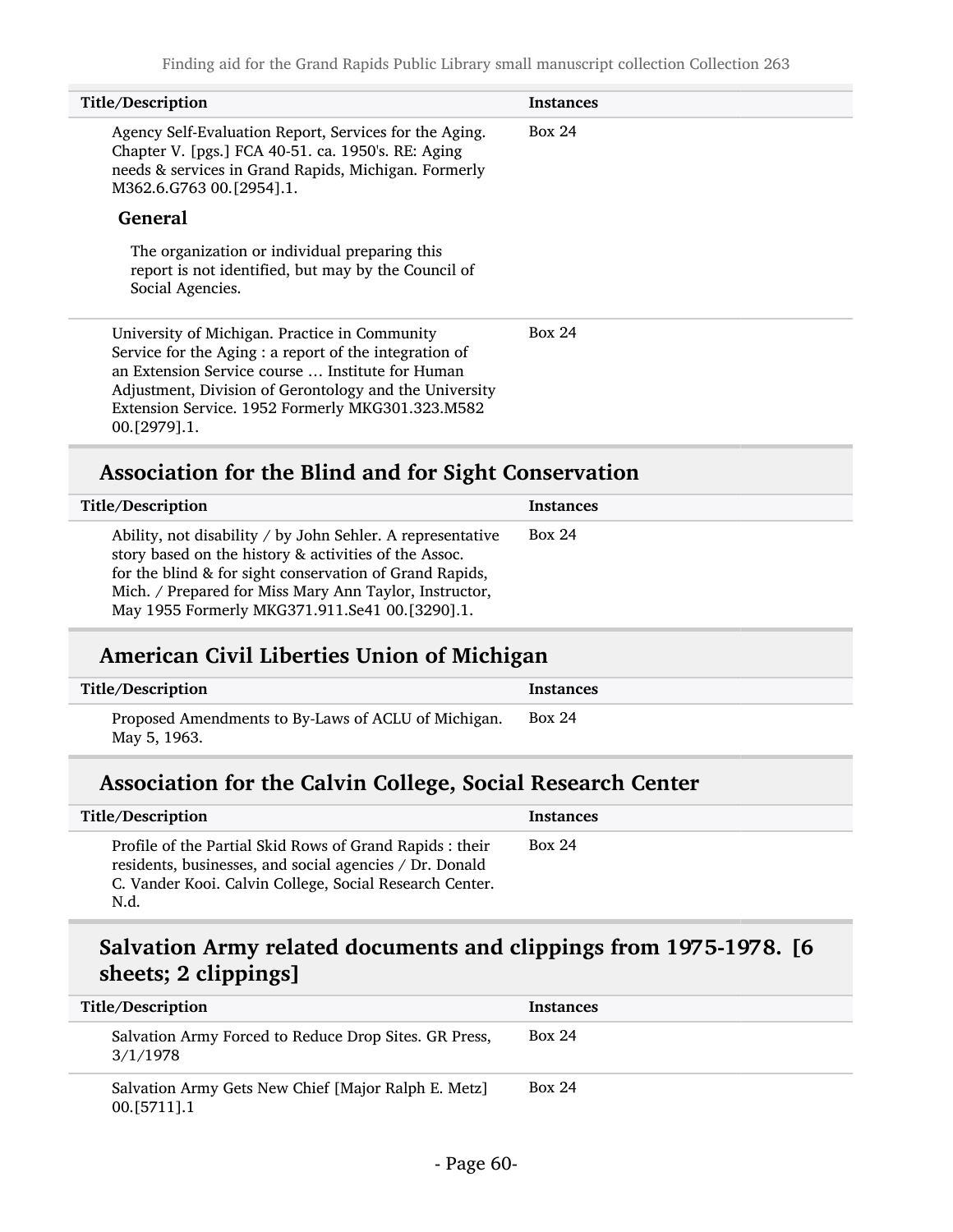| Title/Description | Instances |
| --- | --- |
| Agency Self-Evaluation Report, Services for the Aging. Chapter V. [pgs.] FCA 40-51. ca. 1950's. RE: Aging needs & services in Grand Rapids, Michigan. Formerly M362.6.G763 00.[2954].1. | Box 24 |

**General**

The organization or individual preparing this report is not identified, but may by the Council of Social Agencies.

| Title/Description | Instances |
| --- | --- |
| University of Michigan. Practice in Community Service for the Aging : a report of the integration of an Extension Service course … Institute for Human Adjustment, Division of Gerontology and the University Extension Service. 1952 Formerly MKG301.323.M582 00.[2979].1. | Box 24 |

## Association for the Blind and for Sight Conservation

| Title/Description | Instances |
| --- | --- |
| Ability, not disability / by John Sehler. A representative story based on the history & activities of the Assoc. for the blind & for sight conservation of Grand Rapids, Mich. / Prepared for Miss Mary Ann Taylor, Instructor, May 1955 Formerly MKG371.911.Se41 00.[3290].1. | Box 24 |

## American Civil Liberties Union of Michigan

| Title/Description | Instances |
| --- | --- |
| Proposed Amendments to By-Laws of ACLU of Michigan. May 5, 1963. | Box 24 |

## Association for the Calvin College, Social Research Center

| Title/Description | Instances |
| --- | --- |
| Profile of the Partial Skid Rows of Grand Rapids : their residents, businesses, and social agencies / Dr. Donald C. Vander Kooi. Calvin College, Social Research Center. N.d. | Box 24 |

## Salvation Army related documents and clippings from 1975-1978. [6 sheets; 2 clippings]

| Title/Description | Instances |
| --- | --- |
| Salvation Army Forced to Reduce Drop Sites. GR Press, 3/1/1978 | Box 24 |
| Salvation Army Gets New Chief [Major Ralph E. Metz] 00.[5711].1 | Box 24 |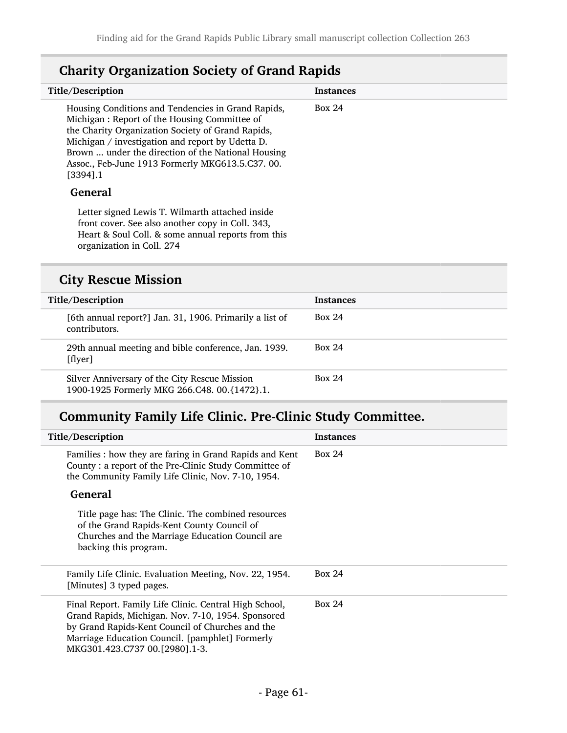## Charity Organization Society of Grand Rapids

| Title/Description | Instances |
| --- | --- |
| Housing Conditions and Tendencies in Grand Rapids, Michigan : Report of the Housing Committee of the Charity Organization Society of Grand Rapids, Michigan / investigation and report by Udetta D. Brown ... under the direction of the National Housing Assoc., Feb-June 1913 Formerly MKG613.5.C37. 00.[3394].1 | Box 24 |

### General

Letter signed Lewis T. Wilmarth attached inside front cover. See also another copy in Coll. 343, Heart & Soul Coll. & some annual reports from this organization in Coll. 274

## City Rescue Mission

| Title/Description | Instances |
| --- | --- |
| [6th annual report?] Jan. 31, 1906. Primarily a list of contributors. | Box 24 |
| 29th annual meeting and bible conference, Jan. 1939. [flyer] | Box 24 |
| Silver Anniversary of the City Rescue Mission 1900-1925 Formerly MKG 266.C48. 00.{1472}.1. | Box 24 |

## Community Family Life Clinic. Pre-Clinic Study Committee.

| Title/Description | Instances |
| --- | --- |
| Families : how they are faring in Grand Rapids and Kent County : a report of the Pre-Clinic Study Committee of the Community Family Life Clinic, Nov. 7-10, 1954. | Box 24 |

### General

Title page has: The Clinic. The combined resources of the Grand Rapids-Kent County Council of Churches and the Marriage Education Council are backing this program.

| Title/Description | Instances |
| --- | --- |
| Family Life Clinic. Evaluation Meeting, Nov. 22, 1954. [Minutes] 3 typed pages. | Box 24 |
| Final Report. Family Life Clinic. Central High School, Grand Rapids, Michigan. Nov. 7-10, 1954. Sponsored by Grand Rapids-Kent Council of Churches and the Marriage Education Council. [pamphlet] Formerly MKG301.423.C737 00.[2980].1-3. | Box 24 |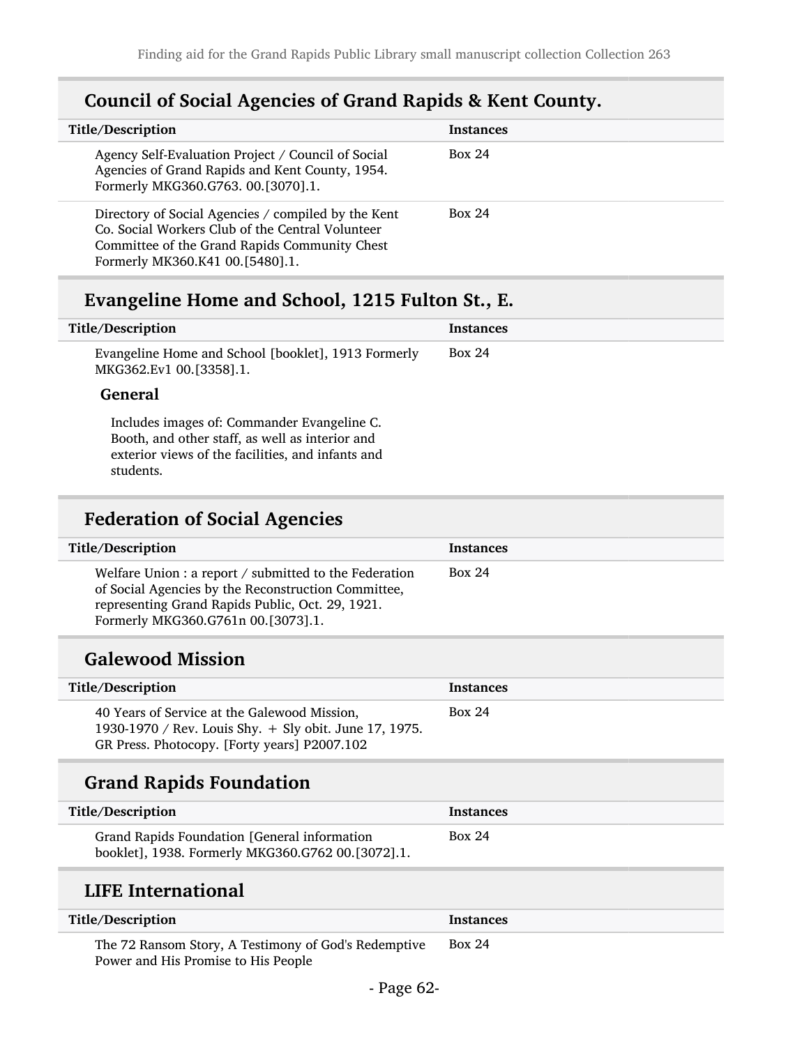## Council of Social Agencies of Grand Rapids & Kent County.

| Title/Description | Instances |
| --- | --- |
| Agency Self-Evaluation Project / Council of Social Agencies of Grand Rapids and Kent County, 1954. Formerly MKG360.G763. 00.[3070].1. | Box 24 |
| Directory of Social Agencies / compiled by the Kent Co. Social Workers Club of the Central Volunteer Committee of the Grand Rapids Community Chest Formerly MK360.K41 00.[5480].1. | Box 24 |

## Evangeline Home and School, 1215 Fulton St., E.

| Title/Description | Instances |
| --- | --- |
| Evangeline Home and School [booklet], 1913 Formerly MKG362.Ev1 00.[3358].1. | Box 24 |

**General**

Includes images of: Commander Evangeline C. Booth, and other staff, as well as interior and exterior views of the facilities, and infants and students.

## Federation of Social Agencies

| Title/Description | Instances |
| --- | --- |
| Welfare Union : a report / submitted to the Federation of Social Agencies by the Reconstruction Committee, representing Grand Rapids Public, Oct. 29, 1921. Formerly MKG360.G761n 00.[3073].1. | Box 24 |

## Galewood Mission

| Title/Description | Instances |
| --- | --- |
| 40 Years of Service at the Galewood Mission, 1930-1970 / Rev. Louis Shy. + Sly obit. June 17, 1975. GR Press. Photocopy. [Forty years] P2007.102 | Box 24 |

## Grand Rapids Foundation

| Title/Description | Instances |
| --- | --- |
| Grand Rapids Foundation [General information booklet], 1938. Formerly MKG360.G762 00.[3072].1. | Box 24 |

## LIFE International

| Title/Description | Instances |
| --- | --- |
| The 72 Ransom Story, A Testimony of God's Redemptive Power and His Promise to His People | Box 24 |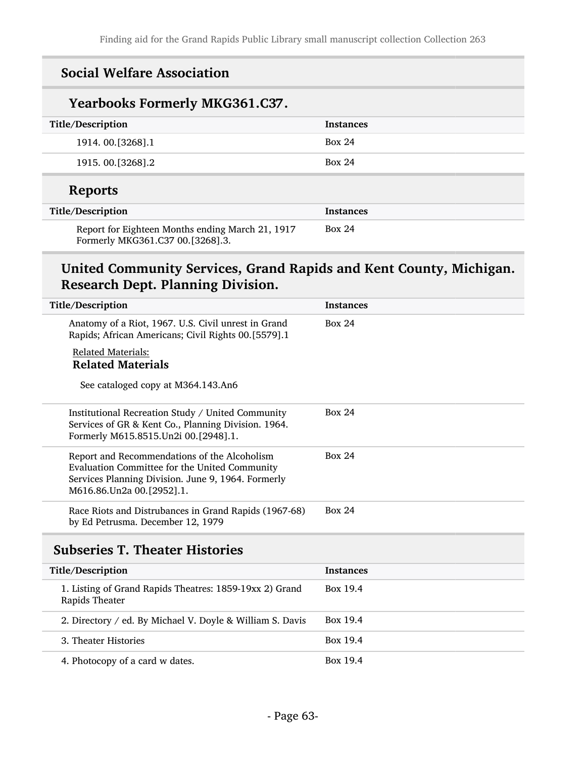## Social Welfare Association

### Yearbooks Formerly MKG361.C37.

| Title/Description | Instances |
|---|---|
| 1914. 00.[3268].1 | Box 24 |
| 1915. 00.[3268].2 | Box 24 |

### Reports

| Title/Description | Instances |
|---|---|
| Report for Eighteen Months ending March 21, 1917 Formerly MKG361.C37 00.[3268].3. | Box 24 |

## United Community Services, Grand Rapids and Kent County, Michigan. Research Dept. Planning Division.

| Title/Description | Instances |
|---|---|
| Anatomy of a Riot, 1967. U.S. Civil unrest in Grand Rapids; African Americans; Civil Rights 00.[5579].1<br><br>Related Materials:<br>**Related Materials**<br><br>See cataloged copy at M364.143.An6 | Box 24 |
| Institutional Recreation Study / United Community Services of GR & Kent Co., Planning Division. 1964. Formerly M615.8515.Un2i 00.[2948].1. | Box 24 |
| Report and Recommendations of the Alcoholism Evaluation Committee for the United Community Services Planning Division. June 9, 1964. Formerly M616.86.Un2a 00.[2952].1. | Box 24 |
| Race Riots and Distrubances in Grand Rapids (1967-68) by Ed Petrusma. December 12, 1979 | Box 24 |

## Subseries T. Theater Histories

| Title/Description | Instances |
|---|---|
| 1. Listing of Grand Rapids Theatres: 1859-19xx 2) Grand Rapids Theater | Box 19.4 |
| 2. Directory / ed. By Michael V. Doyle & William S. Davis | Box 19.4 |
| 3. Theater Histories | Box 19.4 |
| 4. Photocopy of a card w dates. | Box 19.4 |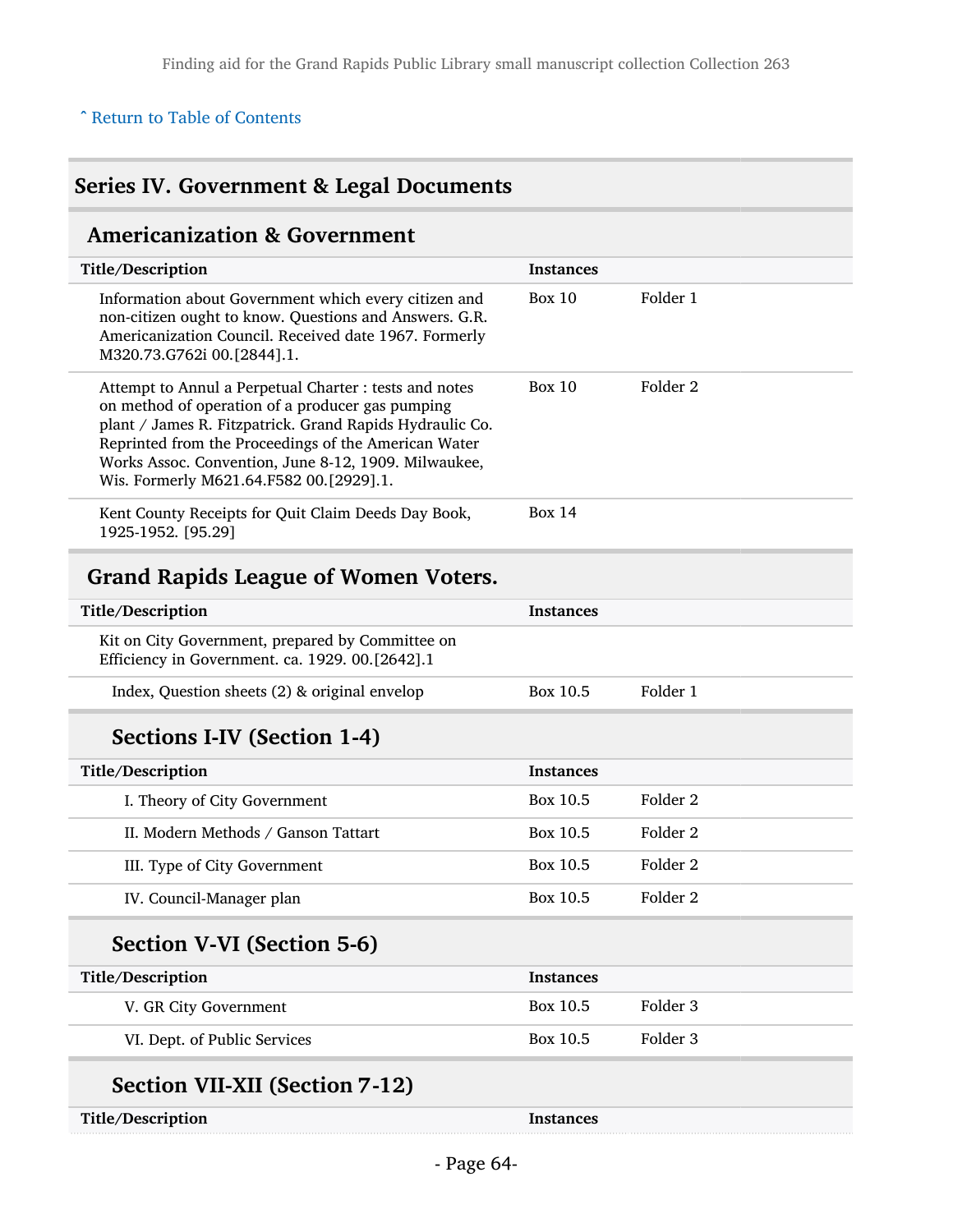^ Return to Table of Contents

# Series IV. Government & Legal Documents

## Americanization & Government

| Title/Description | Instances | |
|---|---|---|
| Information about Government which every citizen and non-citizen ought to know. Questions and Answers. G.R. Americanization Council. Received date 1967. Formerly M320.73.G762i 00.[2844].1. | Box 10 | Folder 1 |
| Attempt to Annul a Perpetual Charter : tests and notes on method of operation of a producer gas pumping plant / James R. Fitzpatrick. Grand Rapids Hydraulic Co. Reprinted from the Proceedings of the American Water Works Assoc. Convention, June 8-12, 1909. Milwaukee, Wis. Formerly M621.64.F582 00.[2929].1. | Box 10 | Folder 2 |
| Kent County Receipts for Quit Claim Deeds Day Book, 1925-1952. [95.29] | Box 14 | |

## Grand Rapids League of Women Voters.

| Title/Description | Instances | |
|---|---|---|
| Kit on City Government, prepared by Committee on Efficiency in Government. ca. 1929. 00.[2642].1 | | |
| Index, Question sheets (2) & original envelop | Box 10.5 | Folder 1 |

### Sections I-IV (Section 1-4)

| Title/Description | Instances | |
|---|---|---|
| I. Theory of City Government | Box 10.5 | Folder 2 |
| II. Modern Methods / Ganson Tattart | Box 10.5 | Folder 2 |
| III. Type of City Government | Box 10.5 | Folder 2 |
| IV. Council-Manager plan | Box 10.5 | Folder 2 |

### Section V-VI (Section 5-6)

| Title/Description | Instances | |
|---|---|---|
| V. GR City Government | Box 10.5 | Folder 3 |
| VI. Dept. of Public Services | Box 10.5 | Folder 3 |

### Section VII-XII (Section 7-12)

| Title/Description | Instances |
|---|---|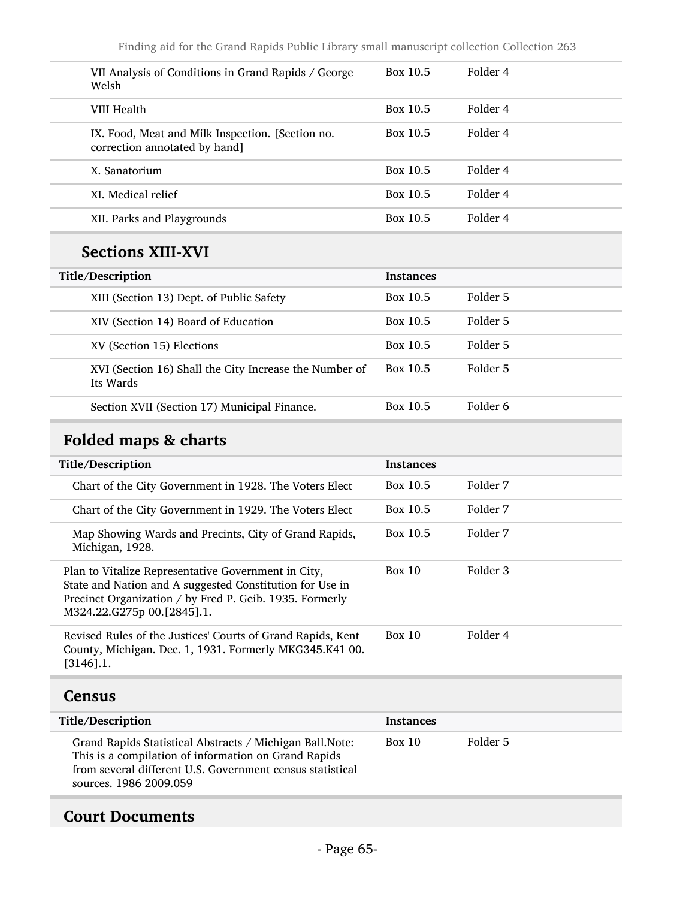| Title/Description | Instances | |
|---|---|---|
| VII Analysis of Conditions in Grand Rapids / George Welsh | Box 10.5 | Folder 4 |
| VIII Health | Box 10.5 | Folder 4 |
| IX. Food, Meat and Milk Inspection. [Section no. correction annotated by hand] | Box 10.5 | Folder 4 |
| X. Sanatorium | Box 10.5 | Folder 4 |
| XI. Medical relief | Box 10.5 | Folder 4 |
| XII. Parks and Playgrounds | Box 10.5 | Folder 4 |

### Sections XIII-XVI

| Title/Description | Instances | |
|---|---|---|
| XIII (Section 13) Dept. of Public Safety | Box 10.5 | Folder 5 |
| XIV (Section 14) Board of Education | Box 10.5 | Folder 5 |
| XV (Section 15) Elections | Box 10.5 | Folder 5 |
| XVI (Section 16) Shall the City Increase the Number of Its Wards | Box 10.5 | Folder 5 |
| Section XVII (Section 17) Municipal Finance. | Box 10.5 | Folder 6 |

## Folded maps & charts

| Title/Description | Instances | |
|---|---|---|
| Chart of the City Government in 1928. The Voters Elect | Box 10.5 | Folder 7 |
| Chart of the City Government in 1929. The Voters Elect | Box 10.5 | Folder 7 |
| Map Showing Wards and Precints, City of Grand Rapids, Michigan, 1928. | Box 10.5 | Folder 7 |
| Plan to Vitalize Representative Government in City, State and Nation and A suggested Constitution for Use in Precinct Organization / by Fred P. Geib. 1935. Formerly M324.22.G275p 00.[2845].1. | Box 10 | Folder 3 |
| Revised Rules of the Justices' Courts of Grand Rapids, Kent County, Michigan. Dec. 1, 1931. Formerly MKG345.K41 00.[3146].1. | Box 10 | Folder 4 |

## Census

| Title/Description | Instances | |
|---|---|---|
| Grand Rapids Statistical Abstracts / Michigan Ball.Note: This is a compilation of information on Grand Rapids from several different U.S. Government census statistical sources. 1986 2009.059 | Box 10 | Folder 5 |

## Court Documents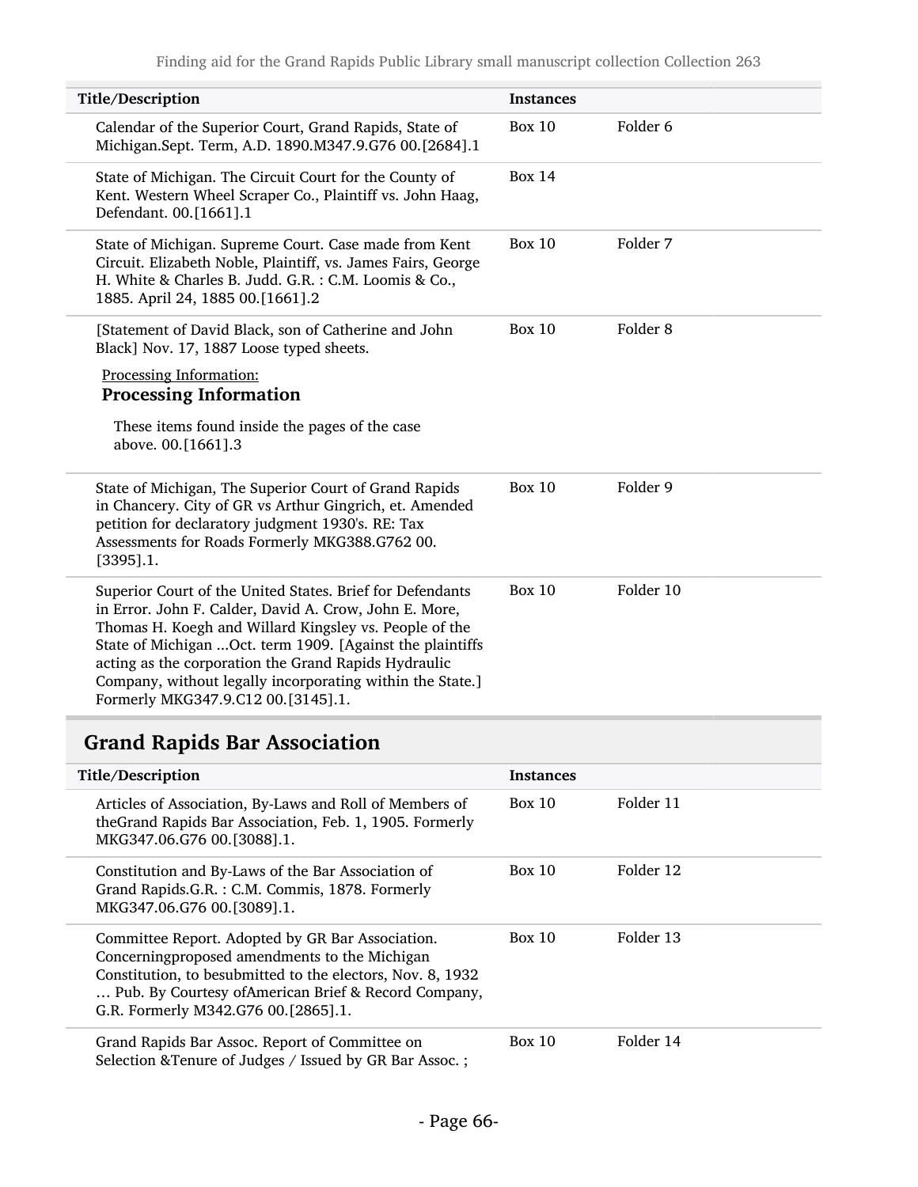| Title/Description | Instances | |
|---|---|---|
| Calendar of the Superior Court, Grand Rapids, State of Michigan.Sept. Term, A.D. 1890.M347.9.G76 00.[2684].1 | Box 10 | Folder 6 |
| State of Michigan. The Circuit Court for the County of Kent. Western Wheel Scraper Co., Plaintiff vs. John Haag, Defendant. 00.[1661].1 | Box 14 | |
| State of Michigan. Supreme Court. Case made from Kent Circuit. Elizabeth Noble, Plaintiff, vs. James Fairs, George H. White & Charles B. Judd. G.R. : C.M. Loomis & Co., 1885. April 24, 1885 00.[1661].2 | Box 10 | Folder 7 |
| [Statement of David Black, son of Catherine and John Black] Nov. 17, 1887 Loose typed sheets. Processing Information: **Processing Information** These items found inside the pages of the case above. 00.[1661].3 | Box 10 | Folder 8 |
| State of Michigan, The Superior Court of Grand Rapids in Chancery. City of GR vs Arthur Gingrich, et. Amended petition for declaratory judgment 1930's. RE: Tax Assessments for Roads Formerly MKG388.G762 00.[3395].1. | Box 10 | Folder 9 |
| Superior Court of the United States. Brief for Defendants in Error. John F. Calder, David A. Crow, John E. More, Thomas H. Koegh and Willard Kingsley vs. People of the State of Michigan ...Oct. term 1909. [Against the plaintiffs acting as the corporation the Grand Rapids Hydraulic Company, without legally incorporating within the State.] Formerly MKG347.9.C12 00.[3145].1. | Box 10 | Folder 10 |

## Grand Rapids Bar Association

| Title/Description | Instances | |
|---|---|---|
| Articles of Association, By-Laws and Roll of Members of theGrand Rapids Bar Association, Feb. 1, 1905. Formerly MKG347.06.G76 00.[3088].1. | Box 10 | Folder 11 |
| Constitution and By-Laws of the Bar Association of Grand Rapids.G.R. : C.M. Commis, 1878. Formerly MKG347.06.G76 00.[3089].1. | Box 10 | Folder 12 |
| Committee Report. Adopted by GR Bar Association. Concerningproposed amendments to the Michigan Constitution, to besubmitted to the electors, Nov. 8, 1932 … Pub. By Courtesy ofAmerican Brief & Record Company, G.R. Formerly M342.G76 00.[2865].1. | Box 10 | Folder 13 |
| Grand Rapids Bar Assoc. Report of Committee on Selection &Tenure of Judges / Issued by GR Bar Assoc. ; | Box 10 | Folder 14 |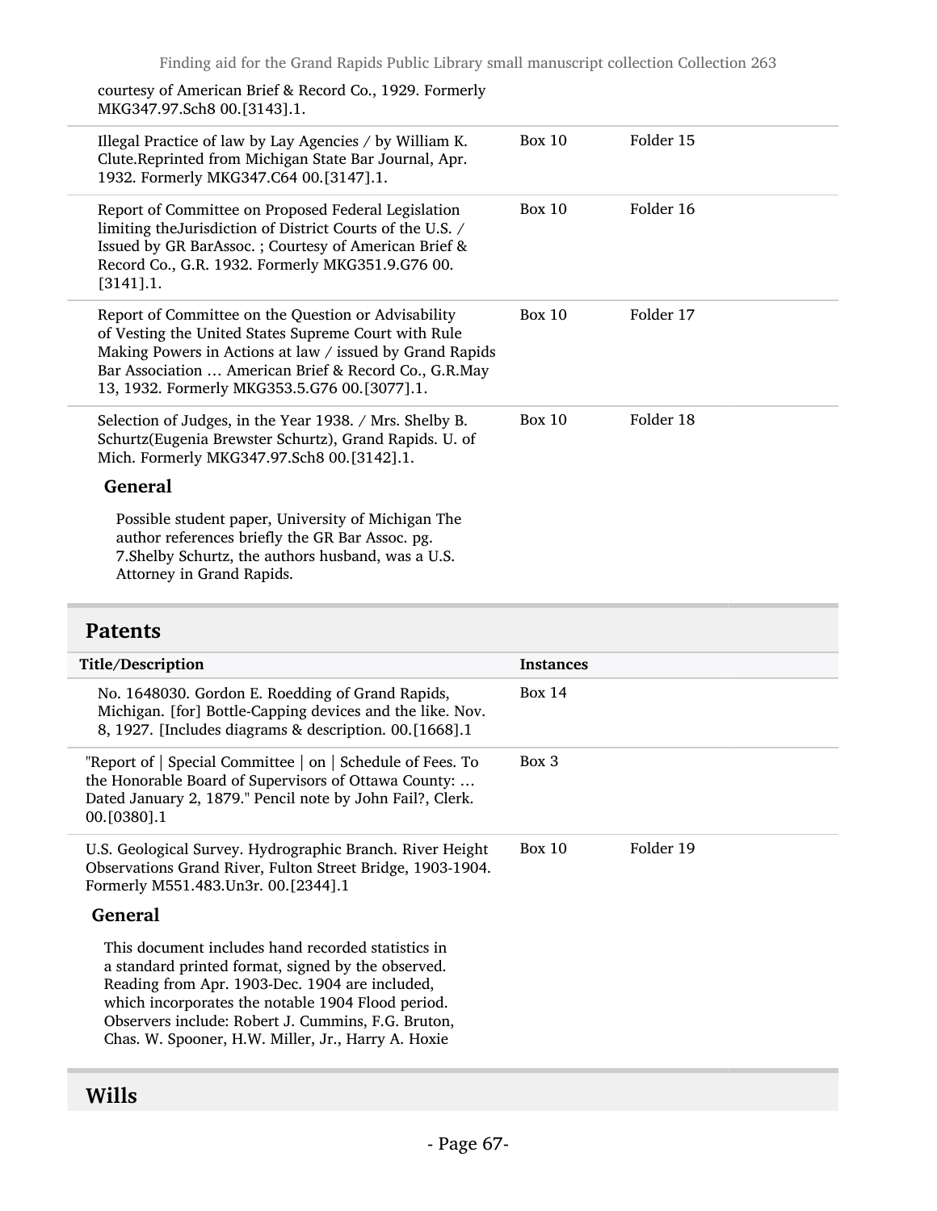courtesy of American Brief & Record Co., 1929. Formerly MKG347.97.Sch8 00.[3143].1.

| | | |
|---|---|---|
| Illegal Practice of law by Lay Agencies / by William K. Clute.Reprinted from Michigan State Bar Journal, Apr. 1932. Formerly MKG347.C64 00.[3147].1. | Box 10 | Folder 15 |
| Report of Committee on Proposed Federal Legislation limiting theJurisdiction of District Courts of the U.S. / Issued by GR BarAssoc. ; Courtesy of American Brief & Record Co., G.R. 1932. Formerly MKG351.9.G76 00.[3141].1. | Box 10 | Folder 16 |
| Report of Committee on the Question or Advisability of Vesting the United States Supreme Court with Rule Making Powers in Actions at law / issued by Grand Rapids Bar Association … American Brief & Record Co., G.R.May 13, 1932. Formerly MKG353.5.G76 00.[3077].1. | Box 10 | Folder 17 |
| Selection of Judges, in the Year 1938. / Mrs. Shelby B. Schurtz(Eugenia Brewster Schurtz), Grand Rapids. U. of Mich. Formerly MKG347.97.Sch8 00.[3142].1. | Box 10 | Folder 18 |

**General**

Possible student paper, University of Michigan The author references briefly the GR Bar Assoc. pg. 7.Shelby Schurtz, the authors husband, was a U.S. Attorney in Grand Rapids.

## Patents

| Title/Description | Instances | |
|---|---|---|
| No. 1648030. Gordon E. Roedding of Grand Rapids, Michigan. [for] Bottle-Capping devices and the like. Nov. 8, 1927. [Includes diagrams & description. 00.[1668].1 | Box 14 | |
| "Report of \| Special Committee \| on \| Schedule of Fees. To the Honorable Board of Supervisors of Ottawa County: … Dated January 2, 1879." Pencil note by John Fail?, Clerk. 00.[0380].1 | Box 3 | |
| U.S. Geological Survey. Hydrographic Branch. River Height Observations Grand River, Fulton Street Bridge, 1903-1904. Formerly M551.483.Un3r. 00.[2344].1 | Box 10 | Folder 19 |

**General**

This document includes hand recorded statistics in a standard printed format, signed by the observed. Reading from Apr. 1903-Dec. 1904 are included, which incorporates the notable 1904 Flood period. Observers include: Robert J. Cummins, F.G. Bruton, Chas. W. Spooner, H.W. Miller, Jr., Harry A. Hoxie

## Wills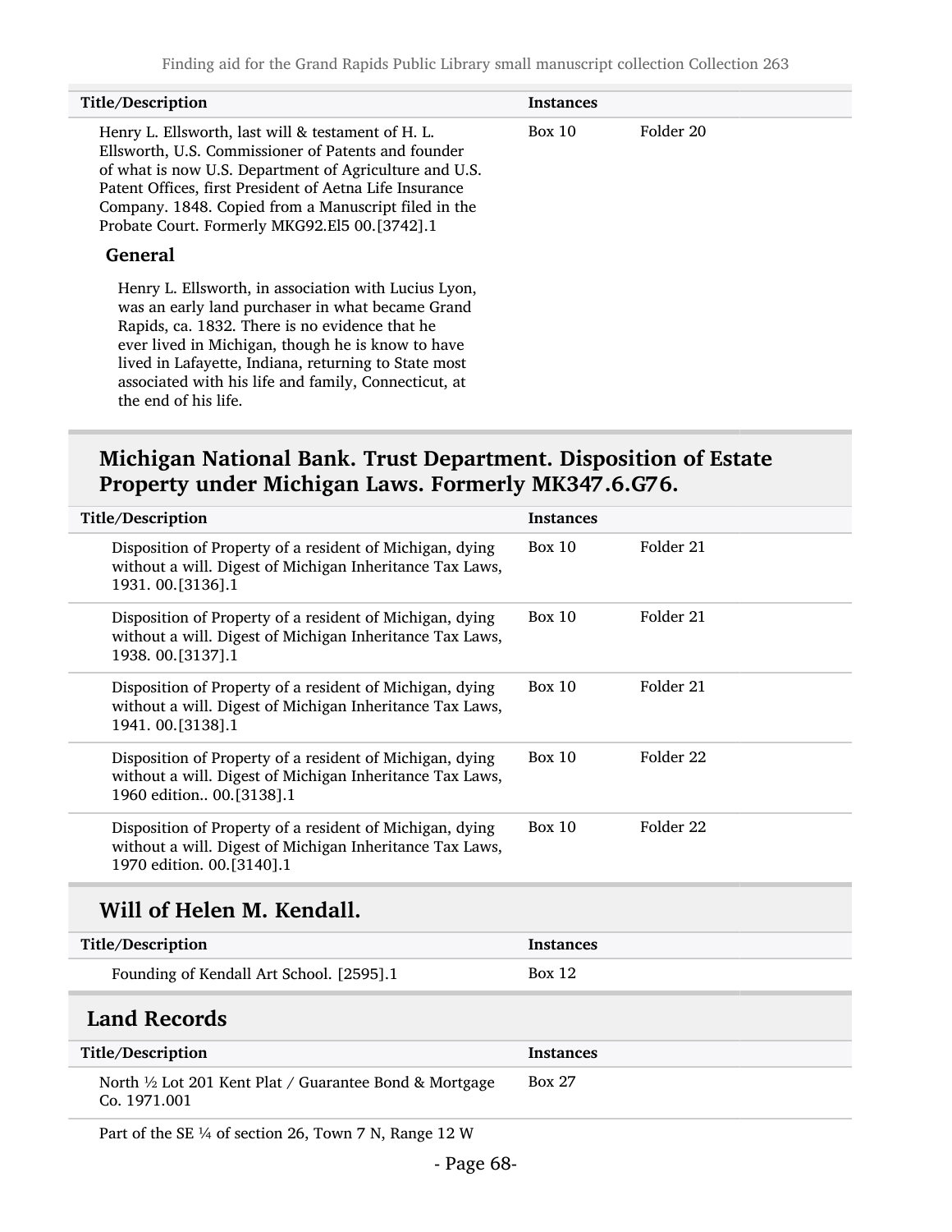| Title/Description | Instances | |
|---|---|---|
| Henry L. Ellsworth, last will & testament of H. L. Ellsworth, U.S. Commissioner of Patents and founder of what is now U.S. Department of Agriculture and U.S. Patent Offices, first President of Aetna Life Insurance Company. 1848. Copied from a Manuscript filed in the Probate Court. Formerly MKG92.El5 00.[3742].1 | Box 10 | Folder 20 |

**General**

Henry L. Ellsworth, in association with Lucius Lyon, was an early land purchaser in what became Grand Rapids, ca. 1832. There is no evidence that he ever lived in Michigan, though he is know to have lived in Lafayette, Indiana, returning to State most associated with his life and family, Connecticut, at the end of his life.

## Michigan National Bank. Trust Department. Disposition of Estate Property under Michigan Laws. Formerly MK347.6.G76.

| Title/Description | Instances | |
|---|---|---|
| Disposition of Property of a resident of Michigan, dying without a will. Digest of Michigan Inheritance Tax Laws, 1931. 00.[3136].1 | Box 10 | Folder 21 |
| Disposition of Property of a resident of Michigan, dying without a will. Digest of Michigan Inheritance Tax Laws, 1938. 00.[3137].1 | Box 10 | Folder 21 |
| Disposition of Property of a resident of Michigan, dying without a will. Digest of Michigan Inheritance Tax Laws, 1941. 00.[3138].1 | Box 10 | Folder 21 |
| Disposition of Property of a resident of Michigan, dying without a will. Digest of Michigan Inheritance Tax Laws, 1960 edition.. 00.[3138].1 | Box 10 | Folder 22 |
| Disposition of Property of a resident of Michigan, dying without a will. Digest of Michigan Inheritance Tax Laws, 1970 edition. 00.[3140].1 | Box 10 | Folder 22 |

## Will of Helen M. Kendall.

| Title/Description | Instances |
|---|---|
| Founding of Kendall Art School. [2595].1 | Box 12 |

## Land Records

| Title/Description | Instances |
|---|---|
| North ½ Lot 201 Kent Plat / Guarantee Bond & Mortgage Co. 1971.001 | Box 27 |

Part of the SE ¼ of section 26, Town 7 N, Range 12 W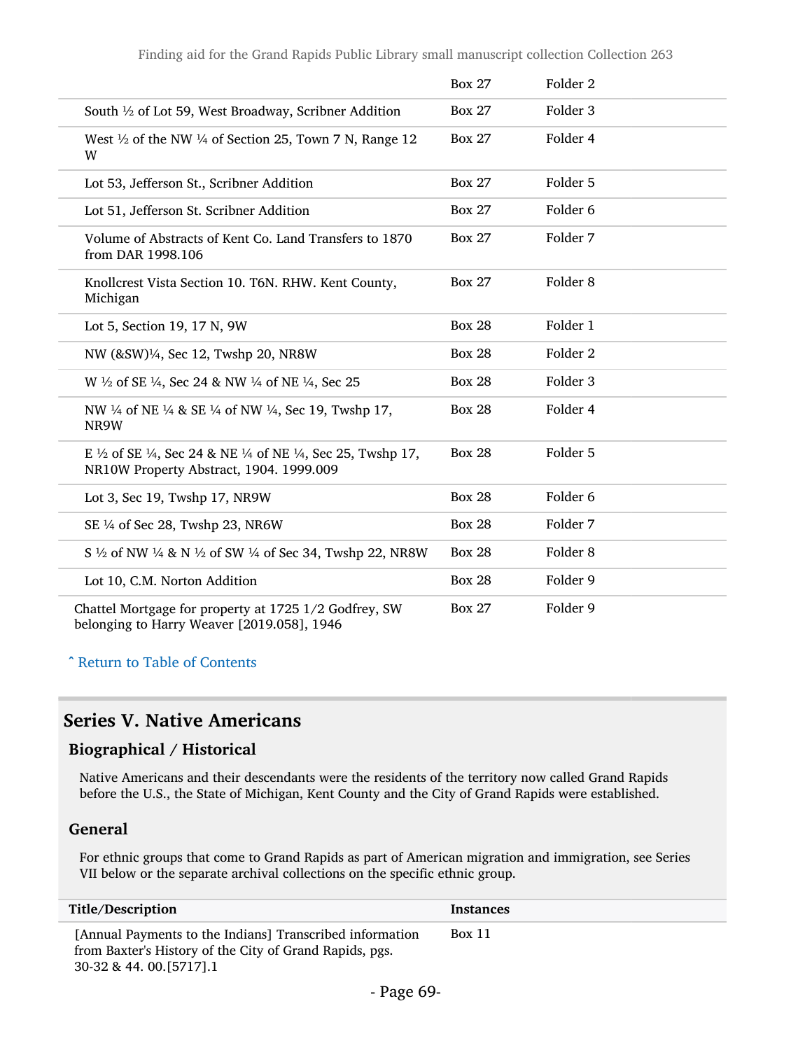| | | |
|---|---|---|
| | Box 27 | Folder 2 |
| South ½ of Lot 59, West Broadway, Scribner Addition | Box 27 | Folder 3 |
| West ½ of the NW ¼ of Section 25, Town 7 N, Range 12 W | Box 27 | Folder 4 |
| Lot 53, Jefferson St., Scribner Addition | Box 27 | Folder 5 |
| Lot 51, Jefferson St. Scribner Addition | Box 27 | Folder 6 |
| Volume of Abstracts of Kent Co. Land Transfers to 1870 from DAR 1998.106 | Box 27 | Folder 7 |
| Knollcrest Vista Section 10. T6N. RHW. Kent County, Michigan | Box 27 | Folder 8 |
| Lot 5, Section 19, 17 N, 9W | Box 28 | Folder 1 |
| NW (&SW)¼, Sec 12, Twshp 20, NR8W | Box 28 | Folder 2 |
| W ½ of SE ¼, Sec 24 & NW ¼ of NE ¼, Sec 25 | Box 28 | Folder 3 |
| NW ¼ of NE ¼ & SE ¼ of NW ¼, Sec 19, Twshp 17, NR9W | Box 28 | Folder 4 |
| E ½ of SE ¼, Sec 24 & NE ¼ of NE ¼, Sec 25, Twshp 17, NR10W Property Abstract, 1904. 1999.009 | Box 28 | Folder 5 |
| Lot 3, Sec 19, Twshp 17, NR9W | Box 28 | Folder 6 |
| SE ¼ of Sec 28, Twshp 23, NR6W | Box 28 | Folder 7 |
| S ½ of NW ¼ & N ½ of SW ¼ of Sec 34, Twshp 22, NR8W | Box 28 | Folder 8 |
| Lot 10, C.M. Norton Addition | Box 28 | Folder 9 |
| Chattel Mortgage for property at 1725 1/2 Godfrey, SW belonging to Harry Weaver [2019.058], 1946 | Box 27 | Folder 9 |

ˆ Return to Table of Contents

## Series V. Native Americans

### Biographical / Historical

Native Americans and their descendants were the residents of the territory now called Grand Rapids before the U.S., the State of Michigan, Kent County and the City of Grand Rapids were established.

### General

For ethnic groups that come to Grand Rapids as part of American migration and immigration, see Series VII below or the separate archival collections on the specific ethnic group.

| Title/Description | Instances |
|---|---|
| [Annual Payments to the Indians] Transcribed information from Baxter's History of the City of Grand Rapids, pgs. 30-32 & 44. 00.[5717].1 | Box 11 |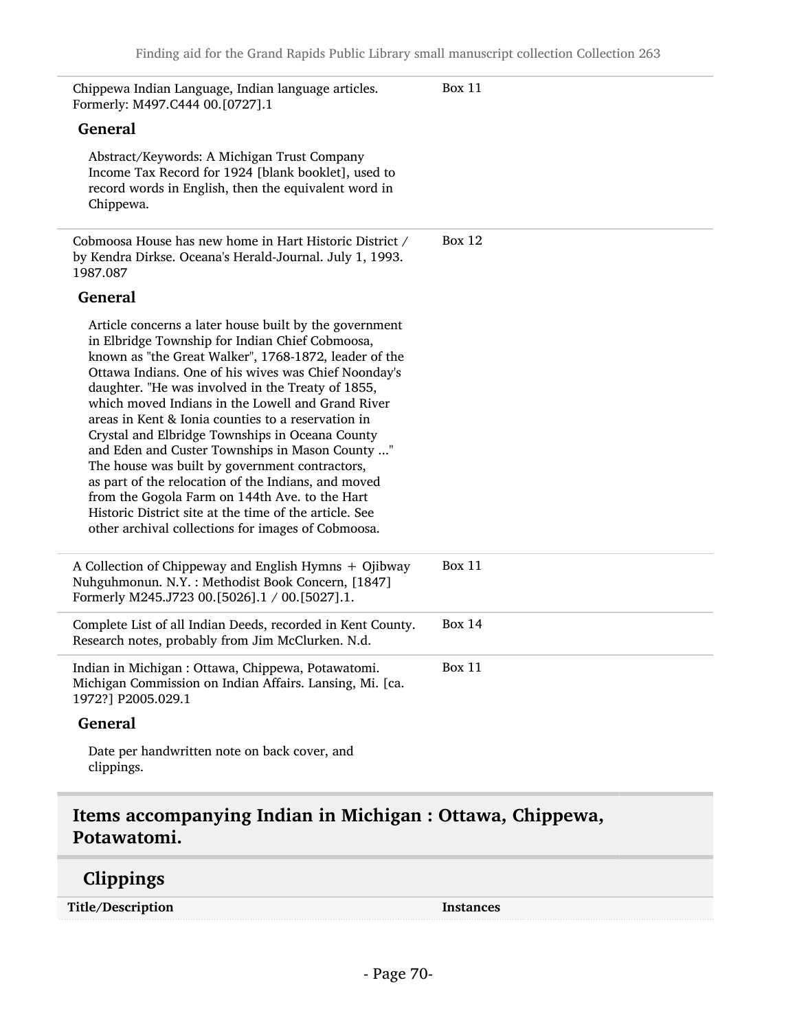Chippewa Indian Language, Indian language articles. Formerly: M497.C444 00.[0727].1 — Box 11

**General**

Abstract/Keywords: A Michigan Trust Company Income Tax Record for 1924 [blank booklet], used to record words in English, then the equivalent word in Chippewa.

---

Cobmoosa House has new home in Hart Historic District / by Kendra Dirkse. Oceana's Herald-Journal. July 1, 1993. 1987.087 — Box 12

**General**

Article concerns a later house built by the government in Elbridge Township for Indian Chief Cobmoosa, known as "the Great Walker", 1768-1872, leader of the Ottawa Indians. One of his wives was Chief Noonday's daughter. "He was involved in the Treaty of 1855, which moved Indians in the Lowell and Grand River areas in Kent & Ionia counties to a reservation in Crystal and Elbridge Townships in Oceana County and Eden and Custer Townships in Mason County ..." The house was built by government contractors, as part of the relocation of the Indians, and moved from the Gogola Farm on 144th Ave. to the Hart Historic District site at the time of the article. See other archival collections for images of Cobmoosa.

---

A Collection of Chippeway and English Hymns + Ojibway Nuhguhmonun. N.Y. : Methodist Book Concern, [1847] Formerly M245.J723 00.[5026].1 / 00.[5027].1. — Box 11

---

Complete List of all Indian Deeds, recorded in Kent County. Research notes, probably from Jim McClurken. N.d. — Box 14

---

Indian in Michigan : Ottawa, Chippewa, Potawatomi. Michigan Commission on Indian Affairs. Lansing, Mi. [ca. 1972?] P2005.029.1 — Box 11

**General**

Date per handwritten note on back cover, and clippings.

## Items accompanying Indian in Michigan : Ottawa, Chippewa, Potawatomi.

### Clippings

| Title/Description | Instances |
|---|---|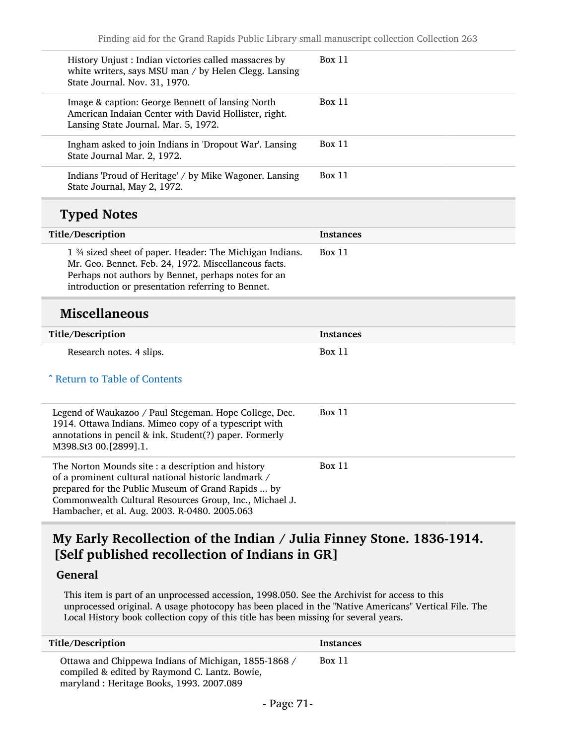| | |
|---|---|
| History Unjust : Indian victories called massacres by white writers, says MSU man / by Helen Clegg. Lansing State Journal. Nov. 31, 1970. | Box 11 |
| Image & caption: George Bennett of lansing North American Indaian Center with David Hollister, right. Lansing State Journal. Mar. 5, 1972. | Box 11 |
| Ingham asked to join Indians in 'Dropout War'. Lansing State Journal Mar. 2, 1972. | Box 11 |
| Indians 'Proud of Heritage' / by Mike Wagoner. Lansing State Journal, May 2, 1972. | Box 11 |

### Typed Notes

| Title/Description | Instances |
|---|---|
| 1 ¾ sized sheet of paper. Header: The Michigan Indians. Mr. Geo. Bennet. Feb. 24, 1972. Miscellaneous facts. Perhaps not authors by Bennet, perhaps notes for an introduction or presentation referring to Bennet. | Box 11 |

### Miscellaneous

| Title/Description | Instances |
|---|---|
| Research notes. 4 slips. | Box 11 |

ˆ Return to Table of Contents

| | |
|---|---|
| Legend of Waukazoo / Paul Stegeman. Hope College, Dec. 1914. Ottawa Indians. Mimeo copy of a typescript with annotations in pencil & ink. Student(?) paper. Formerly M398.St3 00.[2899].1. | Box 11 |
| The Norton Mounds site : a description and history of a prominent cultural national historic landmark / prepared for the Public Museum of Grand Rapids ... by Commonwealth Cultural Resources Group, Inc., Michael J. Hambacher, et al. Aug. 2003. R-0480. 2005.063 | Box 11 |

## My Early Recollection of the Indian / Julia Finney Stone. 1836-1914. [Self published recollection of Indians in GR]

### General

This item is part of an unprocessed accession, 1998.050. See the Archivist for access to this unprocessed original. A usage photocopy has been placed in the "Native Americans" Vertical File. The Local History book collection copy of this title has been missing for several years.

| Title/Description | Instances |
|---|---|
| Ottawa and Chippewa Indians of Michigan, 1855-1868 / compiled & edited by Raymond C. Lantz. Bowie, maryland : Heritage Books, 1993. 2007.089 | Box 11 |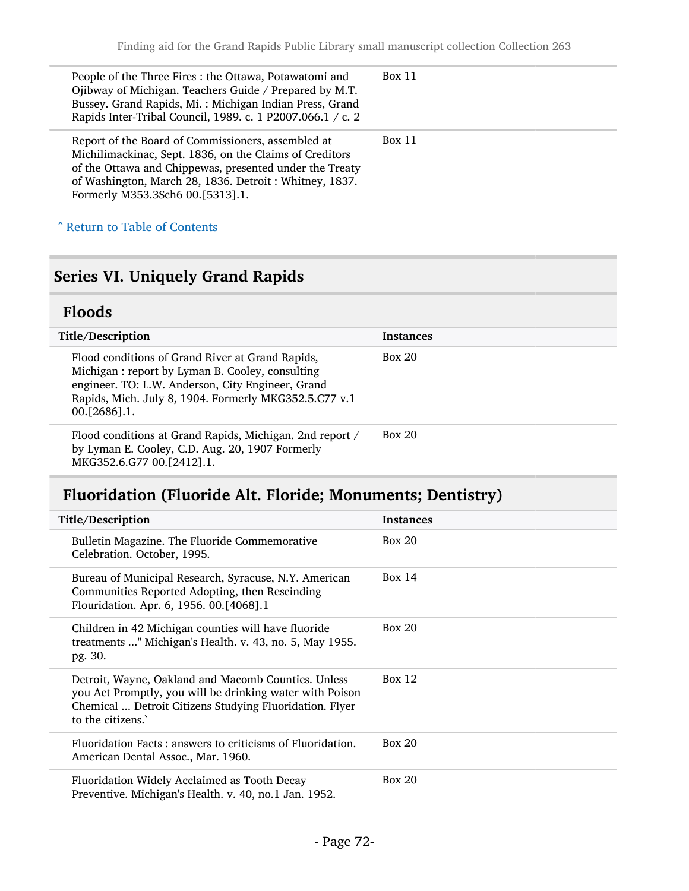| Title/Description | Instances |
| --- | --- |
| People of the Three Fires : the Ottawa, Potawatomi and Ojibway of Michigan. Teachers Guide / Prepared by M.T. Bussey. Grand Rapids, Mi. : Michigan Indian Press, Grand Rapids Inter-Tribal Council, 1989. c. 1 P2007.066.1 / c. 2 | Box 11 |
| Report of the Board of Commissioners, assembled at Michilimackinac, Sept. 1836, on the Claims of Creditors of the Ottawa and Chippewas, presented under the Treaty of Washington, March 28, 1836. Detroit : Whitney, 1837. Formerly M353.3Sch6 00.[5313].1. | Box 11 |

ˆ Return to Table of Contents

## Series VI. Uniquely Grand Rapids

### Floods

| Title/Description | Instances |
| --- | --- |
| Flood conditions of Grand River at Grand Rapids, Michigan : report by Lyman B. Cooley, consulting engineer. TO: L.W. Anderson, City Engineer, Grand Rapids, Mich. July 8, 1904. Formerly MKG352.5.C77 v.1 00.[2686].1. | Box 20 |
| Flood conditions at Grand Rapids, Michigan. 2nd report / by Lyman E. Cooley, C.D. Aug. 20, 1907 Formerly MKG352.6.G77 00.[2412].1. | Box 20 |

### Fluoridation (Fluoride Alt. Floride; Monuments; Dentistry)

| Title/Description | Instances |
| --- | --- |
| Bulletin Magazine. The Fluoride Commemorative Celebration. October, 1995. | Box 20 |
| Bureau of Municipal Research, Syracuse, N.Y. American Communities Reported Adopting, then Rescinding Flouridation. Apr. 6, 1956. 00.[4068].1 | Box 14 |
| Children in 42 Michigan counties will have fluoride treatments ..." Michigan's Health. v. 43, no. 5, May 1955. pg. 30. | Box 20 |
| Detroit, Wayne, Oakland and Macomb Counties. Unless you Act Promptly, you will be drinking water with Poison Chemical ... Detroit Citizens Studying Fluoridation. Flyer to the citizens.` | Box 12 |
| Fluoridation Facts : answers to criticisms of Fluoridation. American Dental Assoc., Mar. 1960. | Box 20 |
| Fluoridation Widely Acclaimed as Tooth Decay Preventive. Michigan's Health. v. 40, no.1 Jan. 1952. | Box 20 |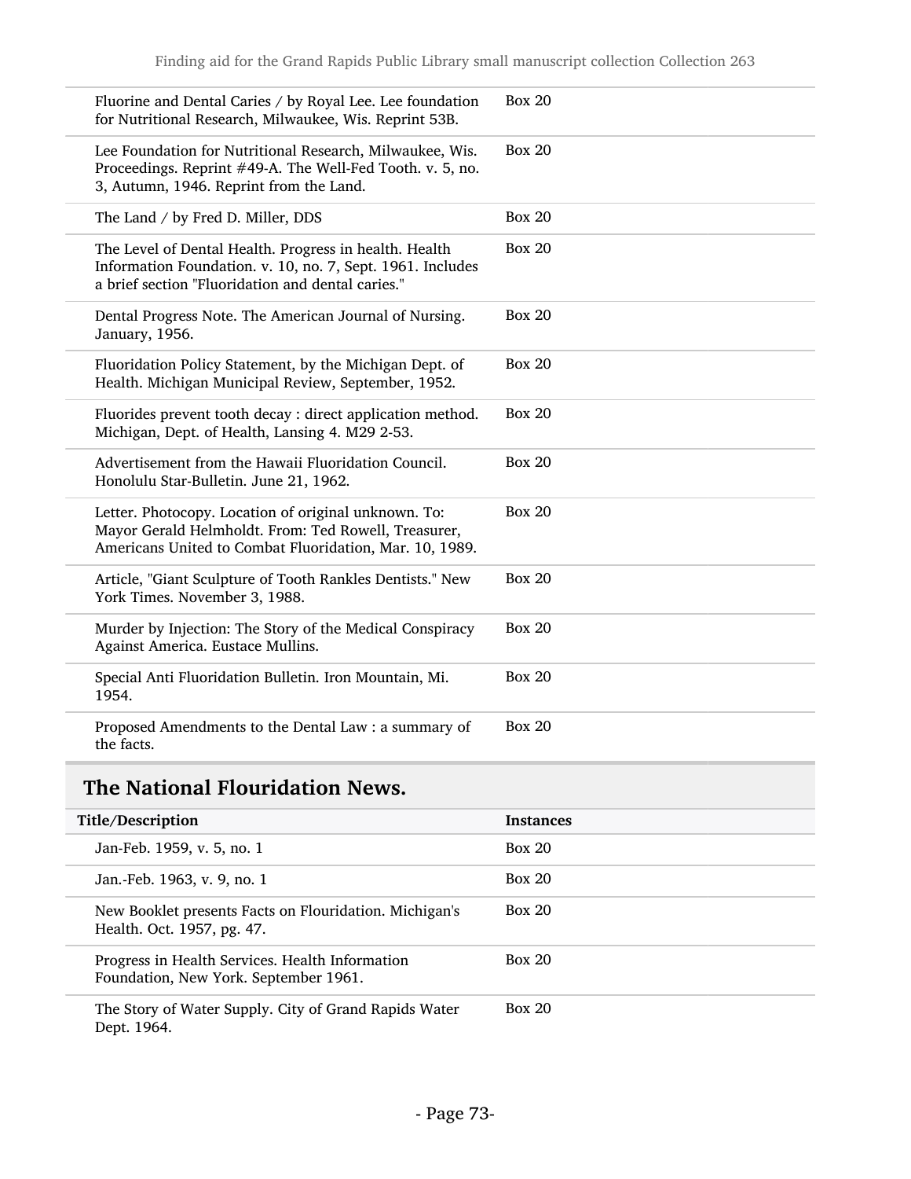| | |
|---|---|
| Fluorine and Dental Caries / by Royal Lee. Lee foundation for Nutritional Research, Milwaukee, Wis. Reprint 53B. | Box 20 |
| Lee Foundation for Nutritional Research, Milwaukee, Wis. Proceedings. Reprint #49-A. The Well-Fed Tooth. v. 5, no. 3, Autumn, 1946. Reprint from the Land. | Box 20 |
| The Land / by Fred D. Miller, DDS | Box 20 |
| The Level of Dental Health. Progress in health. Health Information Foundation. v. 10, no. 7, Sept. 1961. Includes a brief section "Fluoridation and dental caries." | Box 20 |
| Dental Progress Note. The American Journal of Nursing. January, 1956. | Box 20 |
| Fluoridation Policy Statement, by the Michigan Dept. of Health. Michigan Municipal Review, September, 1952. | Box 20 |
| Fluorides prevent tooth decay : direct application method. Michigan, Dept. of Health, Lansing 4. M29 2-53. | Box 20 |
| Advertisement from the Hawaii Fluoridation Council. Honolulu Star-Bulletin. June 21, 1962. | Box 20 |
| Letter. Photocopy. Location of original unknown. To: Mayor Gerald Helmholdt. From: Ted Rowell, Treasurer, Americans United to Combat Fluoridation, Mar. 10, 1989. | Box 20 |
| Article, "Giant Sculpture of Tooth Rankles Dentists." New York Times. November 3, 1988. | Box 20 |
| Murder by Injection: The Story of the Medical Conspiracy Against America. Eustace Mullins. | Box 20 |
| Special Anti Fluoridation Bulletin. Iron Mountain, Mi. 1954. | Box 20 |
| Proposed Amendments to the Dental Law : a summary of the facts. | Box 20 |

## The National Flouridation News.

| Title/Description | Instances |
|---|---|
| Jan-Feb. 1959, v. 5, no. 1 | Box 20 |
| Jan.-Feb. 1963, v. 9, no. 1 | Box 20 |
| New Booklet presents Facts on Flouridation. Michigan's Health. Oct. 1957, pg. 47. | Box 20 |
| Progress in Health Services. Health Information Foundation, New York. September 1961. | Box 20 |
| The Story of Water Supply. City of Grand Rapids Water Dept. 1964. | Box 20 |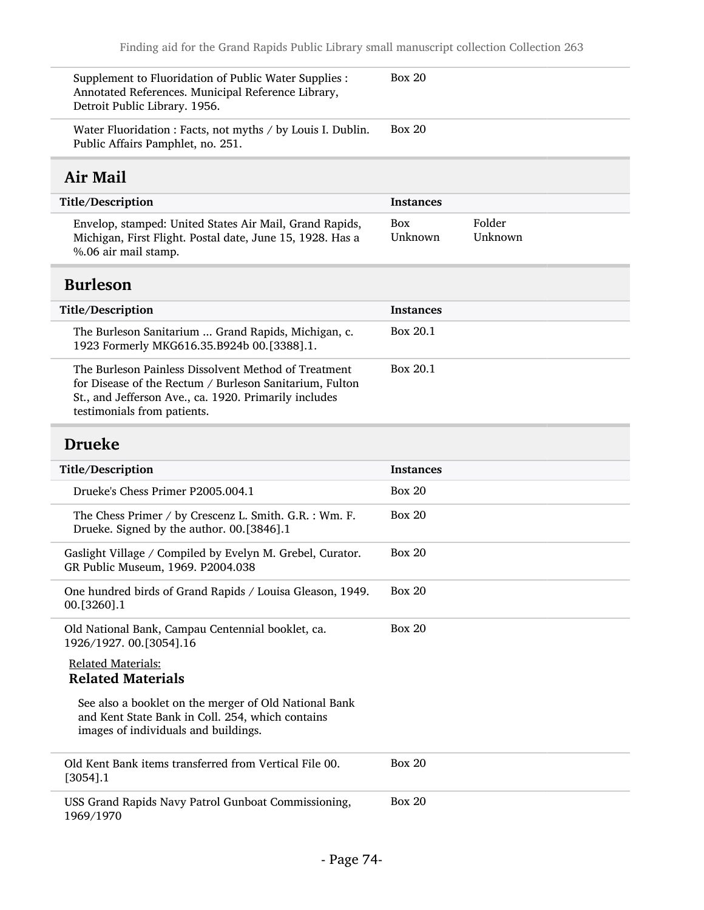| Title/Description | Instances | |
|---|---|---|
| Supplement to Fluoridation of Public Water Supplies : Annotated References. Municipal Reference Library, Detroit Public Library. 1956. | Box 20 | |
| Water Fluoridation : Facts, not myths / by Louis I. Dublin. Public Affairs Pamphlet, no. 251. | Box 20 | |

## Air Mail

| Title/Description | Instances | |
|---|---|---|
| Envelop, stamped: United States Air Mail, Grand Rapids, Michigan, First Flight. Postal date, June 15, 1928. Has a %.06 air mail stamp. | Box Unknown | Folder Unknown |

## Burleson

| Title/Description | Instances |
|---|---|
| The Burleson Sanitarium ... Grand Rapids, Michigan, c. 1923 Formerly MKG616.35.B924b 00.[3388].1. | Box 20.1 |
| The Burleson Painless Dissolvent Method of Treatment for Disease of the Rectum / Burleson Sanitarium, Fulton St., and Jefferson Ave., ca. 1920. Primarily includes testimonials from patients. | Box 20.1 |

## Drueke

| Title/Description | Instances |
|---|---|
| Drueke's Chess Primer P2005.004.1 | Box 20 |
| The Chess Primer / by Crescenz L. Smith. G.R. : Wm. F. Drueke. Signed by the author. 00.[3846].1 | Box 20 |
| Gaslight Village / Compiled by Evelyn M. Grebel, Curator. GR Public Museum, 1969. P2004.038 | Box 20 |
| One hundred birds of Grand Rapids / Louisa Gleason, 1949. 00.[3260].1 | Box 20 |
| Old National Bank, Campau Centennial booklet, ca. 1926/1927. 00.[3054].16 | Box 20 |

Related Materials:

**Related Materials**

See also a booklet on the merger of Old National Bank and Kent State Bank in Coll. 254, which contains images of individuals and buildings.

| Title/Description | Instances |
|---|---|
| Old Kent Bank items transferred from Vertical File 00.[3054].1 | Box 20 |
| USS Grand Rapids Navy Patrol Gunboat Commissioning, 1969/1970 | Box 20 |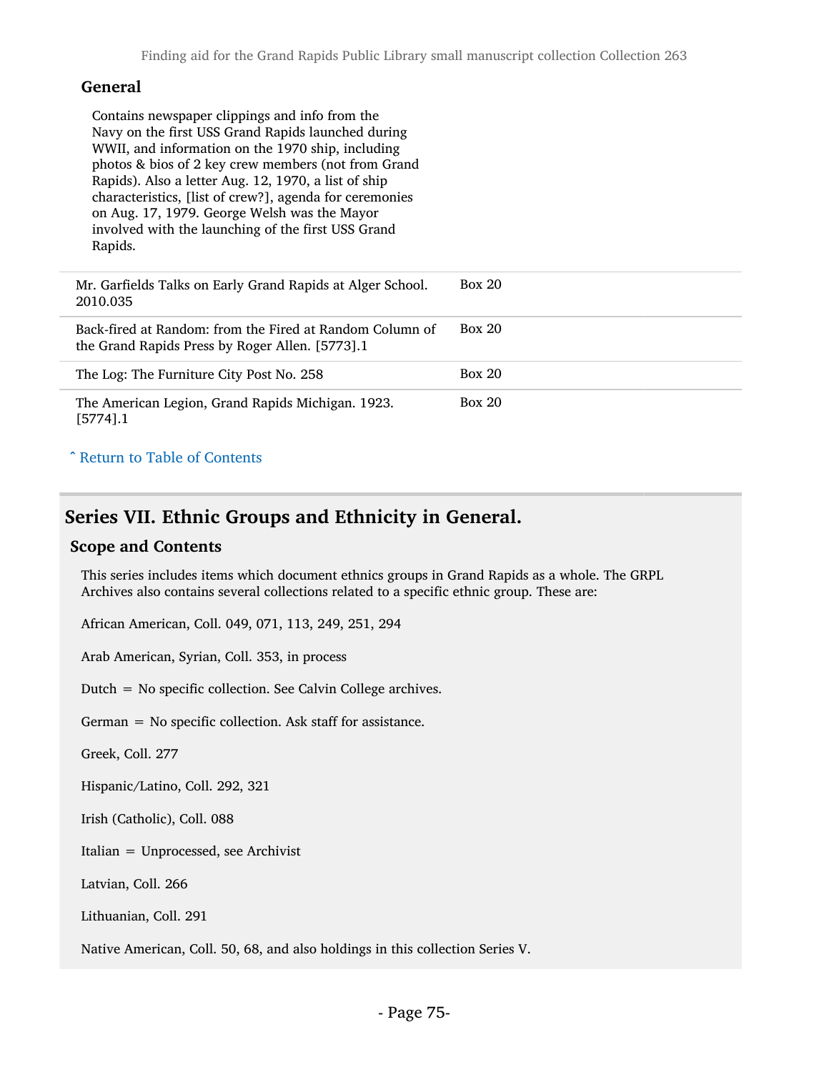### General

Contains newspaper clippings and info from the Navy on the first USS Grand Rapids launched during WWII, and information on the 1970 ship, including photos & bios of 2 key crew members (not from Grand Rapids). Also a letter Aug. 12, 1970, a list of ship characteristics, [list of crew?], agenda for ceremonies on Aug. 17, 1979. George Welsh was the Mayor involved with the launching of the first USS Grand Rapids.

| | |
|---|---|
| Mr. Garfields Talks on Early Grand Rapids at Alger School. 2010.035 | Box 20 |
| Back-fired at Random: from the Fired at Random Column of the Grand Rapids Press by Roger Allen. [5773].1 | Box 20 |
| The Log: The Furniture City Post No. 258 | Box 20 |
| The American Legion, Grand Rapids Michigan. 1923. [5774].1 | Box 20 |

ˆ Return to Table of Contents

## Series VII. Ethnic Groups and Ethnicity in General.

### Scope and Contents

This series includes items which document ethnics groups in Grand Rapids as a whole. The GRPL Archives also contains several collections related to a specific ethnic group. These are:

African American, Coll. 049, 071, 113, 249, 251, 294

Arab American, Syrian, Coll. 353, in process

Dutch = No specific collection. See Calvin College archives.

German = No specific collection. Ask staff for assistance.

Greek, Coll. 277

Hispanic/Latino, Coll. 292, 321

Irish (Catholic), Coll. 088

Italian = Unprocessed, see Archivist

Latvian, Coll. 266

Lithuanian, Coll. 291

Native American, Coll. 50, 68, and also holdings in this collection Series V.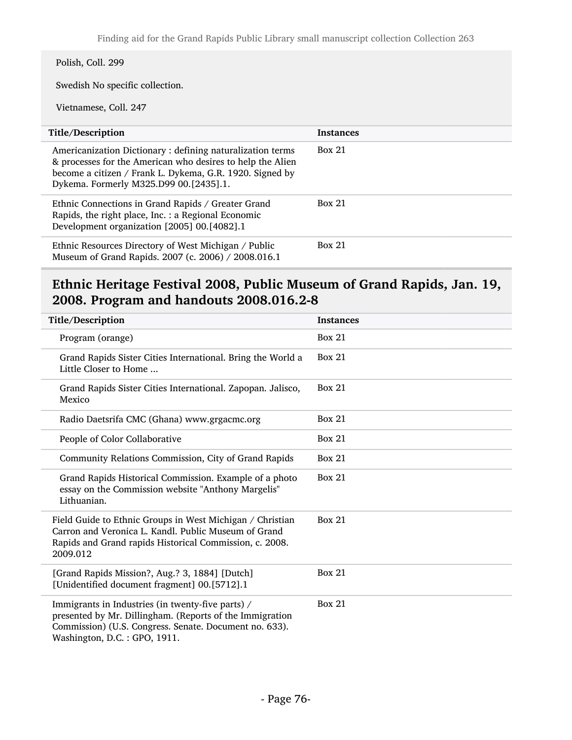Polish, Coll. 299

Swedish No specific collection.

Vietnamese, Coll. 247

| Title/Description | Instances |
| --- | --- |
| Americanization Dictionary : defining naturalization terms & processes for the American who desires to help the Alien become a citizen / Frank L. Dykema, G.R. 1920. Signed by Dykema. Formerly M325.D99 00.[2435].1. | Box 21 |
| Ethnic Connections in Grand Rapids / Greater Grand Rapids, the right place, Inc. : a Regional Economic Development organization [2005] 00.[4082].1 | Box 21 |
| Ethnic Resources Directory of West Michigan / Public Museum of Grand Rapids. 2007 (c. 2006) / 2008.016.1 | Box 21 |

## Ethnic Heritage Festival 2008, Public Museum of Grand Rapids, Jan. 19, 2008. Program and handouts 2008.016.2-8

| Title/Description | Instances |
| --- | --- |
| Program (orange) | Box 21 |
| Grand Rapids Sister Cities International. Bring the World a Little Closer to Home ... | Box 21 |
| Grand Rapids Sister Cities International. Zapopan. Jalisco, Mexico | Box 21 |
| Radio Daetsrifa CMC (Ghana) www.grgacmc.org | Box 21 |
| People of Color Collaborative | Box 21 |
| Community Relations Commission, City of Grand Rapids | Box 21 |
| Grand Rapids Historical Commission. Example of a photo essay on the Commission website "Anthony Margelis" Lithuanian. | Box 21 |
| Field Guide to Ethnic Groups in West Michigan / Christian Carron and Veronica L. Kandl. Public Museum of Grand Rapids and Grand rapids Historical Commission, c. 2008. 2009.012 | Box 21 |
| [Grand Rapids Mission?, Aug.? 3, 1884] [Dutch] [Unidentified document fragment] 00.[5712].1 | Box 21 |
| Immigrants in Industries (in twenty-five parts) / presented by Mr. Dillingham. (Reports of the Immigration Commission) (U.S. Congress. Senate. Document no. 633). Washington, D.C. : GPO, 1911. | Box 21 |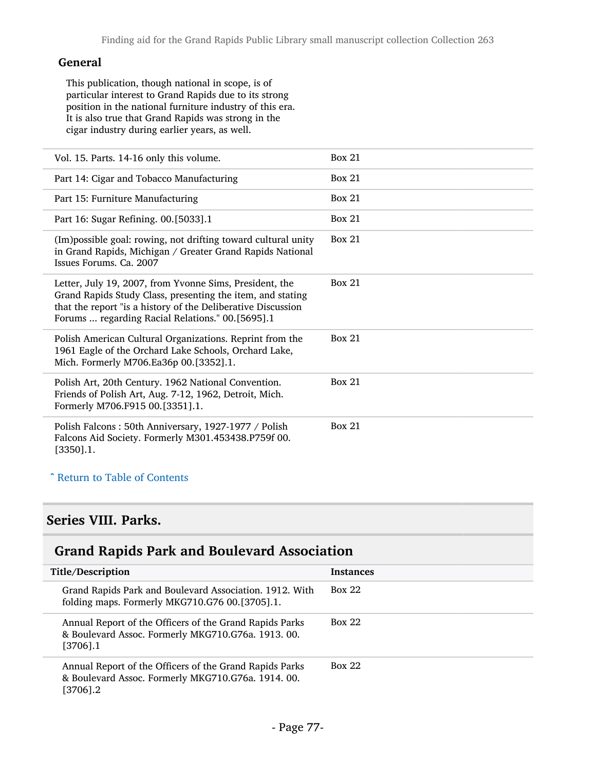#### General

This publication, though national in scope, is of particular interest to Grand Rapids due to its strong position in the national furniture industry of this era. It is also true that Grand Rapids was strong in the cigar industry during earlier years, as well.

| | |
|---|---|
| Vol. 15. Parts. 14-16 only this volume. | Box 21 |
| Part 14: Cigar and Tobacco Manufacturing | Box 21 |
| Part 15: Furniture Manufacturing | Box 21 |
| Part 16: Sugar Refining. 00.[5033].1 | Box 21 |
| (Im)possible goal: rowing, not drifting toward cultural unity in Grand Rapids, Michigan / Greater Grand Rapids National Issues Forums. Ca. 2007 | Box 21 |
| Letter, July 19, 2007, from Yvonne Sims, President, the Grand Rapids Study Class, presenting the item, and stating that the report "is a history of the Deliberative Discussion Forums ... regarding Racial Relations." 00.[5695].1 | Box 21 |
| Polish American Cultural Organizations. Reprint from the 1961 Eagle of the Orchard Lake Schools, Orchard Lake, Mich. Formerly M706.Ea36p 00.[3352].1. | Box 21 |
| Polish Art, 20th Century. 1962 National Convention. Friends of Polish Art, Aug. 7-12, 1962, Detroit, Mich. Formerly M706.F915 00.[3351].1. | Box 21 |
| Polish Falcons : 50th Anniversary, 1927-1977 / Polish Falcons Aid Society. Formerly M301.453438.P759f 00.[3350].1. | Box 21 |

˄ Return to Table of Contents

## Series VIII. Parks.

### Grand Rapids Park and Boulevard Association

| Title/Description | Instances |
|---|---|
| Grand Rapids Park and Boulevard Association. 1912. With folding maps. Formerly MKG710.G76 00.[3705].1. | Box 22 |
| Annual Report of the Officers of the Grand Rapids Parks & Boulevard Assoc. Formerly MKG710.G76a. 1913. 00.[3706].1 | Box 22 |
| Annual Report of the Officers of the Grand Rapids Parks & Boulevard Assoc. Formerly MKG710.G76a. 1914. 00.[3706].2 | Box 22 |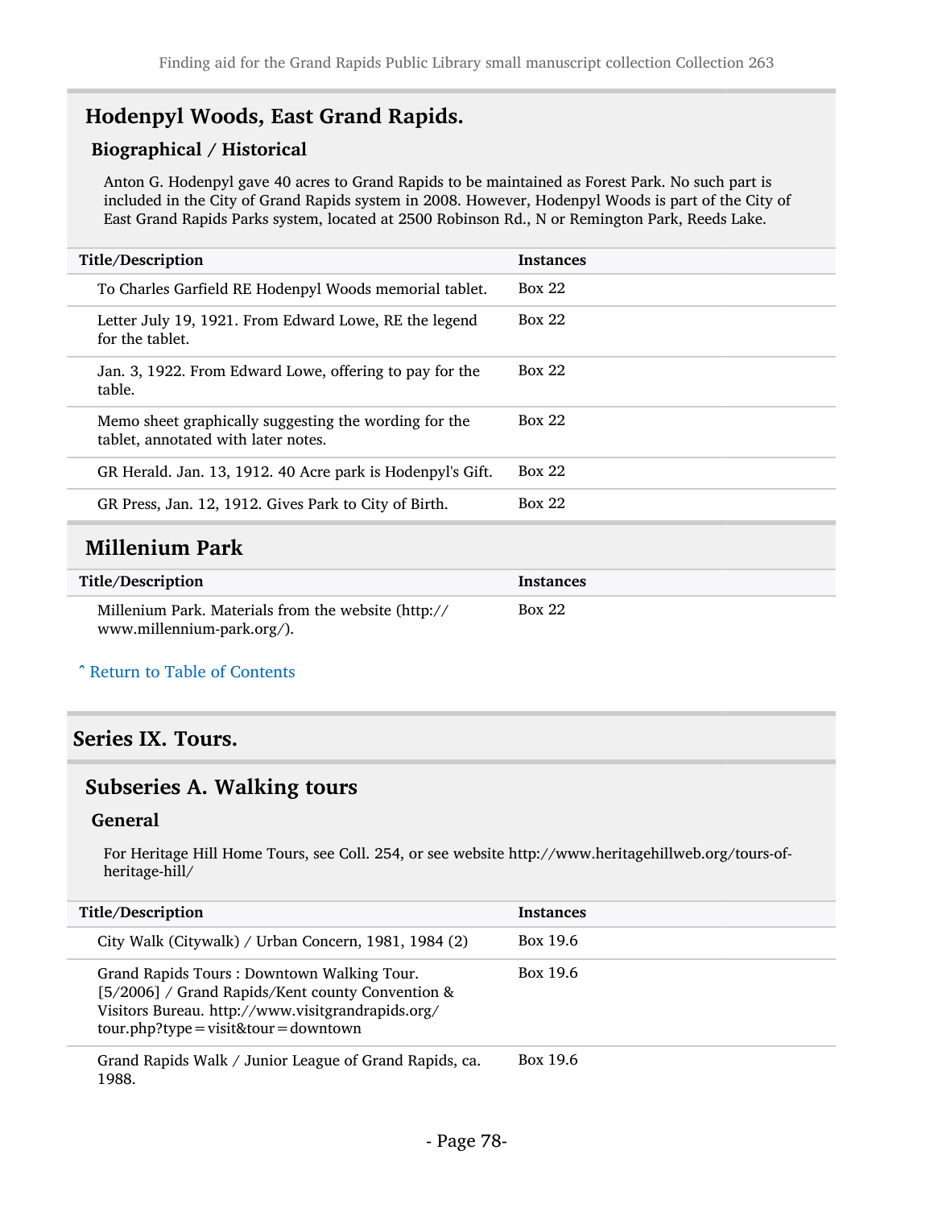## Hodenpyl Woods, East Grand Rapids.

### Biographical / Historical

Anton G. Hodenpyl gave 40 acres to Grand Rapids to be maintained as Forest Park. No such part is included in the City of Grand Rapids system in 2008. However, Hodenpyl Woods is part of the City of East Grand Rapids Parks system, located at 2500 Robinson Rd., N or Remington Park, Reeds Lake.

| Title/Description | Instances |
|---|---|
| To Charles Garfield RE Hodenpyl Woods memorial tablet. | Box 22 |
| Letter July 19, 1921. From Edward Lowe, RE the legend for the tablet. | Box 22 |
| Jan. 3, 1922. From Edward Lowe, offering to pay for the table. | Box 22 |
| Memo sheet graphically suggesting the wording for the tablet, annotated with later notes. | Box 22 |
| GR Herald. Jan. 13, 1912. 40 Acre park is Hodenpyl's Gift. | Box 22 |
| GR Press, Jan. 12, 1912. Gives Park to City of Birth. | Box 22 |

## Millenium Park

| Title/Description | Instances |
|---|---|
| Millenium Park. Materials from the website (http://www.millennium-park.org/). | Box 22 |

ˆ Return to Table of Contents

# Series IX. Tours.

## Subseries A. Walking tours

### General

For Heritage Hill Home Tours, see Coll. 254, or see website http://www.heritagehillweb.org/tours-of-heritage-hill/

| Title/Description | Instances |
|---|---|
| City Walk (Citywalk) / Urban Concern, 1981, 1984 (2) | Box 19.6 |
| Grand Rapids Tours : Downtown Walking Tour. [5/2006] / Grand Rapids/Kent county Convention & Visitors Bureau. http://www.visitgrandrapids.org/tour.php?type=visit&tour=downtown | Box 19.6 |
| Grand Rapids Walk / Junior League of Grand Rapids, ca. 1988. | Box 19.6 |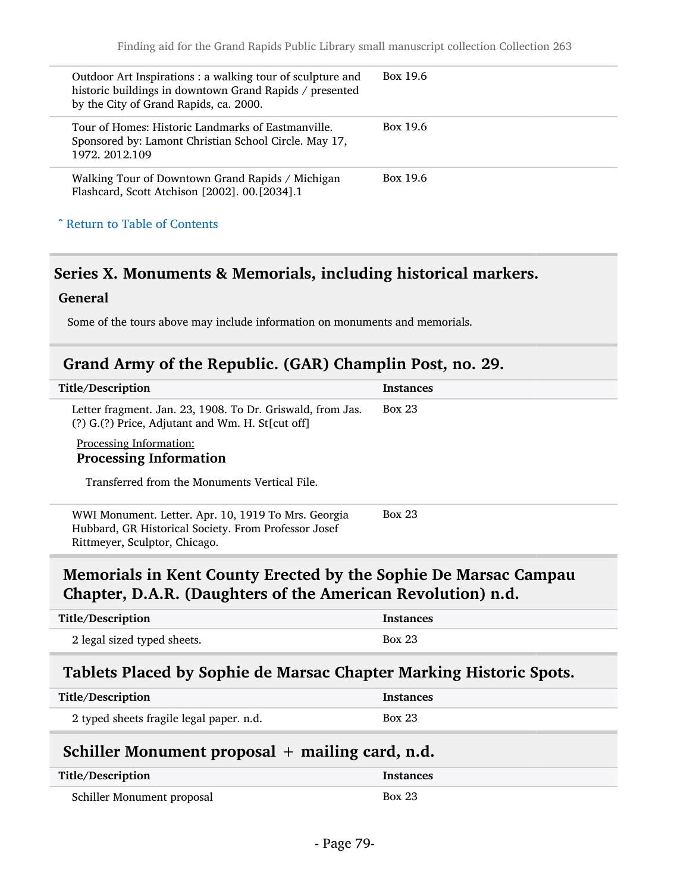| Title/Description | Instances |
| --- | --- |
| Outdoor Art Inspirations : a walking tour of sculpture and historic buildings in downtown Grand Rapids / presented by the City of Grand Rapids, ca. 2000. | Box 19.6 |
| Tour of Homes: Historic Landmarks of Eastmanville. Sponsored by: Lamont Christian School Circle. May 17, 1972. 2012.109 | Box 19.6 |
| Walking Tour of Downtown Grand Rapids / Michigan Flashcard, Scott Atchison [2002]. 00.[2034].1 | Box 19.6 |

ˆ Return to Table of Contents

## Series X. Monuments & Memorials, including historical markers.

### General

Some of the tours above may include information on monuments and memorials.

### Grand Army of the Republic. (GAR) Champlin Post, no. 29.

| Title/Description | Instances |
| --- | --- |
| Letter fragment. Jan. 23, 1908. To Dr. Griswald, from Jas. (?) G.(?) Price, Adjutant and Wm. H. St[cut off]<br><br>Processing Information:<br>**Processing Information**<br><br>Transferred from the Monuments Vertical File. | Box 23 |
| WWI Monument. Letter. Apr. 10, 1919 To Mrs. Georgia Hubbard, GR Historical Society. From Professor Josef Rittmeyer, Sculptor, Chicago. | Box 23 |

### Memorials in Kent County Erected by the Sophie De Marsac Campau Chapter, D.A.R. (Daughters of the American Revolution) n.d.

| Title/Description | Instances |
| --- | --- |
| 2 legal sized typed sheets. | Box 23 |

### Tablets Placed by Sophie de Marsac Chapter Marking Historic Spots.

| Title/Description | Instances |
| --- | --- |
| 2 typed sheets fragile legal paper. n.d. | Box 23 |

### Schiller Monument proposal + mailing card, n.d.

| Title/Description | Instances |
| --- | --- |
| Schiller Monument proposal | Box 23 |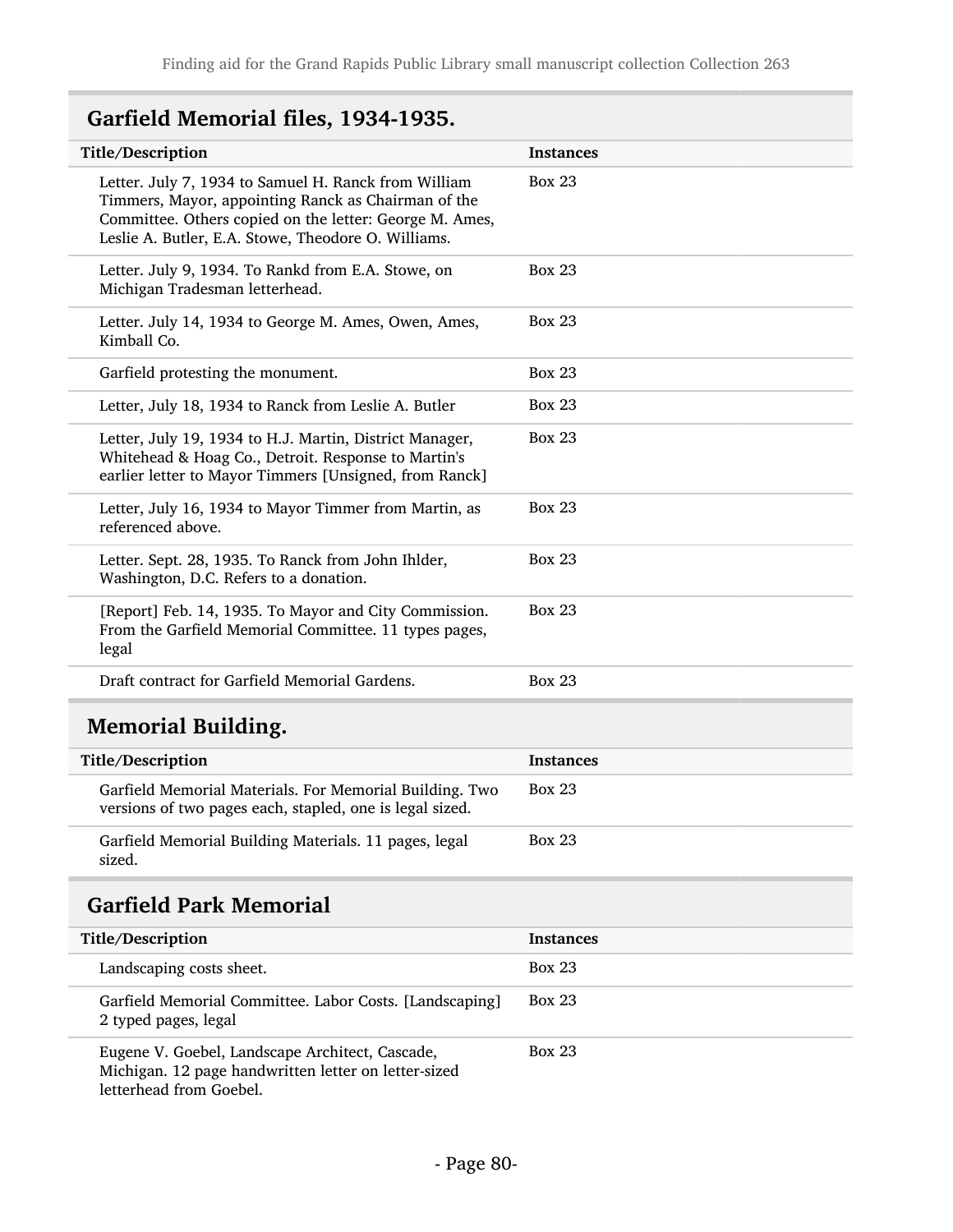## Garfield Memorial files, 1934-1935.

| Title/Description | Instances |
|---|---|
| Letter. July 7, 1934 to Samuel H. Ranck from William Timmers, Mayor, appointing Ranck as Chairman of the Committee. Others copied on the letter: George M. Ames, Leslie A. Butler, E.A. Stowe, Theodore O. Williams. | Box 23 |
| Letter. July 9, 1934. To Rankd from E.A. Stowe, on Michigan Tradesman letterhead. | Box 23 |
| Letter. July 14, 1934 to George M. Ames, Owen, Ames, Kimball Co. | Box 23 |
| Garfield protesting the monument. | Box 23 |
| Letter, July 18, 1934 to Ranck from Leslie A. Butler | Box 23 |
| Letter, July 19, 1934 to H.J. Martin, District Manager, Whitehead & Hoag Co., Detroit. Response to Martin's earlier letter to Mayor Timmers [Unsigned, from Ranck] | Box 23 |
| Letter, July 16, 1934 to Mayor Timmer from Martin, as referenced above. | Box 23 |
| Letter. Sept. 28, 1935. To Ranck from John Ihlder, Washington, D.C. Refers to a donation. | Box 23 |
| [Report] Feb. 14, 1935. To Mayor and City Commission. From the Garfield Memorial Committee. 11 types pages, legal | Box 23 |
| Draft contract for Garfield Memorial Gardens. | Box 23 |

## Memorial Building.

| Title/Description | Instances |
|---|---|
| Garfield Memorial Materials. For Memorial Building. Two versions of two pages each, stapled, one is legal sized. | Box 23 |
| Garfield Memorial Building Materials. 11 pages, legal sized. | Box 23 |

## Garfield Park Memorial

| Title/Description | Instances |
|---|---|
| Landscaping costs sheet. | Box 23 |
| Garfield Memorial Committee. Labor Costs. [Landscaping] 2 typed pages, legal | Box 23 |
| Eugene V. Goebel, Landscape Architect, Cascade, Michigan. 12 page handwritten letter on letter-sized letterhead from Goebel. | Box 23 |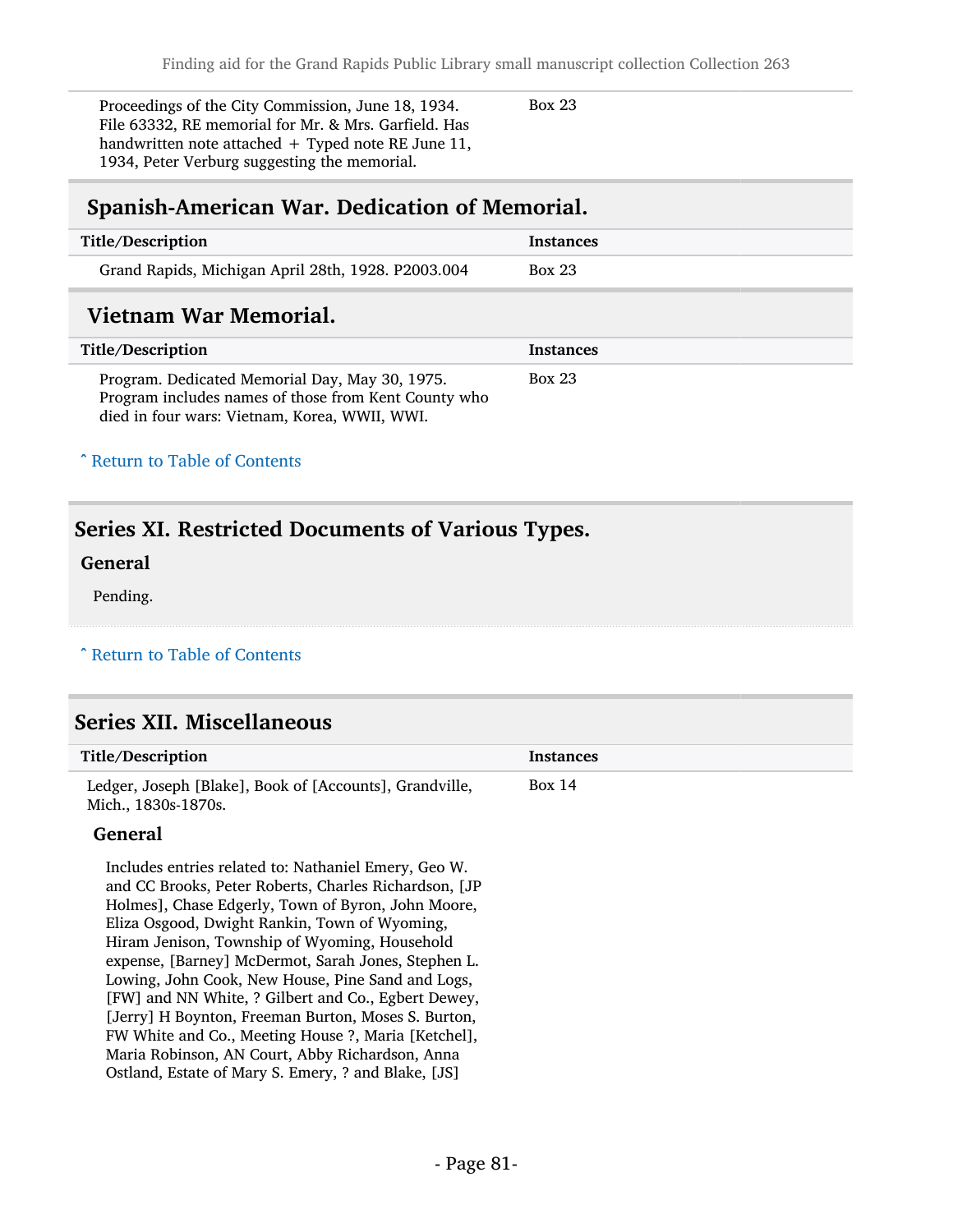| Title/Description | Instances |
| --- | --- |
| Proceedings of the City Commission, June 18, 1934. File 63332, RE memorial for Mr. & Mrs. Garfield. Has handwritten note attached + Typed note RE June 11, 1934, Peter Verburg suggesting the memorial. | Box 23 |

## Spanish-American War. Dedication of Memorial.

| Title/Description | Instances |
| --- | --- |
| Grand Rapids, Michigan April 28th, 1928. P2003.004 | Box 23 |

## Vietnam War Memorial.

| Title/Description | Instances |
| --- | --- |
| Program. Dedicated Memorial Day, May 30, 1975. Program includes names of those from Kent County who died in four wars: Vietnam, Korea, WWII, WWI. | Box 23 |

ˆ Return to Table of Contents

## Series XI. Restricted Documents of Various Types.

### General

Pending.

ˆ Return to Table of Contents

## Series XII. Miscellaneous

| Title/Description | Instances |
| --- | --- |
| Ledger, Joseph [Blake], Book of [Accounts], Grandville, Mich., 1830s-1870s. | Box 14 |

### General

Includes entries related to: Nathaniel Emery, Geo W. and CC Brooks, Peter Roberts, Charles Richardson, [JP Holmes], Chase Edgerly, Town of Byron, John Moore, Eliza Osgood, Dwight Rankin, Town of Wyoming, Hiram Jenison, Township of Wyoming, Household expense, [Barney] McDermot, Sarah Jones, Stephen L. Lowing, John Cook, New House, Pine Sand and Logs, [FW] and NN White, ? Gilbert and Co., Egbert Dewey, [Jerry] H Boynton, Freeman Burton, Moses S. Burton, FW White and Co., Meeting House ?, Maria [Ketchel], Maria Robinson, AN Court, Abby Richardson, Anna Ostland, Estate of Mary S. Emery, ? and Blake, [JS]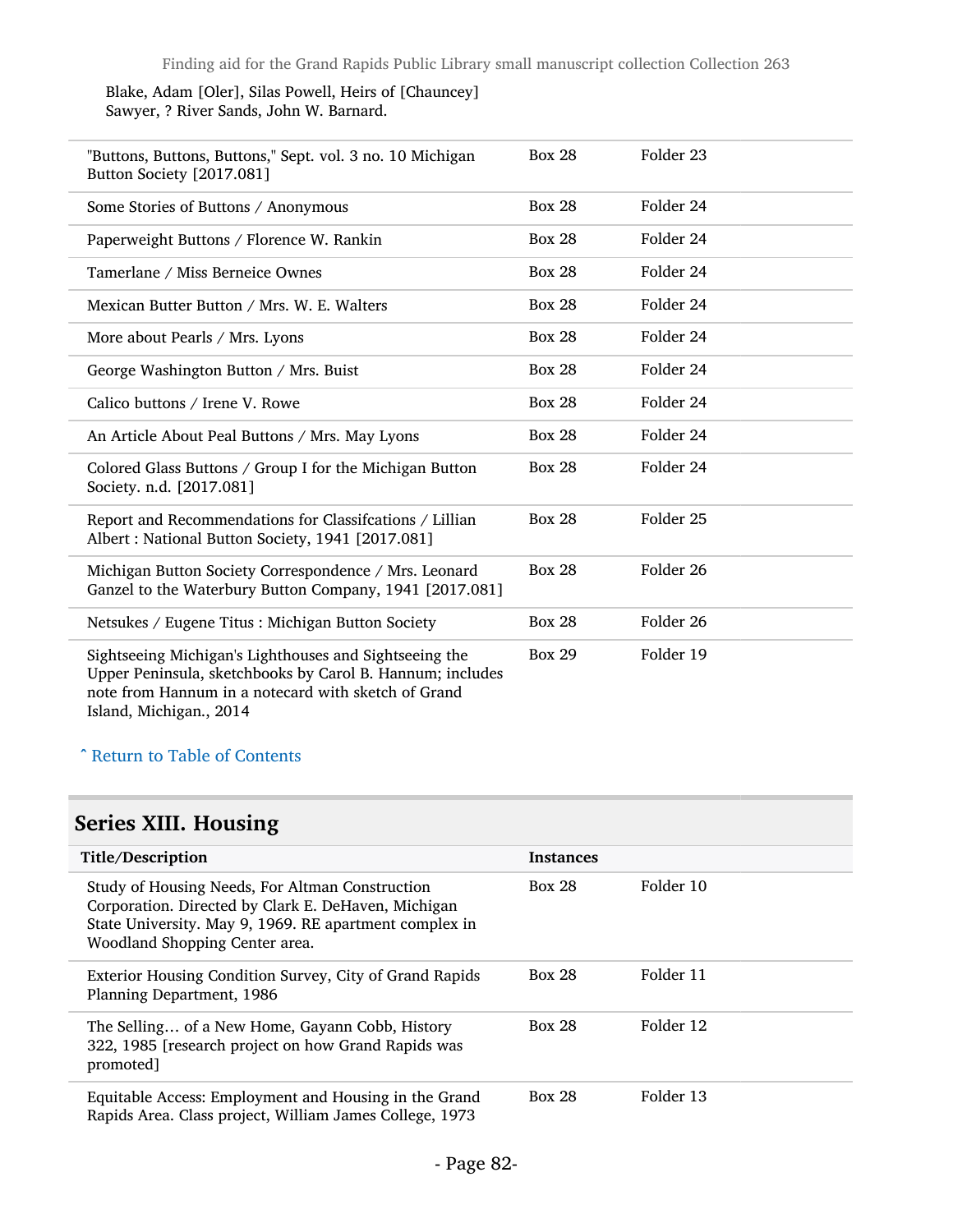Blake, Adam [Oler], Silas Powell, Heirs of [Chauncey] Sawyer, ? River Sands, John W. Barnard.

| | | |
|---|---|---|
| "Buttons, Buttons, Buttons," Sept. vol. 3 no. 10 Michigan Button Society [2017.081] | Box 28 | Folder 23 |
| Some Stories of Buttons / Anonymous | Box 28 | Folder 24 |
| Paperweight Buttons / Florence W. Rankin | Box 28 | Folder 24 |
| Tamerlane / Miss Berneice Ownes | Box 28 | Folder 24 |
| Mexican Butter Button / Mrs. W. E. Walters | Box 28 | Folder 24 |
| More about Pearls / Mrs. Lyons | Box 28 | Folder 24 |
| George Washington Button / Mrs. Buist | Box 28 | Folder 24 |
| Calico buttons / Irene V. Rowe | Box 28 | Folder 24 |
| An Article About Peal Buttons / Mrs. May Lyons | Box 28 | Folder 24 |
| Colored Glass Buttons / Group I for the Michigan Button Society. n.d. [2017.081] | Box 28 | Folder 24 |
| Report and Recommendations for Classifcations / Lillian Albert : National Button Society, 1941 [2017.081] | Box 28 | Folder 25 |
| Michigan Button Society Correspondence / Mrs. Leonard Ganzel to the Waterbury Button Company, 1941 [2017.081] | Box 28 | Folder 26 |
| Netsukes / Eugene Titus : Michigan Button Society | Box 28 | Folder 26 |
| Sightseeing Michigan's Lighthouses and Sightseeing the Upper Peninsula, sketchbooks by Carol B. Hannum; includes note from Hannum in a notecard with sketch of Grand Island, Michigan., 2014 | Box 29 | Folder 19 |

ˆ Return to Table of Contents

## Series XIII. Housing

| Title/Description | Instances | |
|---|---|---|
| Study of Housing Needs, For Altman Construction Corporation. Directed by Clark E. DeHaven, Michigan State University. May 9, 1969. RE apartment complex in Woodland Shopping Center area. | Box 28 | Folder 10 |
| Exterior Housing Condition Survey, City of Grand Rapids Planning Department, 1986 | Box 28 | Folder 11 |
| The Selling… of a New Home, Gayann Cobb, History 322, 1985 [research project on how Grand Rapids was promoted] | Box 28 | Folder 12 |
| Equitable Access: Employment and Housing in the Grand Rapids Area. Class project, William James College, 1973 | Box 28 | Folder 13 |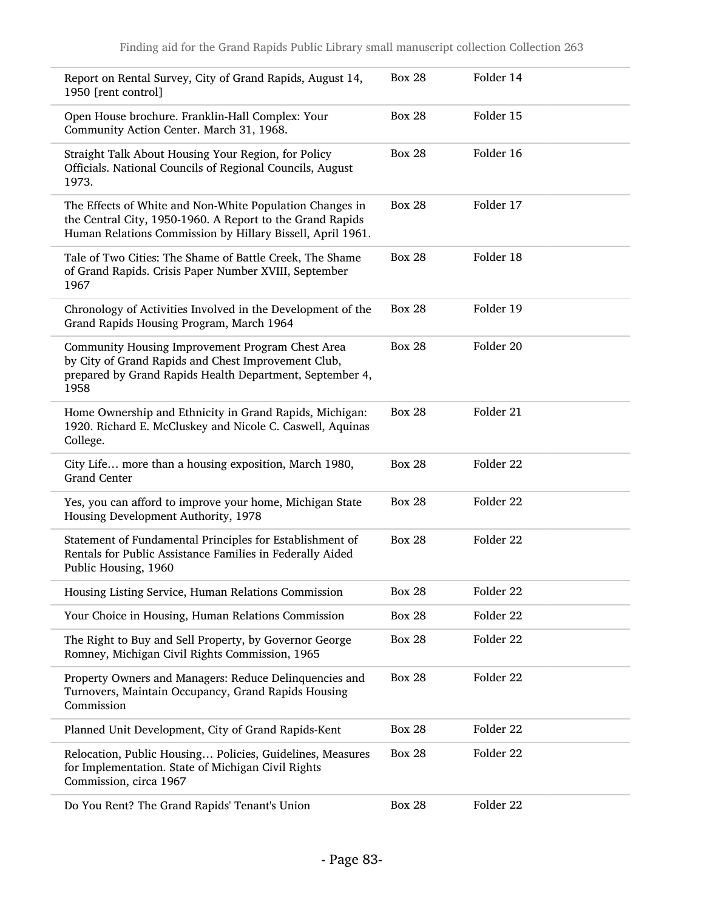| | | |
|---|---|---|
| Report on Rental Survey, City of Grand Rapids, August 14, 1950 [rent control] | Box 28 | Folder 14 |
| Open House brochure. Franklin-Hall Complex: Your Community Action Center. March 31, 1968. | Box 28 | Folder 15 |
| Straight Talk About Housing Your Region, for Policy Officials. National Councils of Regional Councils, August 1973. | Box 28 | Folder 16 |
| The Effects of White and Non-White Population Changes in the Central City, 1950-1960. A Report to the Grand Rapids Human Relations Commission by Hillary Bissell, April 1961. | Box 28 | Folder 17 |
| Tale of Two Cities: The Shame of Battle Creek, The Shame of Grand Rapids. Crisis Paper Number XVIII, September 1967 | Box 28 | Folder 18 |
| Chronology of Activities Involved in the Development of the Grand Rapids Housing Program, March 1964 | Box 28 | Folder 19 |
| Community Housing Improvement Program Chest Area by City of Grand Rapids and Chest Improvement Club, prepared by Grand Rapids Health Department, September 4, 1958 | Box 28 | Folder 20 |
| Home Ownership and Ethnicity in Grand Rapids, Michigan: 1920. Richard E. McCluskey and Nicole C. Caswell, Aquinas College. | Box 28 | Folder 21 |
| City Life… more than a housing exposition, March 1980, Grand Center | Box 28 | Folder 22 |
| Yes, you can afford to improve your home, Michigan State Housing Development Authority, 1978 | Box 28 | Folder 22 |
| Statement of Fundamental Principles for Establishment of Rentals for Public Assistance Families in Federally Aided Public Housing, 1960 | Box 28 | Folder 22 |
| Housing Listing Service, Human Relations Commission | Box 28 | Folder 22 |
| Your Choice in Housing, Human Relations Commission | Box 28 | Folder 22 |
| The Right to Buy and Sell Property, by Governor George Romney, Michigan Civil Rights Commission, 1965 | Box 28 | Folder 22 |
| Property Owners and Managers: Reduce Delinquencies and Turnovers, Maintain Occupancy, Grand Rapids Housing Commission | Box 28 | Folder 22 |
| Planned Unit Development, City of Grand Rapids-Kent | Box 28 | Folder 22 |
| Relocation, Public Housing… Policies, Guidelines, Measures for Implementation. State of Michigan Civil Rights Commission, circa 1967 | Box 28 | Folder 22 |
| Do You Rent? The Grand Rapids' Tenant's Union | Box 28 | Folder 22 |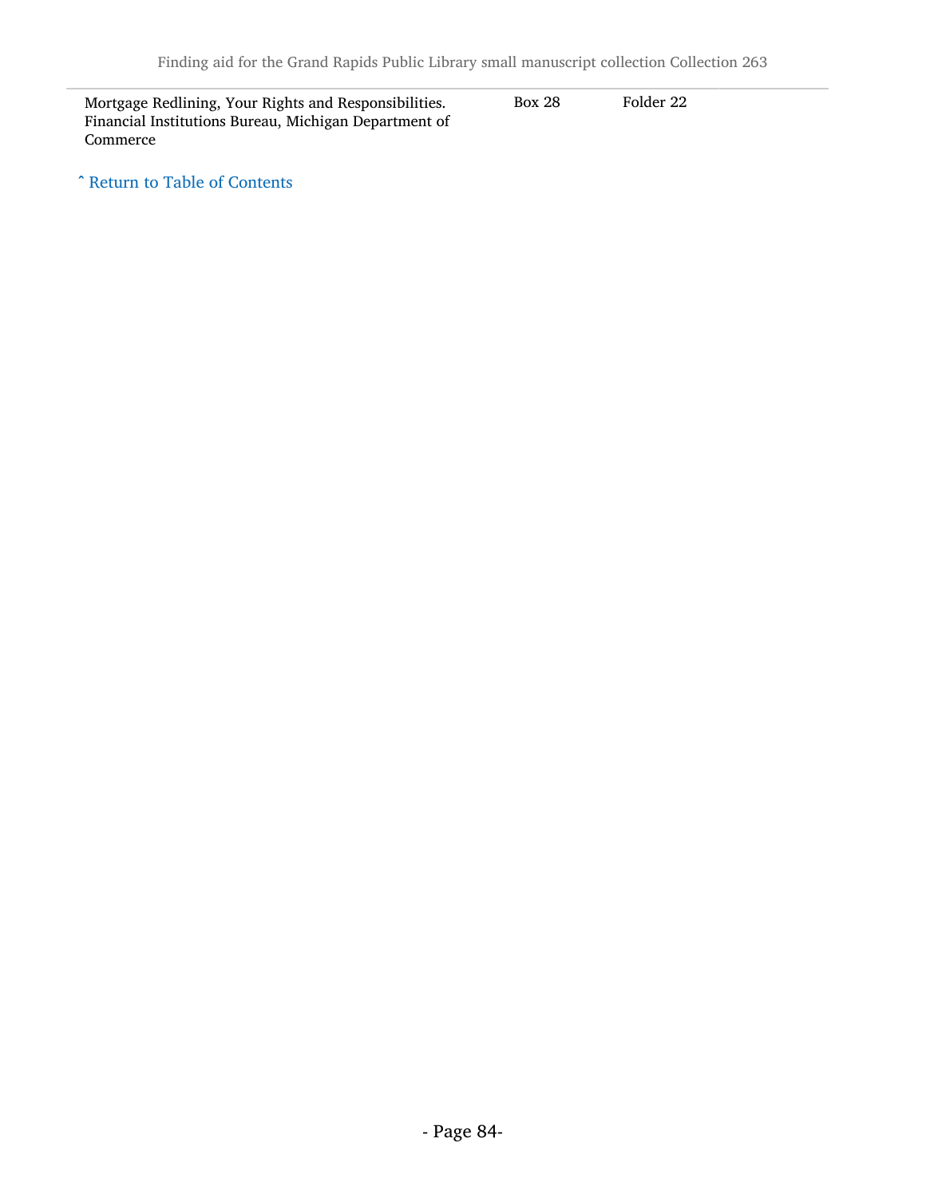| | | |
|---|---|---|
| Mortgage Redlining, Your Rights and Responsibilities. Financial Institutions Bureau, Michigan Department of Commerce | Box 28 | Folder 22 |

ˆ Return to Table of Contents